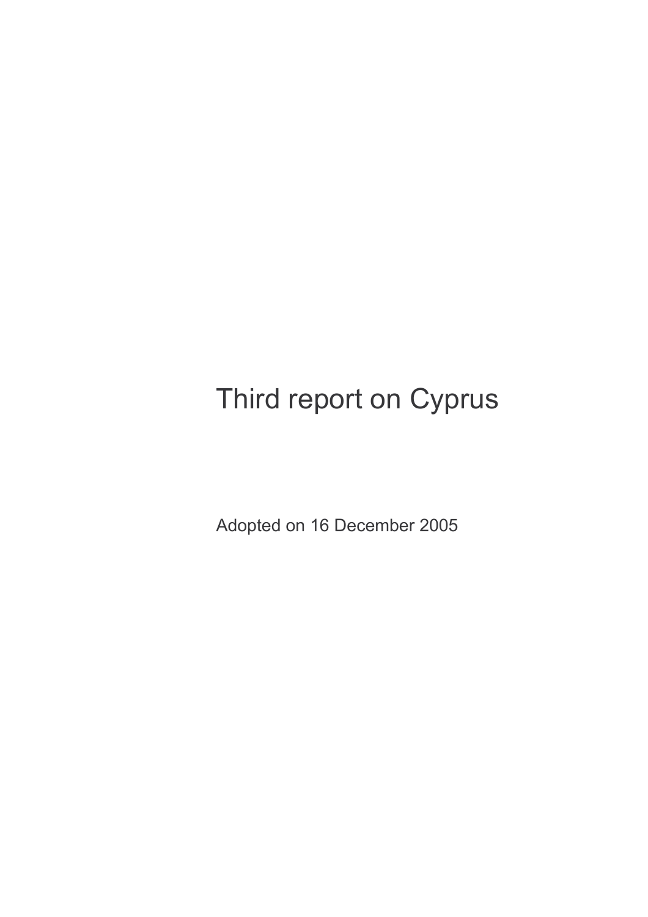# Third report on Cyprus

Adopted on 16 December 2005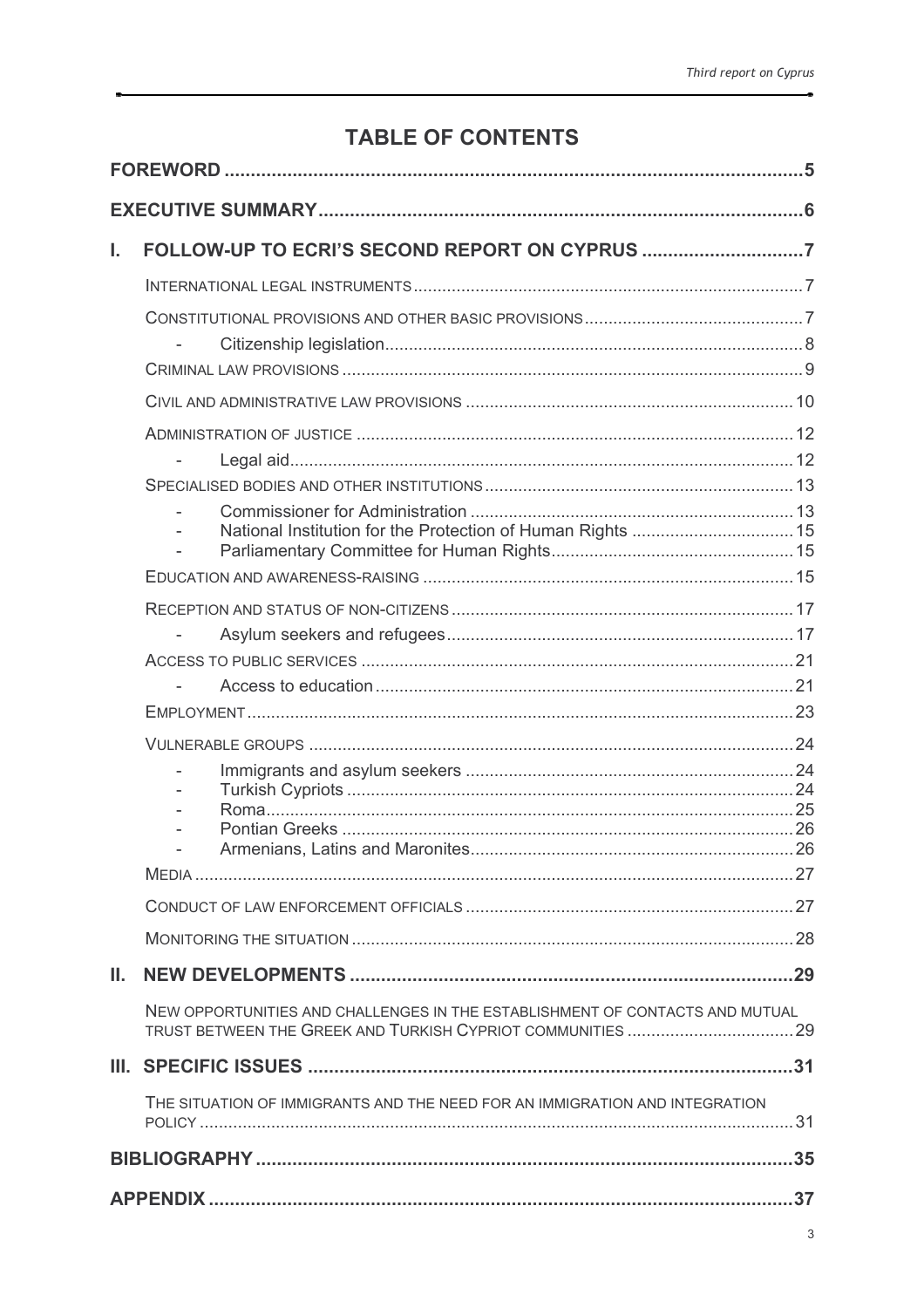# TABLE OF CONTENTS

**FOREWORD** ..... 5

**EXECUTIVE SUMMARY** ..... 6

**I. FOLLOW-UP TO ECRI'S SECOND REPORT ON CYPRUS** ..... 7

- INTERNATIONAL LEGAL INSTRUMENTS ..... 7
- CONSTITUTIONAL PROVISIONS AND OTHER BASIC PROVISIONS ..... 7
  - Citizenship legislation ..... 8
- CRIMINAL LAW PROVISIONS ..... 9
- CIVIL AND ADMINISTRATIVE LAW PROVISIONS ..... 10
- ADMINISTRATION OF JUSTICE ..... 12
  - Legal aid ..... 12
- SPECIALISED BODIES AND OTHER INSTITUTIONS ..... 13
  - Commissioner for Administration ..... 13
  - National Institution for the Protection of Human Rights ..... 15
  - Parliamentary Committee for Human Rights ..... 15
- EDUCATION AND AWARENESS-RAISING ..... 15
- RECEPTION AND STATUS OF NON-CITIZENS ..... 17
  - Asylum seekers and refugees ..... 17
- ACCESS TO PUBLIC SERVICES ..... 21
  - Access to education ..... 21
- EMPLOYMENT ..... 23
- VULNERABLE GROUPS ..... 24
  - Immigrants and asylum seekers ..... 24
  - Turkish Cypriots ..... 24
  - Roma ..... 25
  - Pontian Greeks ..... 26
  - Armenians, Latins and Maronites ..... 26
- MEDIA ..... 27
- CONDUCT OF LAW ENFORCEMENT OFFICIALS ..... 27
- MONITORING THE SITUATION ..... 28

**II. NEW DEVELOPMENTS** ..... 29

- NEW OPPORTUNITIES AND CHALLENGES IN THE ESTABLISHMENT OF CONTACTS AND MUTUAL TRUST BETWEEN THE GREEK AND TURKISH CYPRIOT COMMUNITIES ..... 29

**III. SPECIFIC ISSUES** ..... 31

- THE SITUATION OF IMMIGRANTS AND THE NEED FOR AN IMMIGRATION AND INTEGRATION POLICY ..... 31

**BIBLIOGRAPHY** ..... 35

**APPENDIX** ..... 37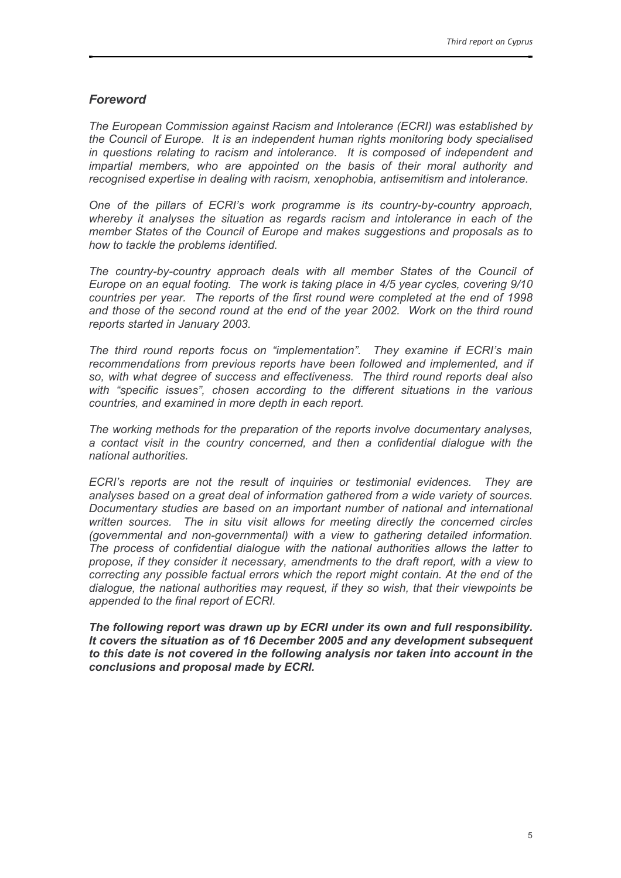## *Foreword*

*The European Commission against Racism and Intolerance (ECRI) was established by the Council of Europe. It is an independent human rights monitoring body specialised in questions relating to racism and intolerance. It is composed of independent and impartial members, who are appointed on the basis of their moral authority and recognised expertise in dealing with racism, xenophobia, antisemitism and intolerance.*

*One of the pillars of ECRI's work programme is its country-by-country approach, whereby it analyses the situation as regards racism and intolerance in each of the member States of the Council of Europe and makes suggestions and proposals as to how to tackle the problems identified.*

*The country-by-country approach deals with all member States of the Council of Europe on an equal footing. The work is taking place in 4/5 year cycles, covering 9/10 countries per year. The reports of the first round were completed at the end of 1998 and those of the second round at the end of the year 2002. Work on the third round reports started in January 2003.*

*The third round reports focus on "implementation". They examine if ECRI's main recommendations from previous reports have been followed and implemented, and if so, with what degree of success and effectiveness. The third round reports deal also with "specific issues", chosen according to the different situations in the various countries, and examined in more depth in each report.*

*The working methods for the preparation of the reports involve documentary analyses, a contact visit in the country concerned, and then a confidential dialogue with the national authorities.*

*ECRI's reports are not the result of inquiries or testimonial evidences. They are analyses based on a great deal of information gathered from a wide variety of sources. Documentary studies are based on an important number of national and international written sources. The in situ visit allows for meeting directly the concerned circles (governmental and non-governmental) with a view to gathering detailed information. The process of confidential dialogue with the national authorities allows the latter to propose, if they consider it necessary, amendments to the draft report, with a view to correcting any possible factual errors which the report might contain. At the end of the dialogue, the national authorities may request, if they so wish, that their viewpoints be appended to the final report of ECRI.*

***The following report was drawn up by ECRI under its own and full responsibility. It covers the situation as of 16 December 2005 and any development subsequent to this date is not covered in the following analysis nor taken into account in the conclusions and proposal made by ECRI.***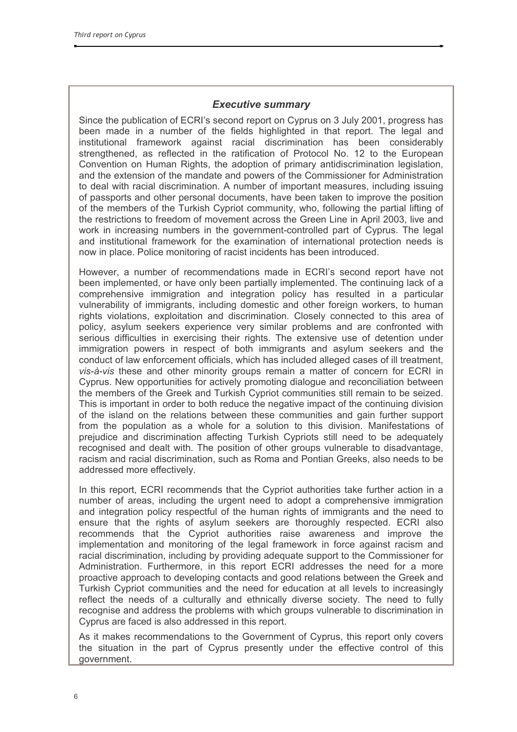## *Executive summary*

Since the publication of ECRI's second report on Cyprus on 3 July 2001, progress has been made in a number of the fields highlighted in that report. The legal and institutional framework against racial discrimination has been considerably strengthened, as reflected in the ratification of Protocol No. 12 to the European Convention on Human Rights, the adoption of primary antidiscrimination legislation, and the extension of the mandate and powers of the Commissioner for Administration to deal with racial discrimination. A number of important measures, including issuing of passports and other personal documents, have been taken to improve the position of the members of the Turkish Cypriot community, who, following the partial lifting of the restrictions to freedom of movement across the Green Line in April 2003, live and work in increasing numbers in the government-controlled part of Cyprus. The legal and institutional framework for the examination of international protection needs is now in place. Police monitoring of racist incidents has been introduced.

However, a number of recommendations made in ECRI's second report have not been implemented, or have only been partially implemented. The continuing lack of a comprehensive immigration and integration policy has resulted in a particular vulnerability of immigrants, including domestic and other foreign workers, to human rights violations, exploitation and discrimination. Closely connected to this area of policy, asylum seekers experience very similar problems and are confronted with serious difficulties in exercising their rights. The extensive use of detention under immigration powers in respect of both immigrants and asylum seekers and the conduct of law enforcement officials, which has included alleged cases of ill treatment, *vis-à-vis* these and other minority groups remain a matter of concern for ECRI in Cyprus. New opportunities for actively promoting dialogue and reconciliation between the members of the Greek and Turkish Cypriot communities still remain to be seized. This is important in order to both reduce the negative impact of the continuing division of the island on the relations between these communities and gain further support from the population as a whole for a solution to this division. Manifestations of prejudice and discrimination affecting Turkish Cypriots still need to be adequately recognised and dealt with. The position of other groups vulnerable to disadvantage, racism and racial discrimination, such as Roma and Pontian Greeks, also needs to be addressed more effectively.

In this report, ECRI recommends that the Cypriot authorities take further action in a number of areas, including the urgent need to adopt a comprehensive immigration and integration policy respectful of the human rights of immigrants and the need to ensure that the rights of asylum seekers are thoroughly respected. ECRI also recommends that the Cypriot authorities raise awareness and improve the implementation and monitoring of the legal framework in force against racism and racial discrimination, including by providing adequate support to the Commissioner for Administration. Furthermore, in this report ECRI addresses the need for a more proactive approach to developing contacts and good relations between the Greek and Turkish Cypriot communities and the need for education at all levels to increasingly reflect the needs of a culturally and ethnically diverse society. The need to fully recognise and address the problems with which groups vulnerable to discrimination in Cyprus are faced is also addressed in this report.

As it makes recommendations to the Government of Cyprus, this report only covers the situation in the part of Cyprus presently under the effective control of this government.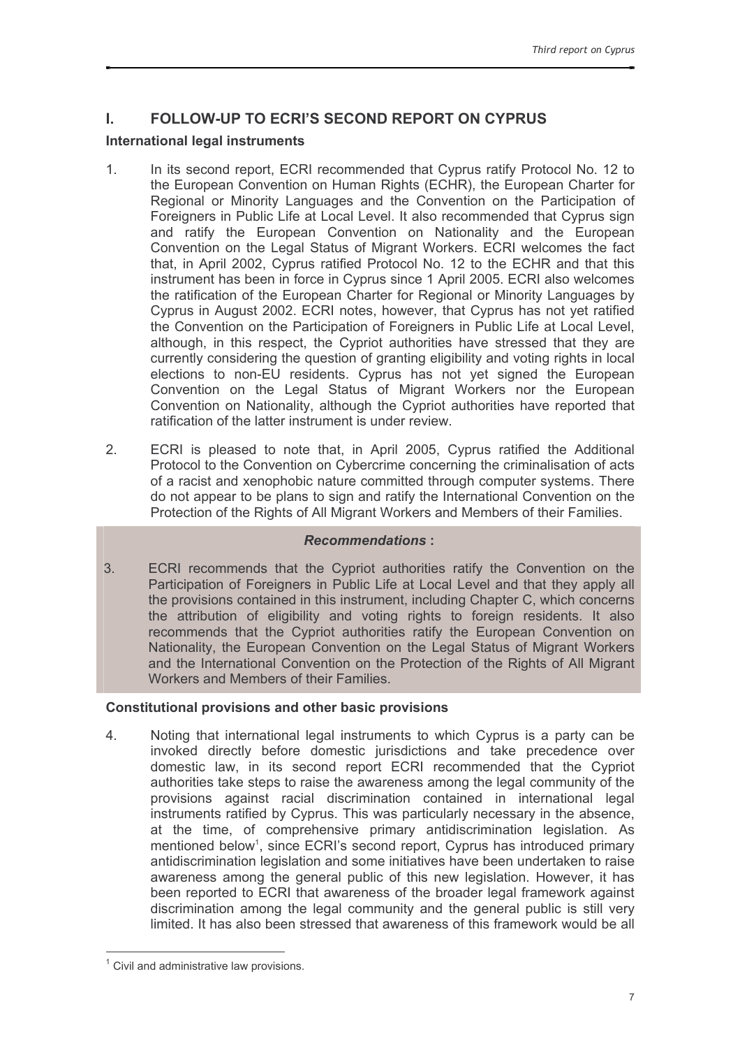# I. FOLLOW-UP TO ECRI'S SECOND REPORT ON CYPRUS

## International legal instruments

1. In its second report, ECRI recommended that Cyprus ratify Protocol No. 12 to the European Convention on Human Rights (ECHR), the European Charter for Regional or Minority Languages and the Convention on the Participation of Foreigners in Public Life at Local Level. It also recommended that Cyprus sign and ratify the European Convention on Nationality and the European Convention on the Legal Status of Migrant Workers. ECRI welcomes the fact that, in April 2002, Cyprus ratified Protocol No. 12 to the ECHR and that this instrument has been in force in Cyprus since 1 April 2005. ECRI also welcomes the ratification of the European Charter for Regional or Minority Languages by Cyprus in August 2002. ECRI notes, however, that Cyprus has not yet ratified the Convention on the Participation of Foreigners in Public Life at Local Level, although, in this respect, the Cypriot authorities have stressed that they are currently considering the question of granting eligibility and voting rights in local elections to non-EU residents. Cyprus has not yet signed the European Convention on the Legal Status of Migrant Workers nor the European Convention on Nationality, although the Cypriot authorities have reported that ratification of the latter instrument is under review.

2. ECRI is pleased to note that, in April 2005, Cyprus ratified the Additional Protocol to the Convention on Cybercrime concerning the criminalisation of acts of a racist and xenophobic nature committed through computer systems. There do not appear to be plans to sign and ratify the International Convention on the Protection of the Rights of All Migrant Workers and Members of their Families.

***Recommendations* :**

3. ECRI recommends that the Cypriot authorities ratify the Convention on the Participation of Foreigners in Public Life at Local Level and that they apply all the provisions contained in this instrument, including Chapter C, which concerns the attribution of eligibility and voting rights to foreign residents. It also recommends that the Cypriot authorities ratify the European Convention on Nationality, the European Convention on the Legal Status of Migrant Workers and the International Convention on the Protection of the Rights of All Migrant Workers and Members of their Families.

## Constitutional provisions and other basic provisions

4. Noting that international legal instruments to which Cyprus is a party can be invoked directly before domestic jurisdictions and take precedence over domestic law, in its second report ECRI recommended that the Cypriot authorities take steps to raise the awareness among the legal community of the provisions against racial discrimination contained in international legal instruments ratified by Cyprus. This was particularly necessary in the absence, at the time, of comprehensive primary antidiscrimination legislation. As mentioned below[1], since ECRI's second report, Cyprus has introduced primary antidiscrimination legislation and some initiatives have been undertaken to raise awareness among the general public of this new legislation. However, it has been reported to ECRI that awareness of the broader legal framework against discrimination among the legal community and the general public is still very limited. It has also been stressed that awareness of this framework would be all

[1] Civil and administrative law provisions.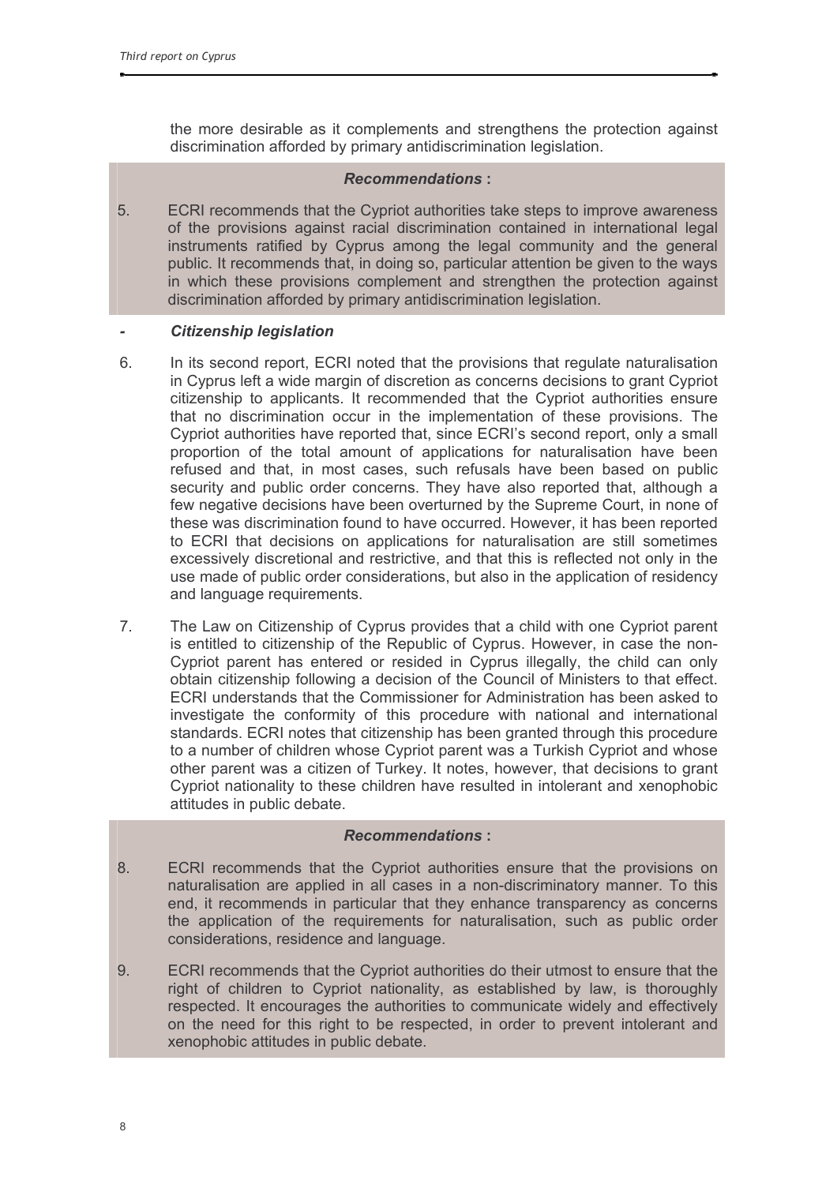the more desirable as it complements and strengthens the protection against discrimination afforded by primary antidiscrimination legislation.

***Recommendations* :**

5. ECRI recommends that the Cypriot authorities take steps to improve awareness of the provisions against racial discrimination contained in international legal instruments ratified by Cyprus among the legal community and the general public. It recommends that, in doing so, particular attention be given to the ways in which these provisions complement and strengthen the protection against discrimination afforded by primary antidiscrimination legislation.

### - *Citizenship legislation*

6. In its second report, ECRI noted that the provisions that regulate naturalisation in Cyprus left a wide margin of discretion as concerns decisions to grant Cypriot citizenship to applicants. It recommended that the Cypriot authorities ensure that no discrimination occur in the implementation of these provisions. The Cypriot authorities have reported that, since ECRI's second report, only a small proportion of the total amount of applications for naturalisation have been refused and that, in most cases, such refusals have been based on public security and public order concerns. They have also reported that, although a few negative decisions have been overturned by the Supreme Court, in none of these was discrimination found to have occurred. However, it has been reported to ECRI that decisions on applications for naturalisation are still sometimes excessively discretional and restrictive, and that this is reflected not only in the use made of public order considerations, but also in the application of residency and language requirements.

7. The Law on Citizenship of Cyprus provides that a child with one Cypriot parent is entitled to citizenship of the Republic of Cyprus. However, in case the non-Cypriot parent has entered or resided in Cyprus illegally, the child can only obtain citizenship following a decision of the Council of Ministers to that effect. ECRI understands that the Commissioner for Administration has been asked to investigate the conformity of this procedure with national and international standards. ECRI notes that citizenship has been granted through this procedure to a number of children whose Cypriot parent was a Turkish Cypriot and whose other parent was a citizen of Turkey. It notes, however, that decisions to grant Cypriot nationality to these children have resulted in intolerant and xenophobic attitudes in public debate.

***Recommendations* :**

8. ECRI recommends that the Cypriot authorities ensure that the provisions on naturalisation are applied in all cases in a non-discriminatory manner. To this end, it recommends in particular that they enhance transparency as concerns the application of the requirements for naturalisation, such as public order considerations, residence and language.

9. ECRI recommends that the Cypriot authorities do their utmost to ensure that the right of children to Cypriot nationality, as established by law, is thoroughly respected. It encourages the authorities to communicate widely and effectively on the need for this right to be respected, in order to prevent intolerant and xenophobic attitudes in public debate.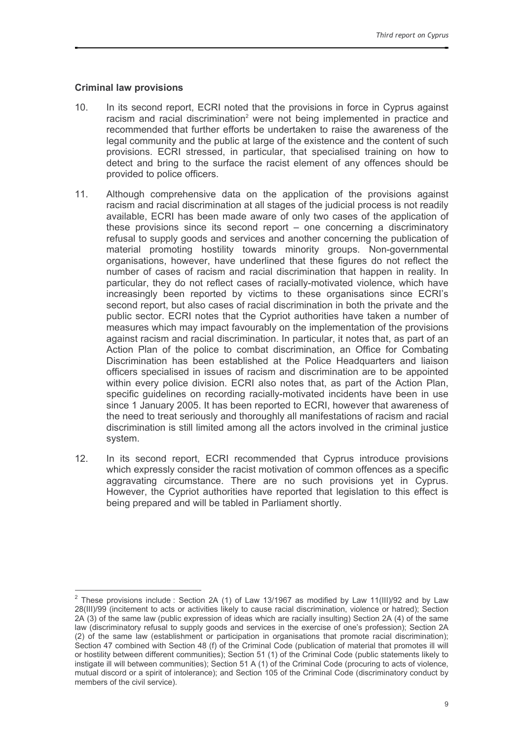### Criminal law provisions

10. In its second report, ECRI noted that the provisions in force in Cyprus against racism and racial discrimination[2] were not being implemented in practice and recommended that further efforts be undertaken to raise the awareness of the legal community and the public at large of the existence and the content of such provisions. ECRI stressed, in particular, that specialised training on how to detect and bring to the surface the racist element of any offences should be provided to police officers.

11. Although comprehensive data on the application of the provisions against racism and racial discrimination at all stages of the judicial process is not readily available, ECRI has been made aware of only two cases of the application of these provisions since its second report – one concerning a discriminatory refusal to supply goods and services and another concerning the publication of material promoting hostility towards minority groups. Non-governmental organisations, however, have underlined that these figures do not reflect the number of cases of racism and racial discrimination that happen in reality. In particular, they do not reflect cases of racially-motivated violence, which have increasingly been reported by victims to these organisations since ECRI's second report, but also cases of racial discrimination in both the private and the public sector. ECRI notes that the Cypriot authorities have taken a number of measures which may impact favourably on the implementation of the provisions against racism and racial discrimination. In particular, it notes that, as part of an Action Plan of the police to combat discrimination, an Office for Combating Discrimination has been established at the Police Headquarters and liaison officers specialised in issues of racism and discrimination are to be appointed within every police division. ECRI also notes that, as part of the Action Plan, specific guidelines on recording racially-motivated incidents have been in use since 1 January 2005. It has been reported to ECRI, however that awareness of the need to treat seriously and thoroughly all manifestations of racism and racial discrimination is still limited among all the actors involved in the criminal justice system.

12. In its second report, ECRI recommended that Cyprus introduce provisions which expressly consider the racist motivation of common offences as a specific aggravating circumstance. There are no such provisions yet in Cyprus. However, the Cypriot authorities have reported that legislation to this effect is being prepared and will be tabled in Parliament shortly.

---

[2] These provisions include : Section 2A (1) of Law 13/1967 as modified by Law 11(III)/92 and by Law 28(III)/99 (incitement to acts or activities likely to cause racial discrimination, violence or hatred); Section 2A (3) of the same law (public expression of ideas which are racially insulting) Section 2A (4) of the same law (discriminatory refusal to supply goods and services in the exercise of one's profession); Section 2A (2) of the same law (establishment or participation in organisations that promote racial discrimination); Section 47 combined with Section 48 (f) of the Criminal Code (publication of material that promotes ill will or hostility between different communities); Section 51 (1) of the Criminal Code (public statements likely to instigate ill will between communities); Section 51 A (1) of the Criminal Code (procuring to acts of violence, mutual discord or a spirit of intolerance); and Section 105 of the Criminal Code (discriminatory conduct by members of the civil service).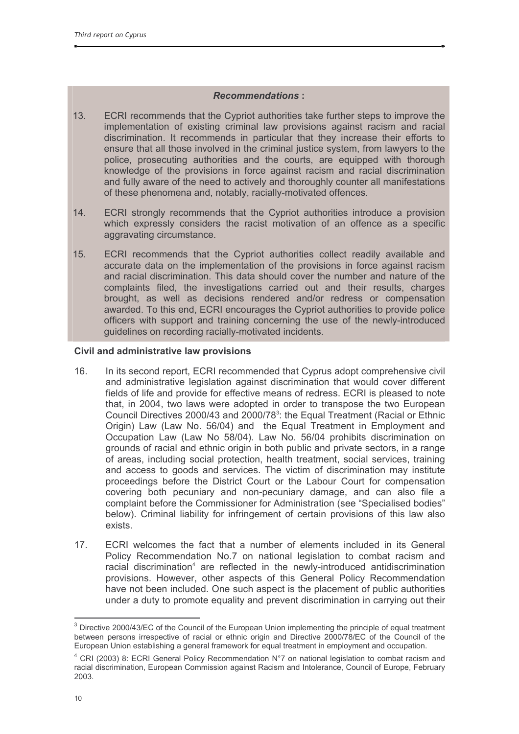*Recommendations* **:**

13. ECRI recommends that the Cypriot authorities take further steps to improve the implementation of existing criminal law provisions against racism and racial discrimination. It recommends in particular that they increase their efforts to ensure that all those involved in the criminal justice system, from lawyers to the police, prosecuting authorities and the courts, are equipped with thorough knowledge of the provisions in force against racism and racial discrimination and fully aware of the need to actively and thoroughly counter all manifestations of these phenomena and, notably, racially-motivated offences.

14. ECRI strongly recommends that the Cypriot authorities introduce a provision which expressly considers the racist motivation of an offence as a specific aggravating circumstance.

15. ECRI recommends that the Cypriot authorities collect readily available and accurate data on the implementation of the provisions in force against racism and racial discrimination. This data should cover the number and nature of the complaints filed, the investigations carried out and their results, charges brought, as well as decisions rendered and/or redress or compensation awarded. To this end, ECRI encourages the Cypriot authorities to provide police officers with support and training concerning the use of the newly-introduced guidelines on recording racially-motivated incidents.

**Civil and administrative law provisions**

16. In its second report, ECRI recommended that Cyprus adopt comprehensive civil and administrative legislation against discrimination that would cover different fields of life and provide for effective means of redress. ECRI is pleased to note that, in 2004, two laws were adopted in order to transpose the two European Council Directives 2000/43 and 2000/78[3]: the Equal Treatment (Racial or Ethnic Origin) Law (Law No. 56/04) and the Equal Treatment in Employment and Occupation Law (Law No 58/04). Law No. 56/04 prohibits discrimination on grounds of racial and ethnic origin in both public and private sectors, in a range of areas, including social protection, health treatment, social services, training and access to goods and services. The victim of discrimination may institute proceedings before the District Court or the Labour Court for compensation covering both pecuniary and non-pecuniary damage, and can also file a complaint before the Commissioner for Administration (see "Specialised bodies" below). Criminal liability for infringement of certain provisions of this law also exists.

17. ECRI welcomes the fact that a number of elements included in its General Policy Recommendation No.7 on national legislation to combat racism and racial discrimination[4] are reflected in the newly-introduced antidiscrimination provisions. However, other aspects of this General Policy Recommendation have not been included. One such aspect is the placement of public authorities under a duty to promote equality and prevent discrimination in carrying out their

---

[3] Directive 2000/43/EC of the Council of the European Union implementing the principle of equal treatment between persons irrespective of racial or ethnic origin and Directive 2000/78/EC of the Council of the European Union establishing a general framework for equal treatment in employment and occupation.

[4] CRI (2003) 8: ECRI General Policy Recommendation N°7 on national legislation to combat racism and racial discrimination, European Commission against Racism and Intolerance, Council of Europe, February 2003.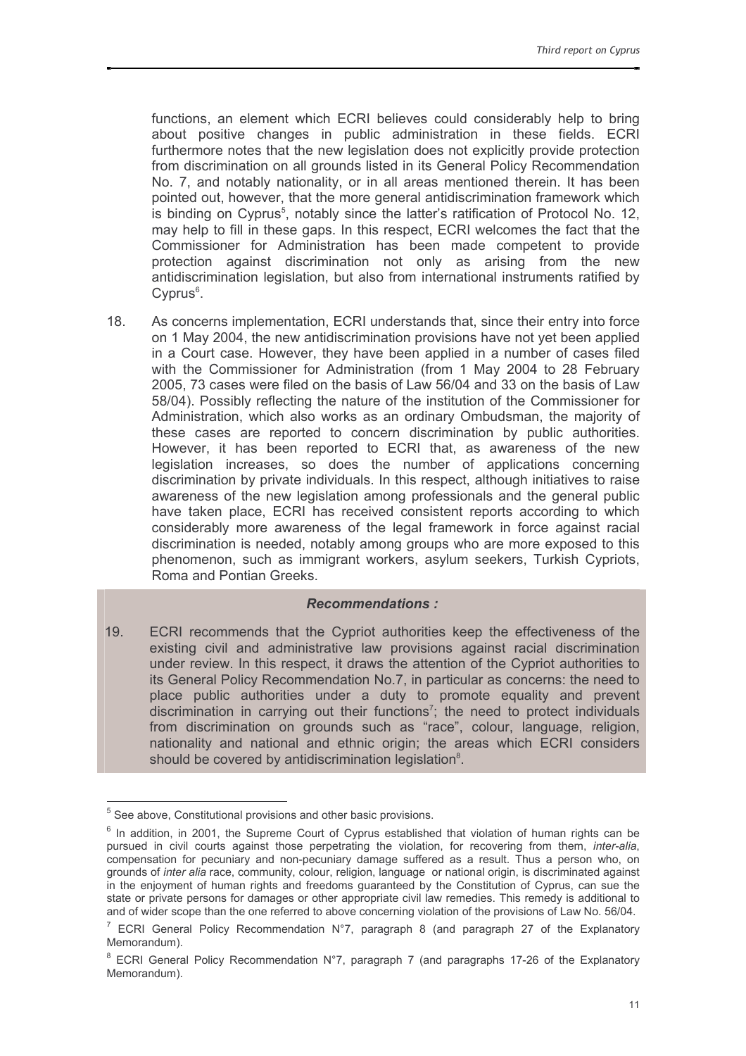functions, an element which ECRI believes could considerably help to bring about positive changes in public administration in these fields. ECRI furthermore notes that the new legislation does not explicitly provide protection from discrimination on all grounds listed in its General Policy Recommendation No. 7, and notably nationality, or in all areas mentioned therein. It has been pointed out, however, that the more general antidiscrimination framework which is binding on Cyprus[5], notably since the latter's ratification of Protocol No. 12, may help to fill in these gaps. In this respect, ECRI welcomes the fact that the Commissioner for Administration has been made competent to provide protection against discrimination not only as arising from the new antidiscrimination legislation, but also from international instruments ratified by Cyprus[6].

18. As concerns implementation, ECRI understands that, since their entry into force on 1 May 2004, the new antidiscrimination provisions have not yet been applied in a Court case. However, they have been applied in a number of cases filed with the Commissioner for Administration (from 1 May 2004 to 28 February 2005, 73 cases were filed on the basis of Law 56/04 and 33 on the basis of Law 58/04). Possibly reflecting the nature of the institution of the Commissioner for Administration, which also works as an ordinary Ombudsman, the majority of these cases are reported to concern discrimination by public authorities. However, it has been reported to ECRI that, as awareness of the new legislation increases, so does the number of applications concerning discrimination by private individuals. In this respect, although initiatives to raise awareness of the new legislation among professionals and the general public have taken place, ECRI has received consistent reports according to which considerably more awareness of the legal framework in force against racial discrimination is needed, notably among groups who are more exposed to this phenomenon, such as immigrant workers, asylum seekers, Turkish Cypriots, Roma and Pontian Greeks.

***Recommendations :***

19. ECRI recommends that the Cypriot authorities keep the effectiveness of the existing civil and administrative law provisions against racial discrimination under review. In this respect, it draws the attention of the Cypriot authorities to its General Policy Recommendation No.7, in particular as concerns: the need to place public authorities under a duty to promote equality and prevent discrimination in carrying out their functions[7]; the need to protect individuals from discrimination on grounds such as "race", colour, language, religion, nationality and national and ethnic origin; the areas which ECRI considers should be covered by antidiscrimination legislation[8].

---

[5] See above, Constitutional provisions and other basic provisions.

[6] In addition, in 2001, the Supreme Court of Cyprus established that violation of human rights can be pursued in civil courts against those perpetrating the violation, for recovering from them, *inter-alia*, compensation for pecuniary and non-pecuniary damage suffered as a result. Thus a person who, on grounds of *inter alia* race, community, colour, religion, language or national origin, is discriminated against in the enjoyment of human rights and freedoms guaranteed by the Constitution of Cyprus, can sue the state or private persons for damages or other appropriate civil law remedies. This remedy is additional to and of wider scope than the one referred to above concerning violation of the provisions of Law No. 56/04.

[7] ECRI General Policy Recommendation N°7, paragraph 8 (and paragraph 27 of the Explanatory Memorandum).

[8] ECRI General Policy Recommendation N°7, paragraph 7 (and paragraphs 17-26 of the Explanatory Memorandum).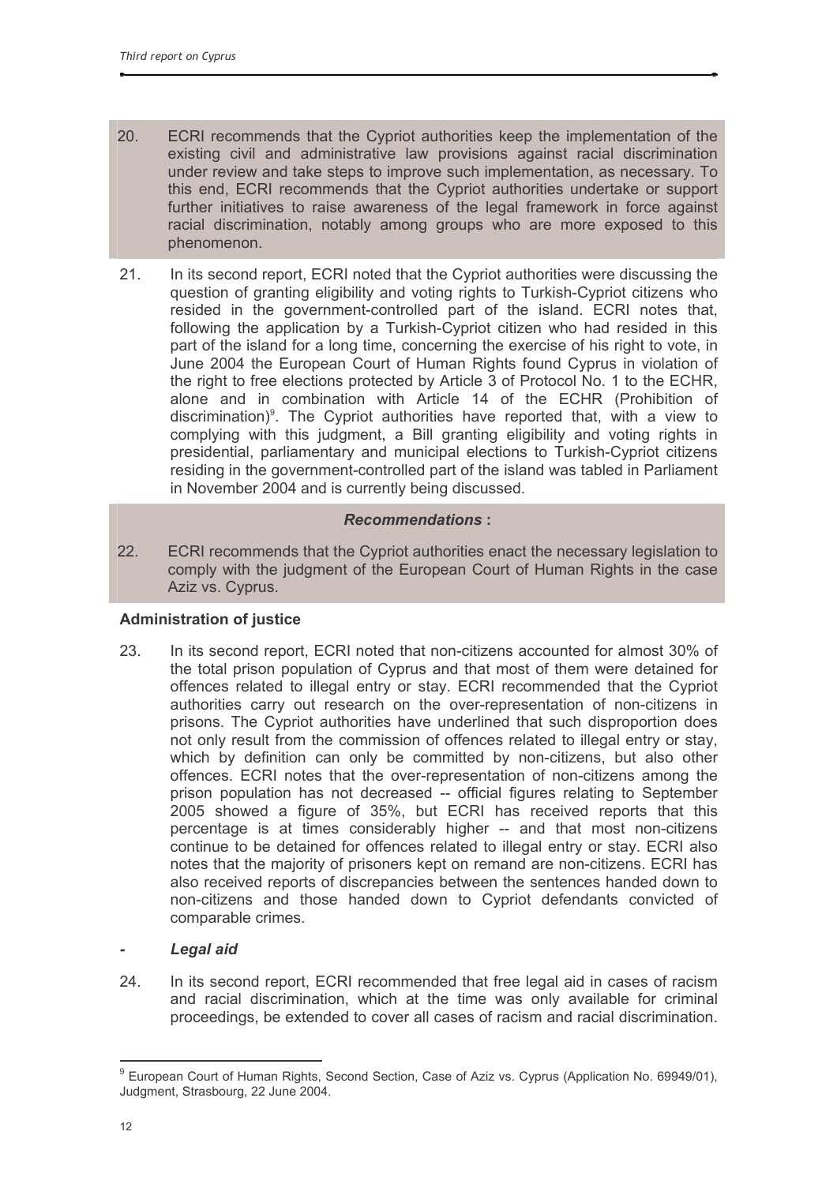20. ECRI recommends that the Cypriot authorities keep the implementation of the existing civil and administrative law provisions against racial discrimination under review and take steps to improve such implementation, as necessary. To this end, ECRI recommends that the Cypriot authorities undertake or support further initiatives to raise awareness of the legal framework in force against racial discrimination, notably among groups who are more exposed to this phenomenon.

21. In its second report, ECRI noted that the Cypriot authorities were discussing the question of granting eligibility and voting rights to Turkish-Cypriot citizens who resided in the government-controlled part of the island. ECRI notes that, following the application by a Turkish-Cypriot citizen who had resided in this part of the island for a long time, concerning the exercise of his right to vote, in June 2004 the European Court of Human Rights found Cyprus in violation of the right to free elections protected by Article 3 of Protocol No. 1 to the ECHR, alone and in combination with Article 14 of the ECHR (Prohibition of discrimination)[9]. The Cypriot authorities have reported that, with a view to complying with this judgment, a Bill granting eligibility and voting rights in presidential, parliamentary and municipal elections to Turkish-Cypriot citizens residing in the government-controlled part of the island was tabled in Parliament in November 2004 and is currently being discussed.

***Recommendations* :**

22. ECRI recommends that the Cypriot authorities enact the necessary legislation to comply with the judgment of the European Court of Human Rights in the case Aziz vs. Cyprus.

**Administration of justice**

23. In its second report, ECRI noted that non-citizens accounted for almost 30% of the total prison population of Cyprus and that most of them were detained for offences related to illegal entry or stay. ECRI recommended that the Cypriot authorities carry out research on the over-representation of non-citizens in prisons. The Cypriot authorities have underlined that such disproportion does not only result from the commission of offences related to illegal entry or stay, which by definition can only be committed by non-citizens, but also other offences. ECRI notes that the over-representation of non-citizens among the prison population has not decreased -- official figures relating to September 2005 showed a figure of 35%, but ECRI has received reports that this percentage is at times considerably higher -- and that most non-citizens continue to be detained for offences related to illegal entry or stay. ECRI also notes that the majority of prisoners kept on remand are non-citizens. ECRI has also received reports of discrepancies between the sentences handed down to non-citizens and those handed down to Cypriot defendants convicted of comparable crimes.

- ***Legal aid***

24. In its second report, ECRI recommended that free legal aid in cases of racism and racial discrimination, which at the time was only available for criminal proceedings, be extended to cover all cases of racism and racial discrimination.

---

[9] European Court of Human Rights, Second Section, Case of Aziz vs. Cyprus (Application No. 69949/01), Judgment, Strasbourg, 22 June 2004.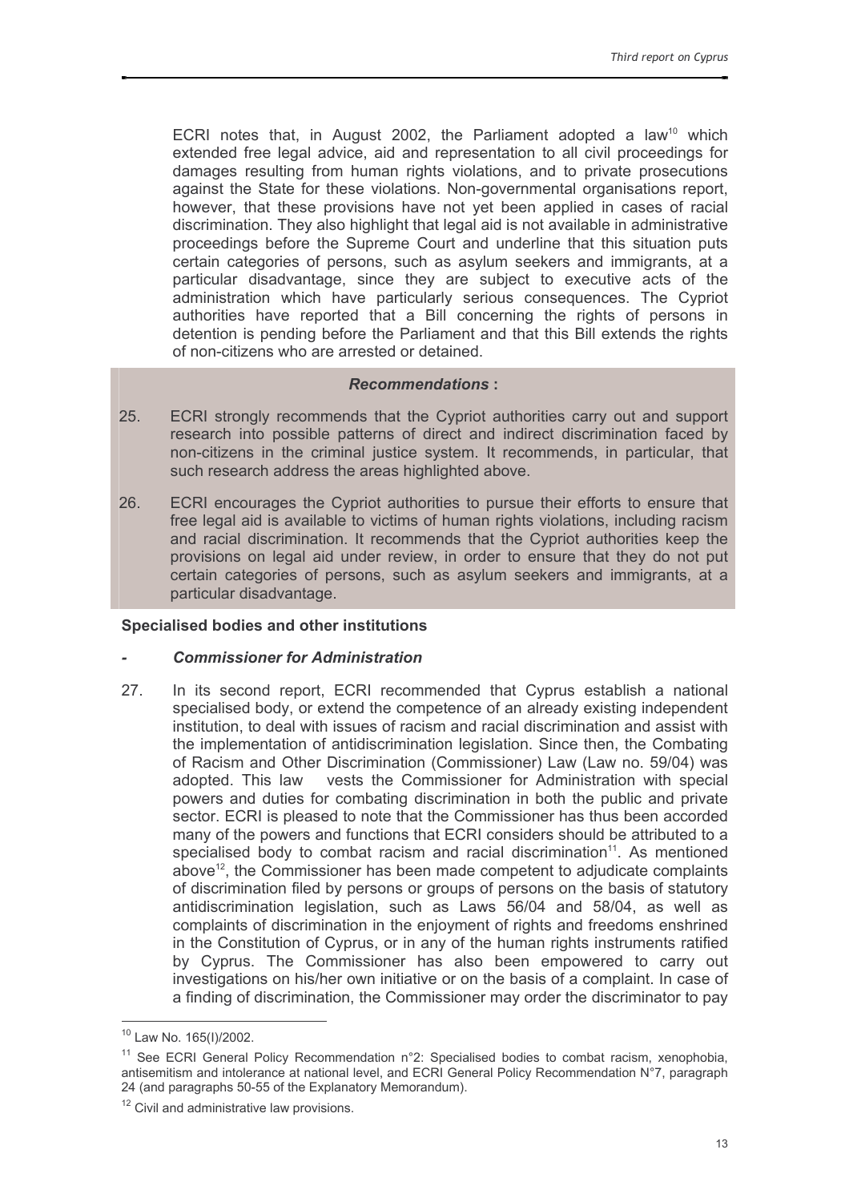ECRI notes that, in August 2002, the Parliament adopted a law[10] which extended free legal advice, aid and representation to all civil proceedings for damages resulting from human rights violations, and to private prosecutions against the State for these violations. Non-governmental organisations report, however, that these provisions have not yet been applied in cases of racial discrimination. They also highlight that legal aid is not available in administrative proceedings before the Supreme Court and underline that this situation puts certain categories of persons, such as asylum seekers and immigrants, at a particular disadvantage, since they are subject to executive acts of the administration which have particularly serious consequences. The Cypriot authorities have reported that a Bill concerning the rights of persons in detention is pending before the Parliament and that this Bill extends the rights of non-citizens who are arrested or detained.

***Recommendations* :**

25. ECRI strongly recommends that the Cypriot authorities carry out and support research into possible patterns of direct and indirect discrimination faced by non-citizens in the criminal justice system. It recommends, in particular, that such research address the areas highlighted above.

26. ECRI encourages the Cypriot authorities to pursue their efforts to ensure that free legal aid is available to victims of human rights violations, including racism and racial discrimination. It recommends that the Cypriot authorities keep the provisions on legal aid under review, in order to ensure that they do not put certain categories of persons, such as asylum seekers and immigrants, at a particular disadvantage.

**Specialised bodies and other institutions**

**- *Commissioner for Administration***

27. In its second report, ECRI recommended that Cyprus establish a national specialised body, or extend the competence of an already existing independent institution, to deal with issues of racism and racial discrimination and assist with the implementation of antidiscrimination legislation. Since then, the Combating of Racism and Other Discrimination (Commissioner) Law (Law no. 59/04) was adopted. This law vests the Commissioner for Administration with special powers and duties for combating discrimination in both the public and private sector. ECRI is pleased to note that the Commissioner has thus been accorded many of the powers and functions that ECRI considers should be attributed to a specialised body to combat racism and racial discrimination[11]. As mentioned above[12], the Commissioner has been made competent to adjudicate complaints of discrimination filed by persons or groups of persons on the basis of statutory antidiscrimination legislation, such as Laws 56/04 and 58/04, as well as complaints of discrimination in the enjoyment of rights and freedoms enshrined in the Constitution of Cyprus, or in any of the human rights instruments ratified by Cyprus. The Commissioner has also been empowered to carry out investigations on his/her own initiative or on the basis of a complaint. In case of a finding of discrimination, the Commissioner may order the discriminator to pay

---

[10] Law No. 165(I)/2002.

[11] See ECRI General Policy Recommendation n°2: Specialised bodies to combat racism, xenophobia, antisemitism and intolerance at national level, and ECRI General Policy Recommendation N°7, paragraph 24 (and paragraphs 50-55 of the Explanatory Memorandum).

[12] Civil and administrative law provisions.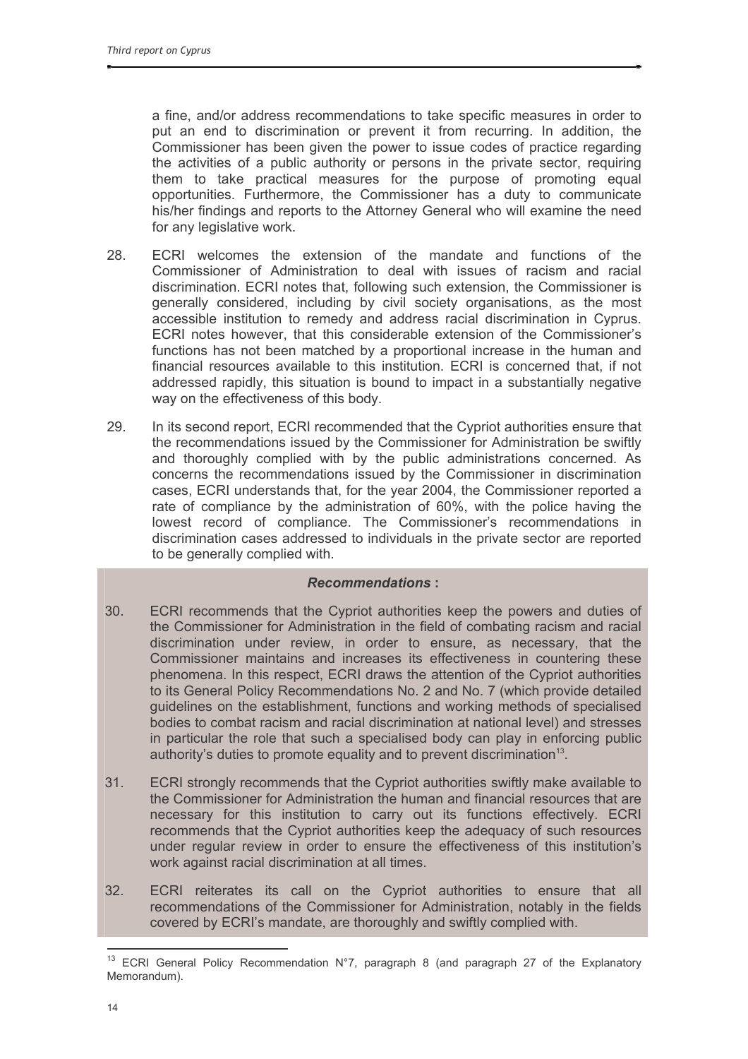a fine, and/or address recommendations to take specific measures in order to put an end to discrimination or prevent it from recurring. In addition, the Commissioner has been given the power to issue codes of practice regarding the activities of a public authority or persons in the private sector, requiring them to take practical measures for the purpose of promoting equal opportunities. Furthermore, the Commissioner has a duty to communicate his/her findings and reports to the Attorney General who will examine the need for any legislative work.

28. ECRI welcomes the extension of the mandate and functions of the Commissioner of Administration to deal with issues of racism and racial discrimination. ECRI notes that, following such extension, the Commissioner is generally considered, including by civil society organisations, as the most accessible institution to remedy and address racial discrimination in Cyprus. ECRI notes however, that this considerable extension of the Commissioner's functions has not been matched by a proportional increase in the human and financial resources available to this institution. ECRI is concerned that, if not addressed rapidly, this situation is bound to impact in a substantially negative way on the effectiveness of this body.

29. In its second report, ECRI recommended that the Cypriot authorities ensure that the recommendations issued by the Commissioner for Administration be swiftly and thoroughly complied with by the public administrations concerned. As concerns the recommendations issued by the Commissioner in discrimination cases, ECRI understands that, for the year 2004, the Commissioner reported a rate of compliance by the administration of 60%, with the police having the lowest record of compliance. The Commissioner's recommendations in discrimination cases addressed to individuals in the private sector are reported to be generally complied with.

***Recommendations* :**

30. ECRI recommends that the Cypriot authorities keep the powers and duties of the Commissioner for Administration in the field of combating racism and racial discrimination under review, in order to ensure, as necessary, that the Commissioner maintains and increases its effectiveness in countering these phenomena. In this respect, ECRI draws the attention of the Cypriot authorities to its General Policy Recommendations No. 2 and No. 7 (which provide detailed guidelines on the establishment, functions and working methods of specialised bodies to combat racism and racial discrimination at national level) and stresses in particular the role that such a specialised body can play in enforcing public authority's duties to promote equality and to prevent discrimination[13].

31. ECRI strongly recommends that the Cypriot authorities swiftly make available to the Commissioner for Administration the human and financial resources that are necessary for this institution to carry out its functions effectively. ECRI recommends that the Cypriot authorities keep the adequacy of such resources under regular review in order to ensure the effectiveness of this institution's work against racial discrimination at all times.

32. ECRI reiterates its call on the Cypriot authorities to ensure that all recommendations of the Commissioner for Administration, notably in the fields covered by ECRI's mandate, are thoroughly and swiftly complied with.

---

[13] ECRI General Policy Recommendation N°7, paragraph 8 (and paragraph 27 of the Explanatory Memorandum).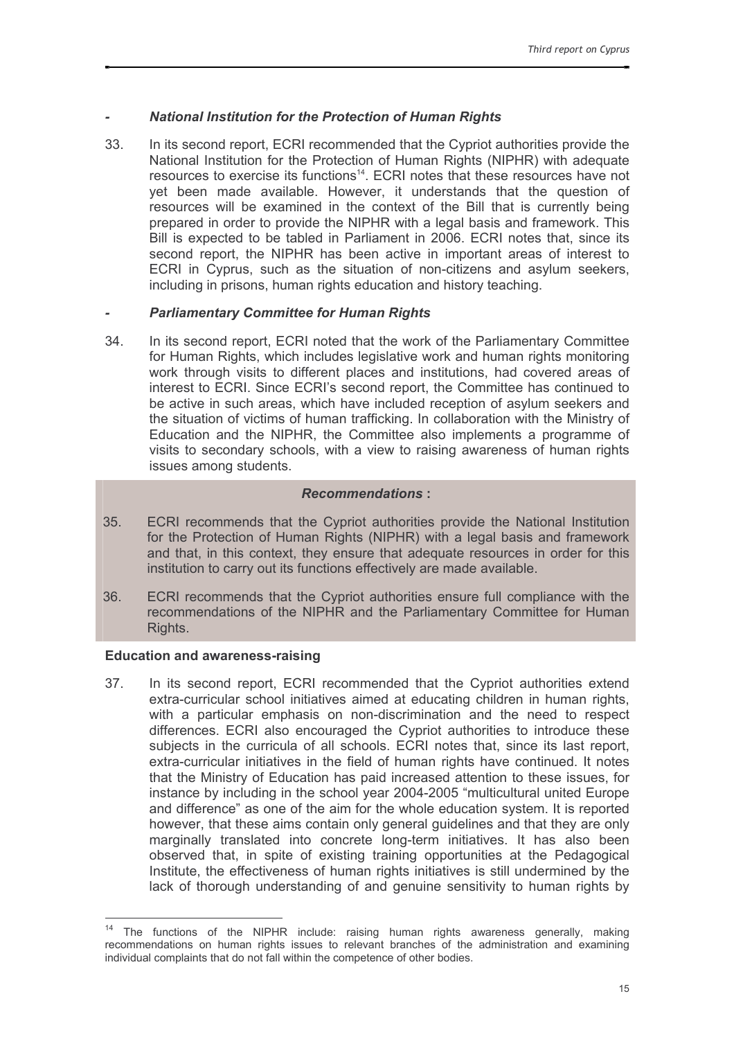### - *National Institution for the Protection of Human Rights*

33. In its second report, ECRI recommended that the Cypriot authorities provide the National Institution for the Protection of Human Rights (NIPHR) with adequate resources to exercise its functions[14]. ECRI notes that these resources have not yet been made available. However, it understands that the question of resources will be examined in the context of the Bill that is currently being prepared in order to provide the NIPHR with a legal basis and framework. This Bill is expected to be tabled in Parliament in 2006. ECRI notes that, since its second report, the NIPHR has been active in important areas of interest to ECRI in Cyprus, such as the situation of non-citizens and asylum seekers, including in prisons, human rights education and history teaching.

### - *Parliamentary Committee for Human Rights*

34. In its second report, ECRI noted that the work of the Parliamentary Committee for Human Rights, which includes legislative work and human rights monitoring work through visits to different places and institutions, had covered areas of interest to ECRI. Since ECRI's second report, the Committee has continued to be active in such areas, which have included reception of asylum seekers and the situation of victims of human trafficking. In collaboration with the Ministry of Education and the NIPHR, the Committee also implements a programme of visits to secondary schools, with a view to raising awareness of human rights issues among students.

*Recommendations* **:**

35. ECRI recommends that the Cypriot authorities provide the National Institution for the Protection of Human Rights (NIPHR) with a legal basis and framework and that, in this context, they ensure that adequate resources in order for this institution to carry out its functions effectively are made available.

36. ECRI recommends that the Cypriot authorities ensure full compliance with the recommendations of the NIPHR and the Parliamentary Committee for Human Rights.

**Education and awareness-raising**

37. In its second report, ECRI recommended that the Cypriot authorities extend extra-curricular school initiatives aimed at educating children in human rights, with a particular emphasis on non-discrimination and the need to respect differences. ECRI also encouraged the Cypriot authorities to introduce these subjects in the curricula of all schools. ECRI notes that, since its last report, extra-curricular initiatives in the field of human rights have continued. It notes that the Ministry of Education has paid increased attention to these issues, for instance by including in the school year 2004-2005 "multicultural united Europe and difference" as one of the aim for the whole education system. It is reported however, that these aims contain only general guidelines and that they are only marginally translated into concrete long-term initiatives. It has also been observed that, in spite of existing training opportunities at the Pedagogical Institute, the effectiveness of human rights initiatives is still undermined by the lack of thorough understanding of and genuine sensitivity to human rights by

[14] The functions of the NIPHR include: raising human rights awareness generally, making recommendations on human rights issues to relevant branches of the administration and examining individual complaints that do not fall within the competence of other bodies.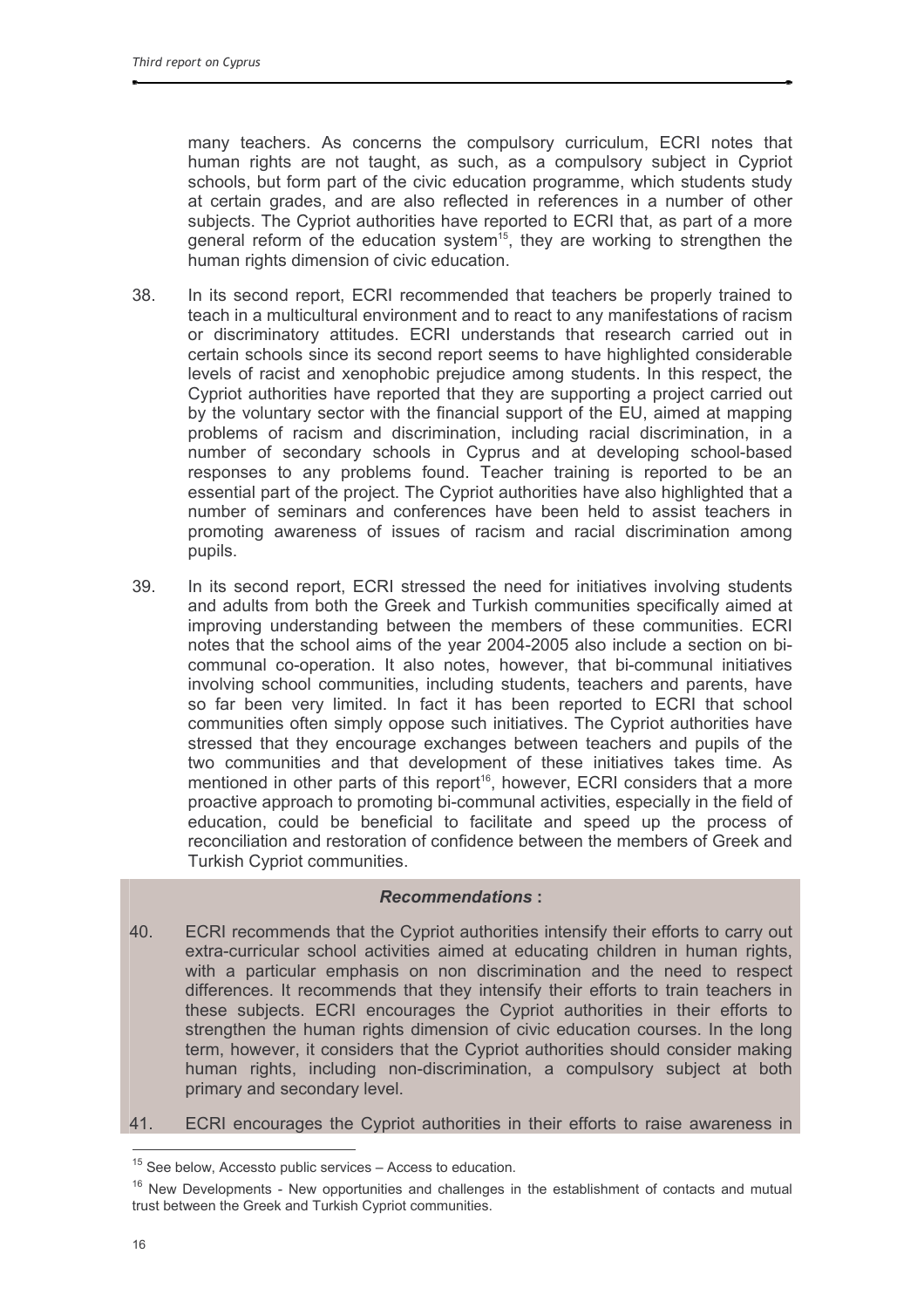many teachers. As concerns the compulsory curriculum, ECRI notes that human rights are not taught, as such, as a compulsory subject in Cypriot schools, but form part of the civic education programme, which students study at certain grades, and are also reflected in references in a number of other subjects. The Cypriot authorities have reported to ECRI that, as part of a more general reform of the education system[15], they are working to strengthen the human rights dimension of civic education.

38. In its second report, ECRI recommended that teachers be properly trained to teach in a multicultural environment and to react to any manifestations of racism or discriminatory attitudes. ECRI understands that research carried out in certain schools since its second report seems to have highlighted considerable levels of racist and xenophobic prejudice among students. In this respect, the Cypriot authorities have reported that they are supporting a project carried out by the voluntary sector with the financial support of the EU, aimed at mapping problems of racism and discrimination, including racial discrimination, in a number of secondary schools in Cyprus and at developing school-based responses to any problems found. Teacher training is reported to be an essential part of the project. The Cypriot authorities have also highlighted that a number of seminars and conferences have been held to assist teachers in promoting awareness of issues of racism and racial discrimination among pupils.

39. In its second report, ECRI stressed the need for initiatives involving students and adults from both the Greek and Turkish communities specifically aimed at improving understanding between the members of these communities. ECRI notes that the school aims of the year 2004-2005 also include a section on bi-communal co-operation. It also notes, however, that bi-communal initiatives involving school communities, including students, teachers and parents, have so far been very limited. In fact it has been reported to ECRI that school communities often simply oppose such initiatives. The Cypriot authorities have stressed that they encourage exchanges between teachers and pupils of the two communities and that development of these initiatives takes time. As mentioned in other parts of this report[16], however, ECRI considers that a more proactive approach to promoting bi-communal activities, especially in the field of education, could be beneficial to facilitate and speed up the process of reconciliation and restoration of confidence between the members of Greek and Turkish Cypriot communities.

***Recommendations* :**

40. ECRI recommends that the Cypriot authorities intensify their efforts to carry out extra-curricular school activities aimed at educating children in human rights, with a particular emphasis on non discrimination and the need to respect differences. It recommends that they intensify their efforts to train teachers in these subjects. ECRI encourages the Cypriot authorities in their efforts to strengthen the human rights dimension of civic education courses. In the long term, however, it considers that the Cypriot authorities should consider making human rights, including non-discrimination, a compulsory subject at both primary and secondary level.

41. ECRI encourages the Cypriot authorities in their efforts to raise awareness in

[15] See below, Accessto public services – Access to education.

[16] New Developments - New opportunities and challenges in the establishment of contacts and mutual trust between the Greek and Turkish Cypriot communities.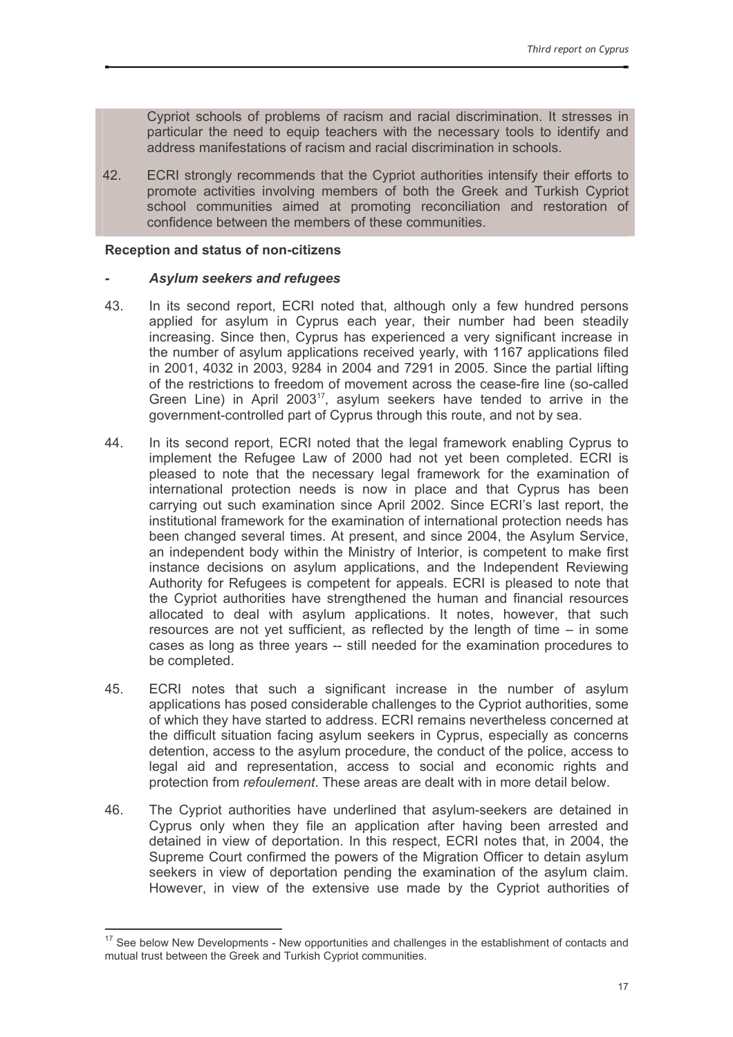Cypriot schools of problems of racism and racial discrimination. It stresses in particular the need to equip teachers with the necessary tools to identify and address manifestations of racism and racial discrimination in schools.

42. ECRI strongly recommends that the Cypriot authorities intensify their efforts to promote activities involving members of both the Greek and Turkish Cypriot school communities aimed at promoting reconciliation and restoration of confidence between the members of these communities.

**Reception and status of non-citizens**

***- Asylum seekers and refugees***

43. In its second report, ECRI noted that, although only a few hundred persons applied for asylum in Cyprus each year, their number had been steadily increasing. Since then, Cyprus has experienced a very significant increase in the number of asylum applications received yearly, with 1167 applications filed in 2001, 4032 in 2003, 9284 in 2004 and 7291 in 2005. Since the partial lifting of the restrictions to freedom of movement across the cease-fire line (so-called Green Line) in April 2003[17], asylum seekers have tended to arrive in the government-controlled part of Cyprus through this route, and not by sea.

44. In its second report, ECRI noted that the legal framework enabling Cyprus to implement the Refugee Law of 2000 had not yet been completed. ECRI is pleased to note that the necessary legal framework for the examination of international protection needs is now in place and that Cyprus has been carrying out such examination since April 2002. Since ECRI's last report, the institutional framework for the examination of international protection needs has been changed several times. At present, and since 2004, the Asylum Service, an independent body within the Ministry of Interior, is competent to make first instance decisions on asylum applications, and the Independent Reviewing Authority for Refugees is competent for appeals. ECRI is pleased to note that the Cypriot authorities have strengthened the human and financial resources allocated to deal with asylum applications. It notes, however, that such resources are not yet sufficient, as reflected by the length of time – in some cases as long as three years -- still needed for the examination procedures to be completed.

45. ECRI notes that such a significant increase in the number of asylum applications has posed considerable challenges to the Cypriot authorities, some of which they have started to address. ECRI remains nevertheless concerned at the difficult situation facing asylum seekers in Cyprus, especially as concerns detention, access to the asylum procedure, the conduct of the police, access to legal aid and representation, access to social and economic rights and protection from *refoulement*. These areas are dealt with in more detail below.

46. The Cypriot authorities have underlined that asylum-seekers are detained in Cyprus only when they file an application after having been arrested and detained in view of deportation. In this respect, ECRI notes that, in 2004, the Supreme Court confirmed the powers of the Migration Officer to detain asylum seekers in view of deportation pending the examination of the asylum claim. However, in view of the extensive use made by the Cypriot authorities of

[17] See below New Developments - New opportunities and challenges in the establishment of contacts and mutual trust between the Greek and Turkish Cypriot communities.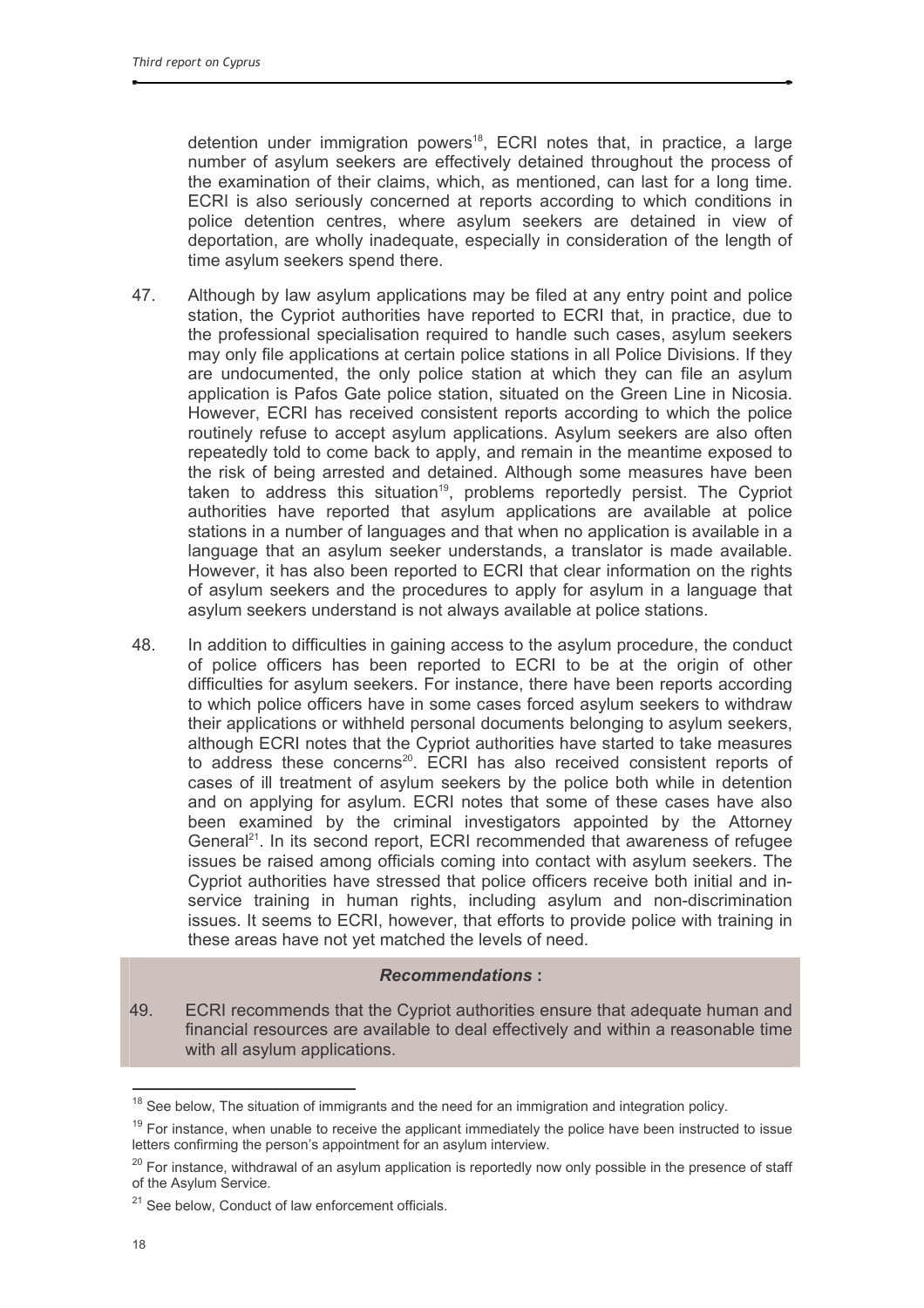detention under immigration powers[18], ECRI notes that, in practice, a large number of asylum seekers are effectively detained throughout the process of the examination of their claims, which, as mentioned, can last for a long time. ECRI is also seriously concerned at reports according to which conditions in police detention centres, where asylum seekers are detained in view of deportation, are wholly inadequate, especially in consideration of the length of time asylum seekers spend there.

47. Although by law asylum applications may be filed at any entry point and police station, the Cypriot authorities have reported to ECRI that, in practice, due to the professional specialisation required to handle such cases, asylum seekers may only file applications at certain police stations in all Police Divisions. If they are undocumented, the only police station at which they can file an asylum application is Pafos Gate police station, situated on the Green Line in Nicosia. However, ECRI has received consistent reports according to which the police routinely refuse to accept asylum applications. Asylum seekers are also often repeatedly told to come back to apply, and remain in the meantime exposed to the risk of being arrested and detained. Although some measures have been taken to address this situation[19], problems reportedly persist. The Cypriot authorities have reported that asylum applications are available at police stations in a number of languages and that when no application is available in a language that an asylum seeker understands, a translator is made available. However, it has also been reported to ECRI that clear information on the rights of asylum seekers and the procedures to apply for asylum in a language that asylum seekers understand is not always available at police stations.

48. In addition to difficulties in gaining access to the asylum procedure, the conduct of police officers has been reported to ECRI to be at the origin of other difficulties for asylum seekers. For instance, there have been reports according to which police officers have in some cases forced asylum seekers to withdraw their applications or withheld personal documents belonging to asylum seekers, although ECRI notes that the Cypriot authorities have started to take measures to address these concerns[20]. ECRI has also received consistent reports of cases of ill treatment of asylum seekers by the police both while in detention and on applying for asylum. ECRI notes that some of these cases have also been examined by the criminal investigators appointed by the Attorney General[21]. In its second report, ECRI recommended that awareness of refugee issues be raised among officials coming into contact with asylum seekers. The Cypriot authorities have stressed that police officers receive both initial and in-service training in human rights, including asylum and non-discrimination issues. It seems to ECRI, however, that efforts to provide police with training in these areas have not yet matched the levels of need.

***Recommendations* :**

49. ECRI recommends that the Cypriot authorities ensure that adequate human and financial resources are available to deal effectively and within a reasonable time with all asylum applications.

---

[18] See below, The situation of immigrants and the need for an immigration and integration policy.

[19] For instance, when unable to receive the applicant immediately the police have been instructed to issue letters confirming the person's appointment for an asylum interview.

[20] For instance, withdrawal of an asylum application is reportedly now only possible in the presence of staff of the Asylum Service.

[21] See below, Conduct of law enforcement officials.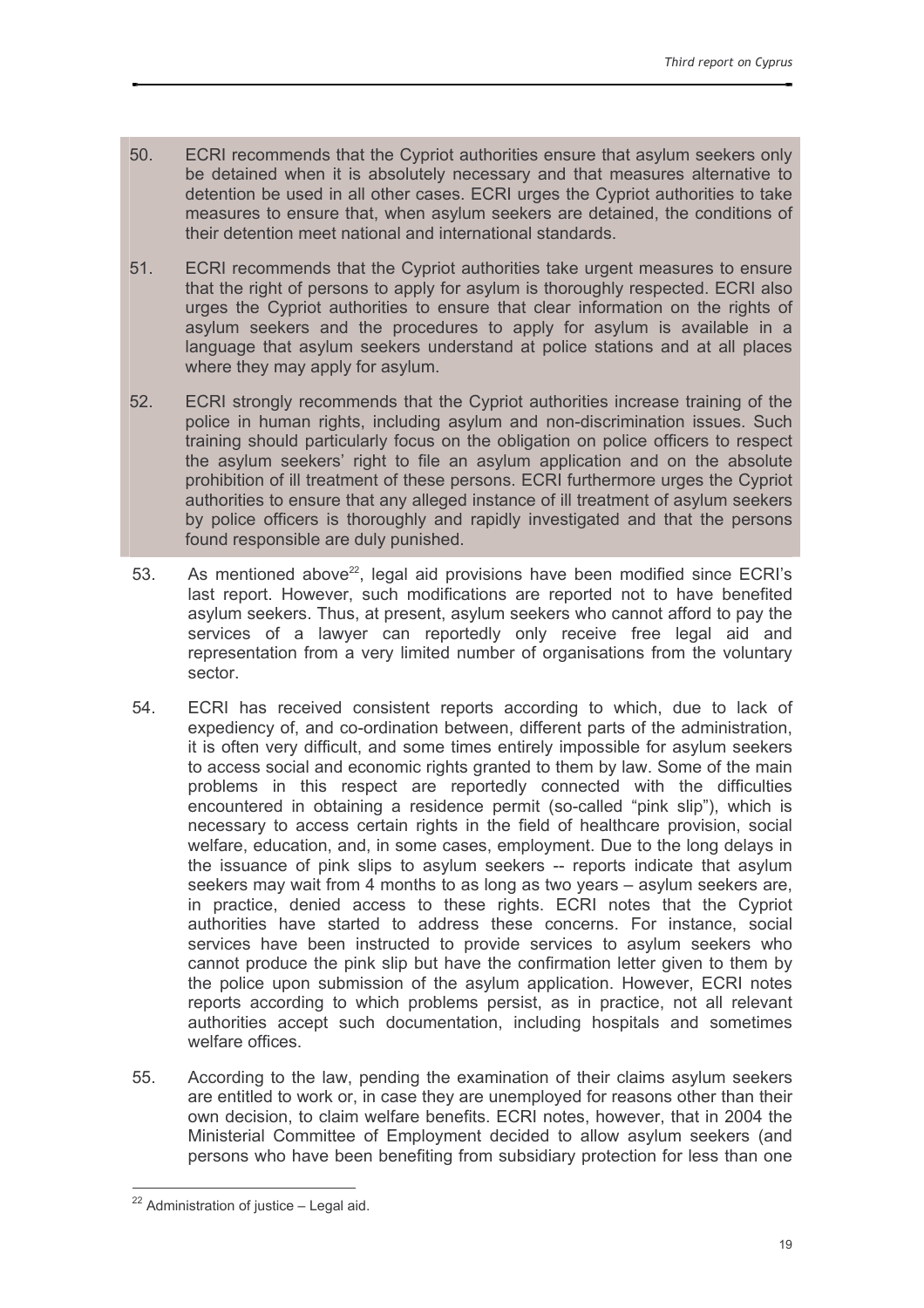50. ECRI recommends that the Cypriot authorities ensure that asylum seekers only be detained when it is absolutely necessary and that measures alternative to detention be used in all other cases. ECRI urges the Cypriot authorities to take measures to ensure that, when asylum seekers are detained, the conditions of their detention meet national and international standards.

51. ECRI recommends that the Cypriot authorities take urgent measures to ensure that the right of persons to apply for asylum is thoroughly respected. ECRI also urges the Cypriot authorities to ensure that clear information on the rights of asylum seekers and the procedures to apply for asylum is available in a language that asylum seekers understand at police stations and at all places where they may apply for asylum.

52. ECRI strongly recommends that the Cypriot authorities increase training of the police in human rights, including asylum and non-discrimination issues. Such training should particularly focus on the obligation on police officers to respect the asylum seekers' right to file an asylum application and on the absolute prohibition of ill treatment of these persons. ECRI furthermore urges the Cypriot authorities to ensure that any alleged instance of ill treatment of asylum seekers by police officers is thoroughly and rapidly investigated and that the persons found responsible are duly punished.

53. As mentioned above[22], legal aid provisions have been modified since ECRI's last report. However, such modifications are reported not to have benefited asylum seekers. Thus, at present, asylum seekers who cannot afford to pay the services of a lawyer can reportedly only receive free legal aid and representation from a very limited number of organisations from the voluntary sector.

54. ECRI has received consistent reports according to which, due to lack of expediency of, and co-ordination between, different parts of the administration, it is often very difficult, and some times entirely impossible for asylum seekers to access social and economic rights granted to them by law. Some of the main problems in this respect are reportedly connected with the difficulties encountered in obtaining a residence permit (so-called "pink slip"), which is necessary to access certain rights in the field of healthcare provision, social welfare, education, and, in some cases, employment. Due to the long delays in the issuance of pink slips to asylum seekers -- reports indicate that asylum seekers may wait from 4 months to as long as two years – asylum seekers are, in practice, denied access to these rights. ECRI notes that the Cypriot authorities have started to address these concerns. For instance, social services have been instructed to provide services to asylum seekers who cannot produce the pink slip but have the confirmation letter given to them by the police upon submission of the asylum application. However, ECRI notes reports according to which problems persist, as in practice, not all relevant authorities accept such documentation, including hospitals and sometimes welfare offices.

55. According to the law, pending the examination of their claims asylum seekers are entitled to work or, in case they are unemployed for reasons other than their own decision, to claim welfare benefits. ECRI notes, however, that in 2004 the Ministerial Committee of Employment decided to allow asylum seekers (and persons who have been benefiting from subsidiary protection for less than one

[22] Administration of justice – Legal aid.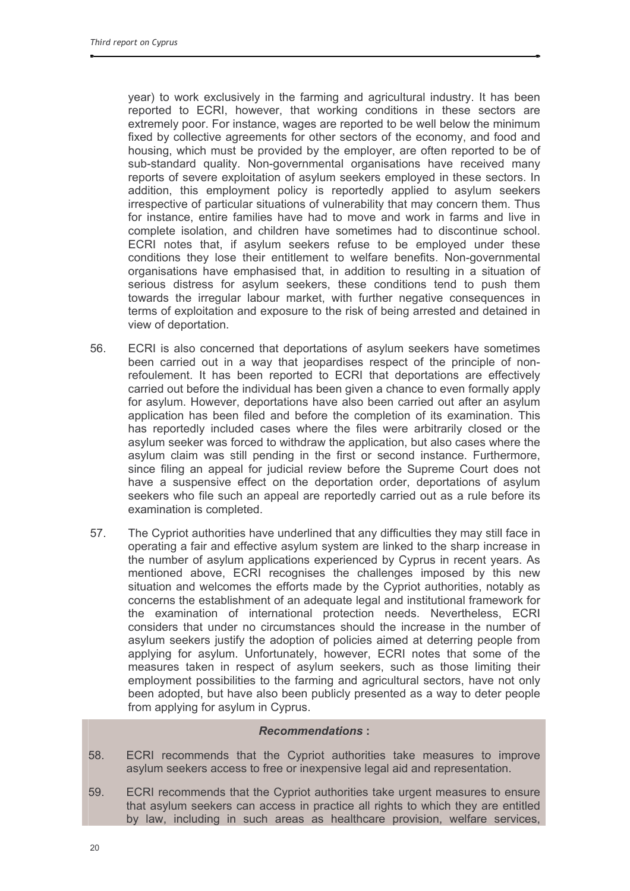year) to work exclusively in the farming and agricultural industry. It has been reported to ECRI, however, that working conditions in these sectors are extremely poor. For instance, wages are reported to be well below the minimum fixed by collective agreements for other sectors of the economy, and food and housing, which must be provided by the employer, are often reported to be of sub-standard quality. Non-governmental organisations have received many reports of severe exploitation of asylum seekers employed in these sectors. In addition, this employment policy is reportedly applied to asylum seekers irrespective of particular situations of vulnerability that may concern them. Thus for instance, entire families have had to move and work in farms and live in complete isolation, and children have sometimes had to discontinue school. ECRI notes that, if asylum seekers refuse to be employed under these conditions they lose their entitlement to welfare benefits. Non-governmental organisations have emphasised that, in addition to resulting in a situation of serious distress for asylum seekers, these conditions tend to push them towards the irregular labour market, with further negative consequences in terms of exploitation and exposure to the risk of being arrested and detained in view of deportation.

56. ECRI is also concerned that deportations of asylum seekers have sometimes been carried out in a way that jeopardises respect of the principle of non-refoulement. It has been reported to ECRI that deportations are effectively carried out before the individual has been given a chance to even formally apply for asylum. However, deportations have also been carried out after an asylum application has been filed and before the completion of its examination. This has reportedly included cases where the files were arbitrarily closed or the asylum seeker was forced to withdraw the application, but also cases where the asylum claim was still pending in the first or second instance. Furthermore, since filing an appeal for judicial review before the Supreme Court does not have a suspensive effect on the deportation order, deportations of asylum seekers who file such an appeal are reportedly carried out as a rule before its examination is completed.

57. The Cypriot authorities have underlined that any difficulties they may still face in operating a fair and effective asylum system are linked to the sharp increase in the number of asylum applications experienced by Cyprus in recent years. As mentioned above, ECRI recognises the challenges imposed by this new situation and welcomes the efforts made by the Cypriot authorities, notably as concerns the establishment of an adequate legal and institutional framework for the examination of international protection needs. Nevertheless, ECRI considers that under no circumstances should the increase in the number of asylum seekers justify the adoption of policies aimed at deterring people from applying for asylum. Unfortunately, however, ECRI notes that some of the measures taken in respect of asylum seekers, such as those limiting their employment possibilities to the farming and agricultural sectors, have not only been adopted, but have also been publicly presented as a way to deter people from applying for asylum in Cyprus.

***Recommendations* :**

58. ECRI recommends that the Cypriot authorities take measures to improve asylum seekers access to free or inexpensive legal aid and representation.

59. ECRI recommends that the Cypriot authorities take urgent measures to ensure that asylum seekers can access in practice all rights to which they are entitled by law, including in such areas as healthcare provision, welfare services,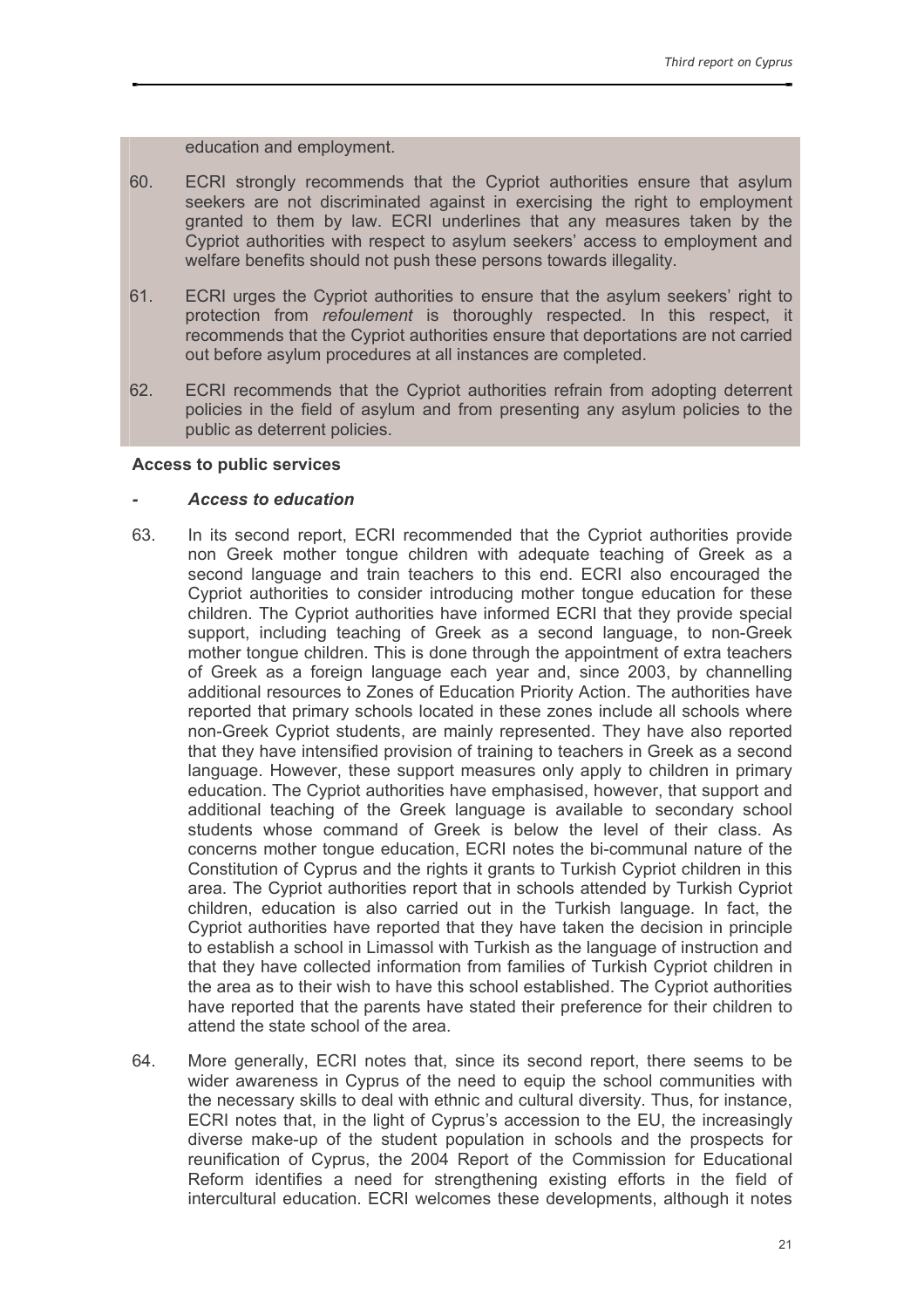education and employment.

60. ECRI strongly recommends that the Cypriot authorities ensure that asylum seekers are not discriminated against in exercising the right to employment granted to them by law. ECRI underlines that any measures taken by the Cypriot authorities with respect to asylum seekers' access to employment and welfare benefits should not push these persons towards illegality.

61. ECRI urges the Cypriot authorities to ensure that the asylum seekers' right to protection from *refoulement* is thoroughly respected. In this respect, it recommends that the Cypriot authorities ensure that deportations are not carried out before asylum procedures at all instances are completed.

62. ECRI recommends that the Cypriot authorities refrain from adopting deterrent policies in the field of asylum and from presenting any asylum policies to the public as deterrent policies.

**Access to public services**

***- Access to education***

63. In its second report, ECRI recommended that the Cypriot authorities provide non Greek mother tongue children with adequate teaching of Greek as a second language and train teachers to this end. ECRI also encouraged the Cypriot authorities to consider introducing mother tongue education for these children. The Cypriot authorities have informed ECRI that they provide special support, including teaching of Greek as a second language, to non-Greek mother tongue children. This is done through the appointment of extra teachers of Greek as a foreign language each year and, since 2003, by channelling additional resources to Zones of Education Priority Action. The authorities have reported that primary schools located in these zones include all schools where non-Greek Cypriot students, are mainly represented. They have also reported that they have intensified provision of training to teachers in Greek as a second language. However, these support measures only apply to children in primary education. The Cypriot authorities have emphasised, however, that support and additional teaching of the Greek language is available to secondary school students whose command of Greek is below the level of their class. As concerns mother tongue education, ECRI notes the bi-communal nature of the Constitution of Cyprus and the rights it grants to Turkish Cypriot children in this area. The Cypriot authorities report that in schools attended by Turkish Cypriot children, education is also carried out in the Turkish language. In fact, the Cypriot authorities have reported that they have taken the decision in principle to establish a school in Limassol with Turkish as the language of instruction and that they have collected information from families of Turkish Cypriot children in the area as to their wish to have this school established. The Cypriot authorities have reported that the parents have stated their preference for their children to attend the state school of the area.

64. More generally, ECRI notes that, since its second report, there seems to be wider awareness in Cyprus of the need to equip the school communities with the necessary skills to deal with ethnic and cultural diversity. Thus, for instance, ECRI notes that, in the light of Cyprus's accession to the EU, the increasingly diverse make-up of the student population in schools and the prospects for reunification of Cyprus, the 2004 Report of the Commission for Educational Reform identifies a need for strengthening existing efforts in the field of intercultural education. ECRI welcomes these developments, although it notes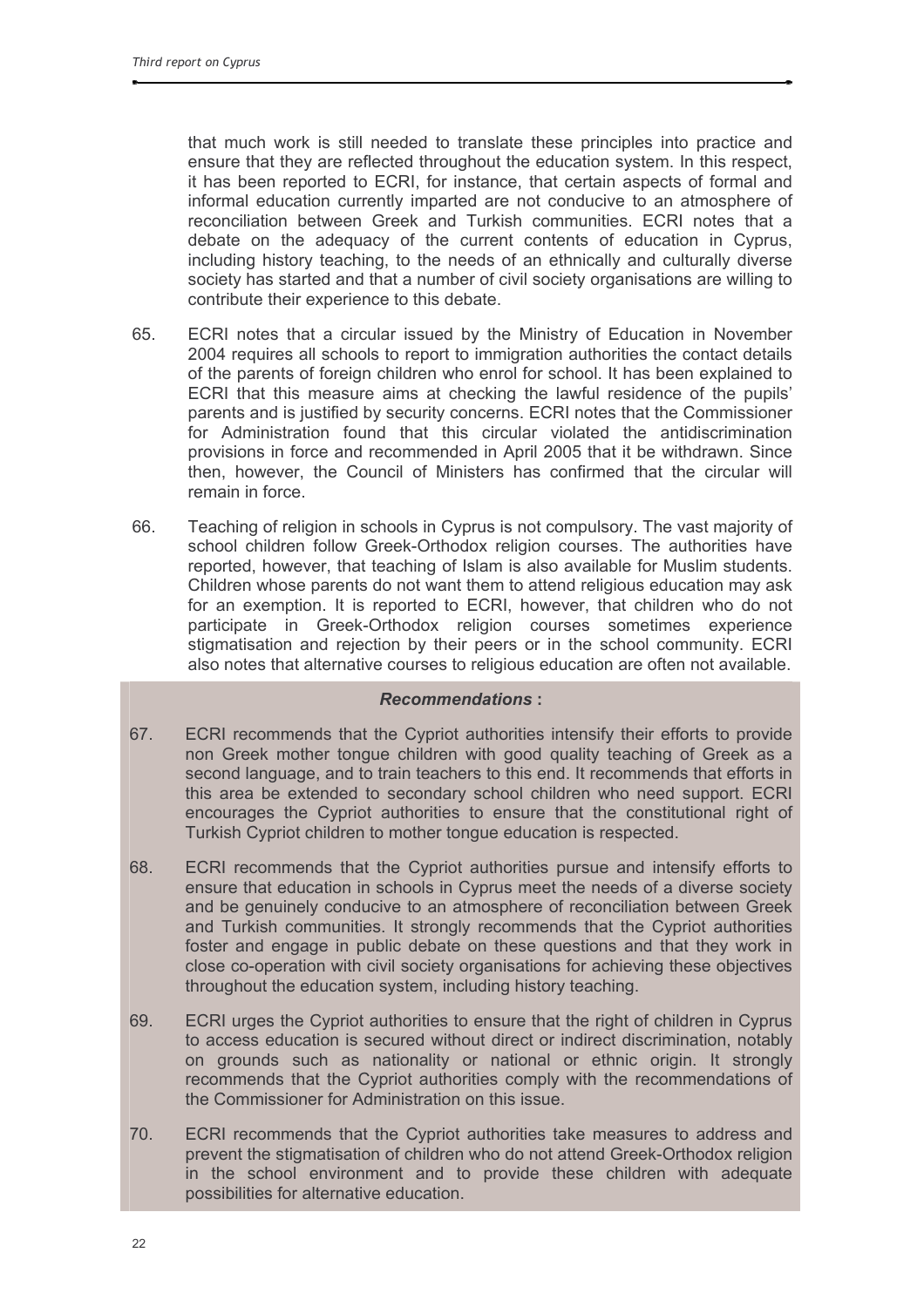that much work is still needed to translate these principles into practice and ensure that they are reflected throughout the education system. In this respect, it has been reported to ECRI, for instance, that certain aspects of formal and informal education currently imparted are not conducive to an atmosphere of reconciliation between Greek and Turkish communities. ECRI notes that a debate on the adequacy of the current contents of education in Cyprus, including history teaching, to the needs of an ethnically and culturally diverse society has started and that a number of civil society organisations are willing to contribute their experience to this debate.

65. ECRI notes that a circular issued by the Ministry of Education in November 2004 requires all schools to report to immigration authorities the contact details of the parents of foreign children who enrol for school. It has been explained to ECRI that this measure aims at checking the lawful residence of the pupils' parents and is justified by security concerns. ECRI notes that the Commissioner for Administration found that this circular violated the antidiscrimination provisions in force and recommended in April 2005 that it be withdrawn. Since then, however, the Council of Ministers has confirmed that the circular will remain in force.

66. Teaching of religion in schools in Cyprus is not compulsory. The vast majority of school children follow Greek-Orthodox religion courses. The authorities have reported, however, that teaching of Islam is also available for Muslim students. Children whose parents do not want them to attend religious education may ask for an exemption. It is reported to ECRI, however, that children who do not participate in Greek-Orthodox religion courses sometimes experience stigmatisation and rejection by their peers or in the school community. ECRI also notes that alternative courses to religious education are often not available.

***Recommendations* :**

67. ECRI recommends that the Cypriot authorities intensify their efforts to provide non Greek mother tongue children with good quality teaching of Greek as a second language, and to train teachers to this end. It recommends that efforts in this area be extended to secondary school children who need support. ECRI encourages the Cypriot authorities to ensure that the constitutional right of Turkish Cypriot children to mother tongue education is respected.

68. ECRI recommends that the Cypriot authorities pursue and intensify efforts to ensure that education in schools in Cyprus meet the needs of a diverse society and be genuinely conducive to an atmosphere of reconciliation between Greek and Turkish communities. It strongly recommends that the Cypriot authorities foster and engage in public debate on these questions and that they work in close co-operation with civil society organisations for achieving these objectives throughout the education system, including history teaching.

69. ECRI urges the Cypriot authorities to ensure that the right of children in Cyprus to access education is secured without direct or indirect discrimination, notably on grounds such as nationality or national or ethnic origin. It strongly recommends that the Cypriot authorities comply with the recommendations of the Commissioner for Administration on this issue.

70. ECRI recommends that the Cypriot authorities take measures to address and prevent the stigmatisation of children who do not attend Greek-Orthodox religion in the school environment and to provide these children with adequate possibilities for alternative education.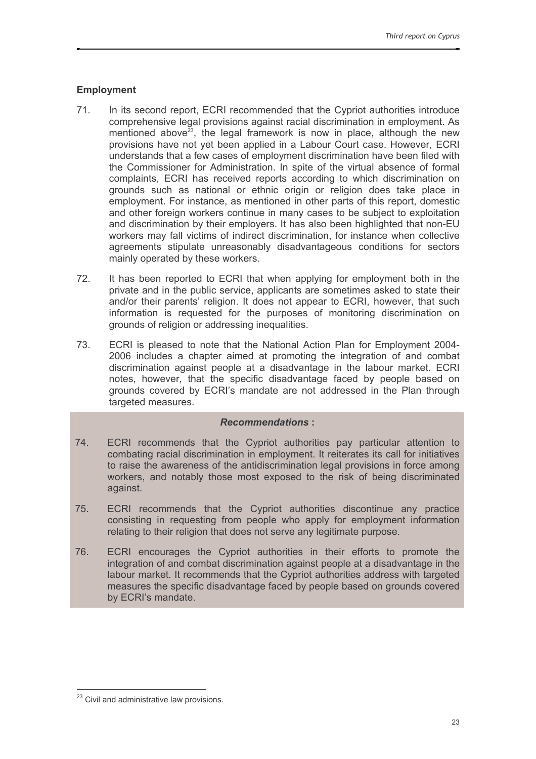### Employment

71. In its second report, ECRI recommended that the Cypriot authorities introduce comprehensive legal provisions against racial discrimination in employment. As mentioned above[23], the legal framework is now in place, although the new provisions have not yet been applied in a Labour Court case. However, ECRI understands that a few cases of employment discrimination have been filed with the Commissioner for Administration. In spite of the virtual absence of formal complaints, ECRI has received reports according to which discrimination on grounds such as national or ethnic origin or religion does take place in employment. For instance, as mentioned in other parts of this report, domestic and other foreign workers continue in many cases to be subject to exploitation and discrimination by their employers. It has also been highlighted that non-EU workers may fall victims of indirect discrimination, for instance when collective agreements stipulate unreasonably disadvantageous conditions for sectors mainly operated by these workers.

72. It has been reported to ECRI that when applying for employment both in the private and in the public service, applicants are sometimes asked to state their and/or their parents' religion. It does not appear to ECRI, however, that such information is requested for the purposes of monitoring discrimination on grounds of religion or addressing inequalities.

73. ECRI is pleased to note that the National Action Plan for Employment 2004-2006 includes a chapter aimed at promoting the integration of and combat discrimination against people at a disadvantage in the labour market. ECRI notes, however, that the specific disadvantage faced by people based on grounds covered by ECRI's mandate are not addressed in the Plan through targeted measures.

***Recommendations* :**

74. ECRI recommends that the Cypriot authorities pay particular attention to combating racial discrimination in employment. It reiterates its call for initiatives to raise the awareness of the antidiscrimination legal provisions in force among workers, and notably those most exposed to the risk of being discriminated against.

75. ECRI recommends that the Cypriot authorities discontinue any practice consisting in requesting from people who apply for employment information relating to their religion that does not serve any legitimate purpose.

76. ECRI encourages the Cypriot authorities in their efforts to promote the integration of and combat discrimination against people at a disadvantage in the labour market. It recommends that the Cypriot authorities address with targeted measures the specific disadvantage faced by people based on grounds covered by ECRI's mandate.

---

[23] Civil and administrative law provisions.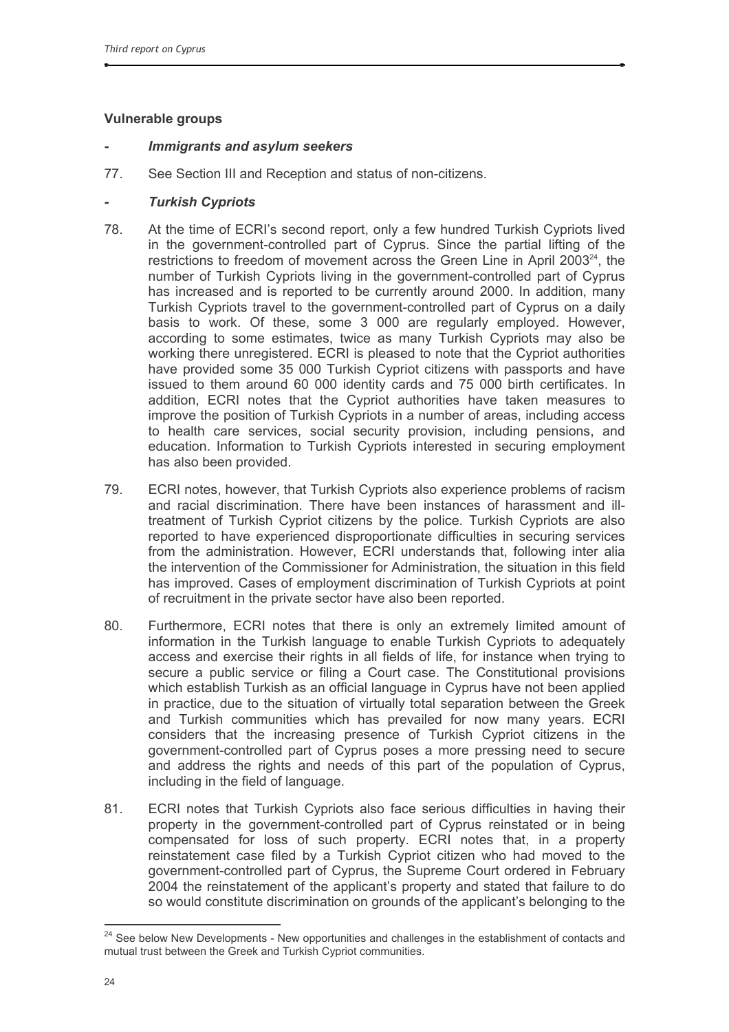**Vulnerable groups**

- ***Immigrants and asylum seekers***

77. See Section III and Reception and status of non-citizens.

- ***Turkish Cypriots***

78. At the time of ECRI's second report, only a few hundred Turkish Cypriots lived in the government-controlled part of Cyprus. Since the partial lifting of the restrictions to freedom of movement across the Green Line in April 2003[24], the number of Turkish Cypriots living in the government-controlled part of Cyprus has increased and is reported to be currently around 2000. In addition, many Turkish Cypriots travel to the government-controlled part of Cyprus on a daily basis to work. Of these, some 3 000 are regularly employed. However, according to some estimates, twice as many Turkish Cypriots may also be working there unregistered. ECRI is pleased to note that the Cypriot authorities have provided some 35 000 Turkish Cypriot citizens with passports and have issued to them around 60 000 identity cards and 75 000 birth certificates. In addition, ECRI notes that the Cypriot authorities have taken measures to improve the position of Turkish Cypriots in a number of areas, including access to health care services, social security provision, including pensions, and education. Information to Turkish Cypriots interested in securing employment has also been provided.

79. ECRI notes, however, that Turkish Cypriots also experience problems of racism and racial discrimination. There have been instances of harassment and ill-treatment of Turkish Cypriot citizens by the police. Turkish Cypriots are also reported to have experienced disproportionate difficulties in securing services from the administration. However, ECRI understands that, following inter alia the intervention of the Commissioner for Administration, the situation in this field has improved. Cases of employment discrimination of Turkish Cypriots at point of recruitment in the private sector have also been reported.

80. Furthermore, ECRI notes that there is only an extremely limited amount of information in the Turkish language to enable Turkish Cypriots to adequately access and exercise their rights in all fields of life, for instance when trying to secure a public service or filing a Court case. The Constitutional provisions which establish Turkish as an official language in Cyprus have not been applied in practice, due to the situation of virtually total separation between the Greek and Turkish communities which has prevailed for now many years. ECRI considers that the increasing presence of Turkish Cypriot citizens in the government-controlled part of Cyprus poses a more pressing need to secure and address the rights and needs of this part of the population of Cyprus, including in the field of language.

81. ECRI notes that Turkish Cypriots also face serious difficulties in having their property in the government-controlled part of Cyprus reinstated or in being compensated for loss of such property. ECRI notes that, in a property reinstatement case filed by a Turkish Cypriot citizen who had moved to the government-controlled part of Cyprus, the Supreme Court ordered in February 2004 the reinstatement of the applicant's property and stated that failure to do so would constitute discrimination on grounds of the applicant's belonging to the

---

[24] See below New Developments - New opportunities and challenges in the establishment of contacts and mutual trust between the Greek and Turkish Cypriot communities.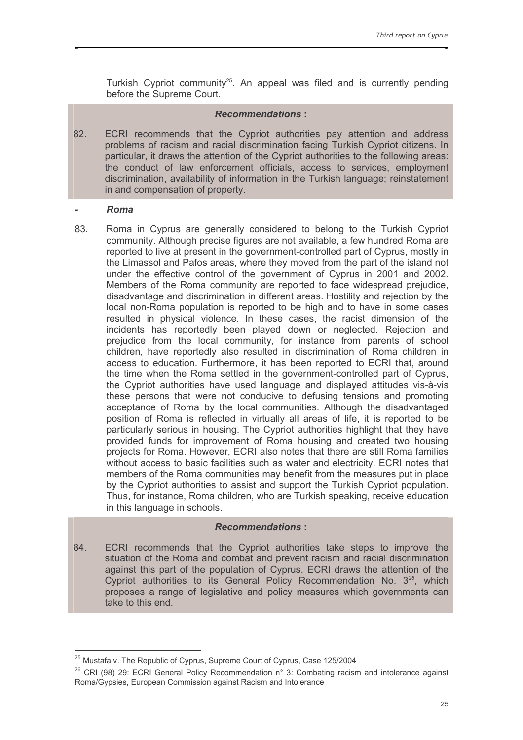Turkish Cypriot community[25]. An appeal was filed and is currently pending before the Supreme Court.

*Recommendations* :

82. ECRI recommends that the Cypriot authorities pay attention and address problems of racism and racial discrimination facing Turkish Cypriot citizens. In particular, it draws the attention of the Cypriot authorities to the following areas: the conduct of law enforcement officials, access to services, employment discrimination, availability of information in the Turkish language; reinstatement in and compensation of property.

### - *Roma*

83. Roma in Cyprus are generally considered to belong to the Turkish Cypriot community. Although precise figures are not available, a few hundred Roma are reported to live at present in the government-controlled part of Cyprus, mostly in the Limassol and Pafos areas, where they moved from the part of the island not under the effective control of the government of Cyprus in 2001 and 2002. Members of the Roma community are reported to face widespread prejudice, disadvantage and discrimination in different areas. Hostility and rejection by the local non-Roma population is reported to be high and to have in some cases resulted in physical violence. In these cases, the racist dimension of the incidents has reportedly been played down or neglected. Rejection and prejudice from the local community, for instance from parents of school children, have reportedly also resulted in discrimination of Roma children in access to education. Furthermore, it has been reported to ECRI that, around the time when the Roma settled in the government-controlled part of Cyprus, the Cypriot authorities have used language and displayed attitudes vis-à-vis these persons that were not conducive to defusing tensions and promoting acceptance of Roma by the local communities. Although the disadvantaged position of Roma is reflected in virtually all areas of life, it is reported to be particularly serious in housing. The Cypriot authorities highlight that they have provided funds for improvement of Roma housing and created two housing projects for Roma. However, ECRI also notes that there are still Roma families without access to basic facilities such as water and electricity. ECRI notes that members of the Roma communities may benefit from the measures put in place by the Cypriot authorities to assist and support the Turkish Cypriot population. Thus, for instance, Roma children, who are Turkish speaking, receive education in this language in schools.

*Recommendations* :

84. ECRI recommends that the Cypriot authorities take steps to improve the situation of the Roma and combat and prevent racism and racial discrimination against this part of the population of Cyprus. ECRI draws the attention of the Cypriot authorities to its General Policy Recommendation No. 3[26], which proposes a range of legislative and policy measures which governments can take to this end.

---

[25] Mustafa v. The Republic of Cyprus, Supreme Court of Cyprus, Case 125/2004

[26] CRI (98) 29: ECRI General Policy Recommendation n° 3: Combating racism and intolerance against Roma/Gypsies, European Commission against Racism and Intolerance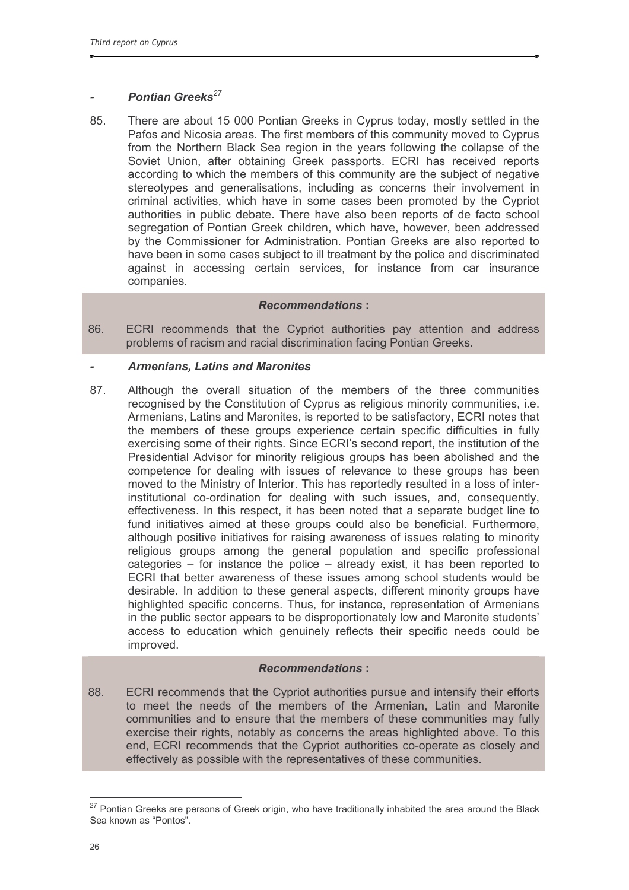### - *Pontian Greeks*[27]

85. There are about 15 000 Pontian Greeks in Cyprus today, mostly settled in the Pafos and Nicosia areas. The first members of this community moved to Cyprus from the Northern Black Sea region in the years following the collapse of the Soviet Union, after obtaining Greek passports. ECRI has received reports according to which the members of this community are the subject of negative stereotypes and generalisations, including as concerns their involvement in criminal activities, which have in some cases been promoted by the Cypriot authorities in public debate. There have also been reports of de facto school segregation of Pontian Greek children, which have, however, been addressed by the Commissioner for Administration. Pontian Greeks are also reported to have been in some cases subject to ill treatment by the police and discriminated against in accessing certain services, for instance from car insurance companies.

***Recommendations* :**

86. ECRI recommends that the Cypriot authorities pay attention and address problems of racism and racial discrimination facing Pontian Greeks.

### - *Armenians, Latins and Maronites*

87. Although the overall situation of the members of the three communities recognised by the Constitution of Cyprus as religious minority communities, i.e. Armenians, Latins and Maronites, is reported to be satisfactory, ECRI notes that the members of these groups experience certain specific difficulties in fully exercising some of their rights. Since ECRI's second report, the institution of the Presidential Advisor for minority religious groups has been abolished and the competence for dealing with issues of relevance to these groups has been moved to the Ministry of Interior. This has reportedly resulted in a loss of inter-institutional co-ordination for dealing with such issues, and, consequently, effectiveness. In this respect, it has been noted that a separate budget line to fund initiatives aimed at these groups could also be beneficial. Furthermore, although positive initiatives for raising awareness of issues relating to minority religious groups among the general population and specific professional categories – for instance the police – already exist, it has been reported to ECRI that better awareness of these issues among school students would be desirable. In addition to these general aspects, different minority groups have highlighted specific concerns. Thus, for instance, representation of Armenians in the public sector appears to be disproportionately low and Maronite students' access to education which genuinely reflects their specific needs could be improved.

***Recommendations* :**

88. ECRI recommends that the Cypriot authorities pursue and intensify their efforts to meet the needs of the members of the Armenian, Latin and Maronite communities and to ensure that the members of these communities may fully exercise their rights, notably as concerns the areas highlighted above. To this end, ECRI recommends that the Cypriot authorities co-operate as closely and effectively as possible with the representatives of these communities.

---

[27] Pontian Greeks are persons of Greek origin, who have traditionally inhabited the area around the Black Sea known as "Pontos".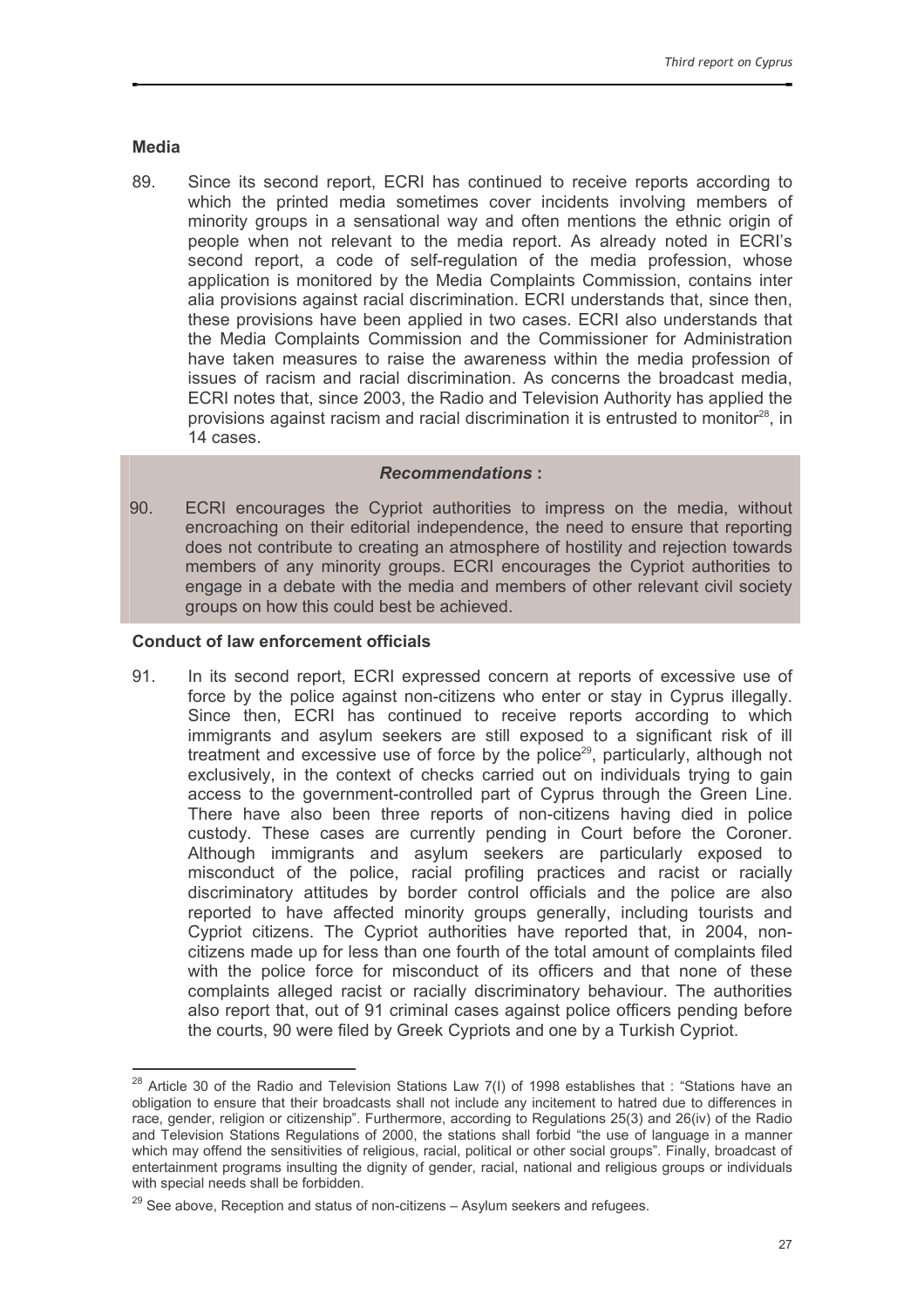### Media

89. Since its second report, ECRI has continued to receive reports according to which the printed media sometimes cover incidents involving members of minority groups in a sensational way and often mentions the ethnic origin of people when not relevant to the media report. As already noted in ECRI's second report, a code of self-regulation of the media profession, whose application is monitored by the Media Complaints Commission, contains inter alia provisions against racial discrimination. ECRI understands that, since then, these provisions have been applied in two cases. ECRI also understands that the Media Complaints Commission and the Commissioner for Administration have taken measures to raise the awareness within the media profession of issues of racism and racial discrimination. As concerns the broadcast media, ECRI notes that, since 2003, the Radio and Television Authority has applied the provisions against racism and racial discrimination it is entrusted to monitor[28], in 14 cases.

#### *Recommendations* :

90. ECRI encourages the Cypriot authorities to impress on the media, without encroaching on their editorial independence, the need to ensure that reporting does not contribute to creating an atmosphere of hostility and rejection towards members of any minority groups. ECRI encourages the Cypriot authorities to engage in a debate with the media and members of other relevant civil society groups on how this could best be achieved.

### Conduct of law enforcement officials

91. In its second report, ECRI expressed concern at reports of excessive use of force by the police against non-citizens who enter or stay in Cyprus illegally. Since then, ECRI has continued to receive reports according to which immigrants and asylum seekers are still exposed to a significant risk of ill treatment and excessive use of force by the police[29], particularly, although not exclusively, in the context of checks carried out on individuals trying to gain access to the government-controlled part of Cyprus through the Green Line. There have also been three reports of non-citizens having died in police custody. These cases are currently pending in Court before the Coroner. Although immigrants and asylum seekers are particularly exposed to misconduct of the police, racial profiling practices and racist or racially discriminatory attitudes by border control officials and the police are also reported to have affected minority groups generally, including tourists and Cypriot citizens. The Cypriot authorities have reported that, in 2004, non-citizens made up for less than one fourth of the total amount of complaints filed with the police force for misconduct of its officers and that none of these complaints alleged racist or racially discriminatory behaviour. The authorities also report that, out of 91 criminal cases against police officers pending before the courts, 90 were filed by Greek Cypriots and one by a Turkish Cypriot.

---

[28] Article 30 of the Radio and Television Stations Law 7(I) of 1998 establishes that : "Stations have an obligation to ensure that their broadcasts shall not include any incitement to hatred due to differences in race, gender, religion or citizenship". Furthermore, according to Regulations 25(3) and 26(iv) of the Radio and Television Stations Regulations of 2000, the stations shall forbid "the use of language in a manner which may offend the sensitivities of religious, racial, political or other social groups". Finally, broadcast of entertainment programs insulting the dignity of gender, racial, national and religious groups or individuals with special needs shall be forbidden.

[29] See above, Reception and status of non-citizens – Asylum seekers and refugees.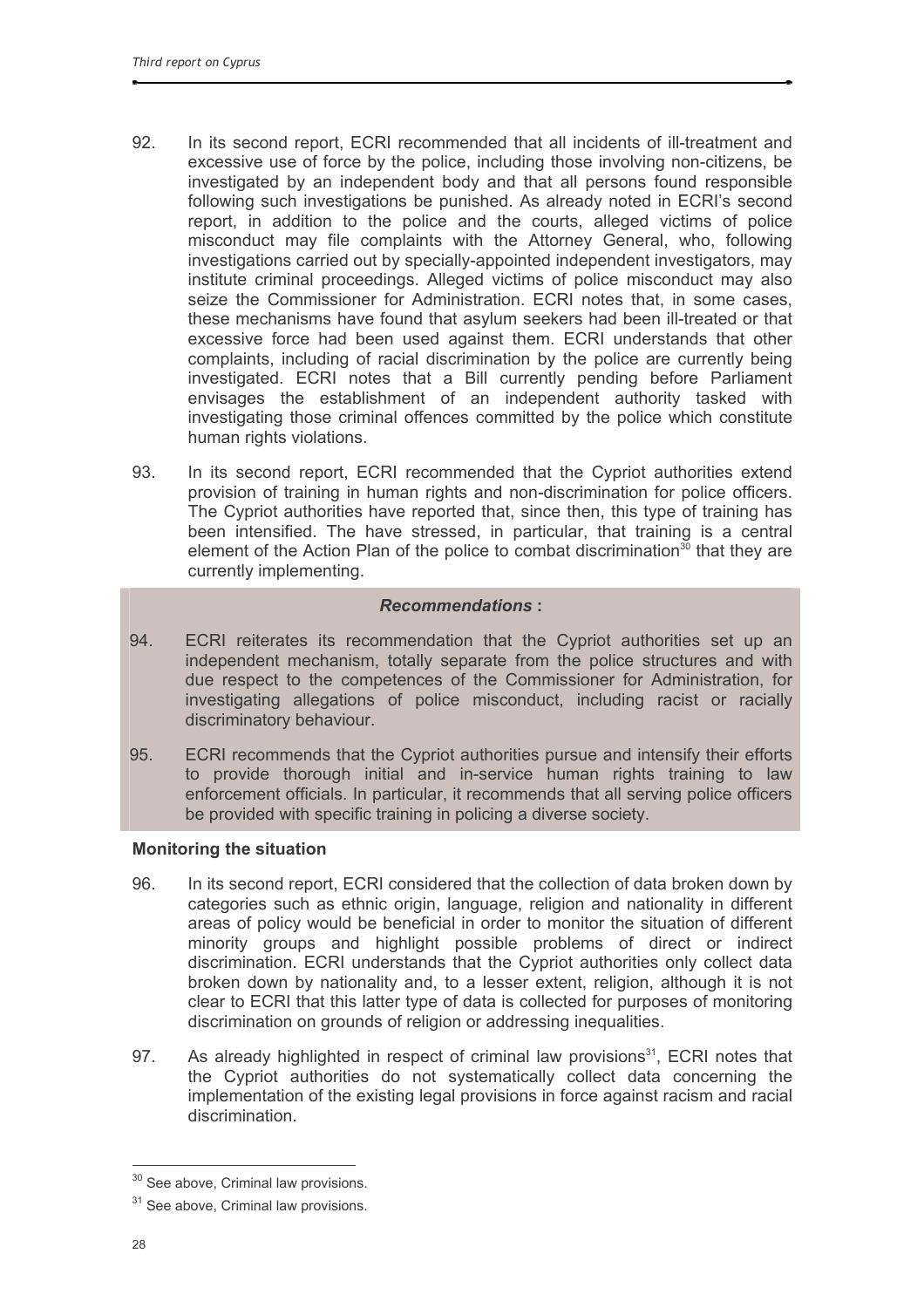92. In its second report, ECRI recommended that all incidents of ill-treatment and excessive use of force by the police, including those involving non-citizens, be investigated by an independent body and that all persons found responsible following such investigations be punished. As already noted in ECRI's second report, in addition to the police and the courts, alleged victims of police misconduct may file complaints with the Attorney General, who, following investigations carried out by specially-appointed independent investigators, may institute criminal proceedings. Alleged victims of police misconduct may also seize the Commissioner for Administration. ECRI notes that, in some cases, these mechanisms have found that asylum seekers had been ill-treated or that excessive force had been used against them. ECRI understands that other complaints, including of racial discrimination by the police are currently being investigated. ECRI notes that a Bill currently pending before Parliament envisages the establishment of an independent authority tasked with investigating those criminal offences committed by the police which constitute human rights violations.

93. In its second report, ECRI recommended that the Cypriot authorities extend provision of training in human rights and non-discrimination for police officers. The Cypriot authorities have reported that, since then, this type of training has been intensified. The have stressed, in particular, that training is a central element of the Action Plan of the police to combat discrimination[30] that they are currently implementing.

***Recommendations* :**

94. ECRI reiterates its recommendation that the Cypriot authorities set up an independent mechanism, totally separate from the police structures and with due respect to the competences of the Commissioner for Administration, for investigating allegations of police misconduct, including racist or racially discriminatory behaviour.

95. ECRI recommends that the Cypriot authorities pursue and intensify their efforts to provide thorough initial and in-service human rights training to law enforcement officials. In particular, it recommends that all serving police officers be provided with specific training in policing a diverse society.

**Monitoring the situation**

96. In its second report, ECRI considered that the collection of data broken down by categories such as ethnic origin, language, religion and nationality in different areas of policy would be beneficial in order to monitor the situation of different minority groups and highlight possible problems of direct or indirect discrimination. ECRI understands that the Cypriot authorities only collect data broken down by nationality and, to a lesser extent, religion, although it is not clear to ECRI that this latter type of data is collected for purposes of monitoring discrimination on grounds of religion or addressing inequalities.

97. As already highlighted in respect of criminal law provisions[31], ECRI notes that the Cypriot authorities do not systematically collect data concerning the implementation of the existing legal provisions in force against racism and racial discrimination.

[30] See above, Criminal law provisions.

[31] See above, Criminal law provisions.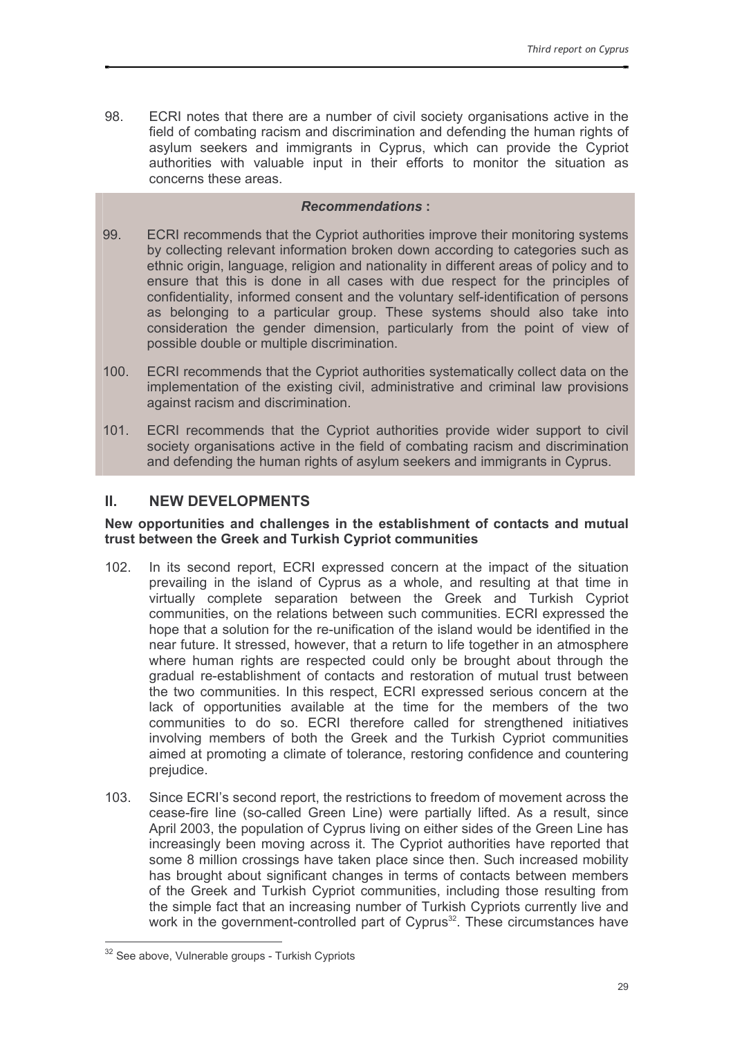98. ECRI notes that there are a number of civil society organisations active in the field of combating racism and discrimination and defending the human rights of asylum seekers and immigrants in Cyprus, which can provide the Cypriot authorities with valuable input in their efforts to monitor the situation as concerns these areas.

***Recommendations* :**

99. ECRI recommends that the Cypriot authorities improve their monitoring systems by collecting relevant information broken down according to categories such as ethnic origin, language, religion and nationality in different areas of policy and to ensure that this is done in all cases with due respect for the principles of confidentiality, informed consent and the voluntary self-identification of persons as belonging to a particular group. These systems should also take into consideration the gender dimension, particularly from the point of view of possible double or multiple discrimination.

100. ECRI recommends that the Cypriot authorities systematically collect data on the implementation of the existing civil, administrative and criminal law provisions against racism and discrimination.

101. ECRI recommends that the Cypriot authorities provide wider support to civil society organisations active in the field of combating racism and discrimination and defending the human rights of asylum seekers and immigrants in Cyprus.

## II. NEW DEVELOPMENTS

**New opportunities and challenges in the establishment of contacts and mutual trust between the Greek and Turkish Cypriot communities**

102. In its second report, ECRI expressed concern at the impact of the situation prevailing in the island of Cyprus as a whole, and resulting at that time in virtually complete separation between the Greek and Turkish Cypriot communities, on the relations between such communities. ECRI expressed the hope that a solution for the re-unification of the island would be identified in the near future. It stressed, however, that a return to life together in an atmosphere where human rights are respected could only be brought about through the gradual re-establishment of contacts and restoration of mutual trust between the two communities. In this respect, ECRI expressed serious concern at the lack of opportunities available at the time for the members of the two communities to do so. ECRI therefore called for strengthened initiatives involving members of both the Greek and the Turkish Cypriot communities aimed at promoting a climate of tolerance, restoring confidence and countering prejudice.

103. Since ECRI's second report, the restrictions to freedom of movement across the cease-fire line (so-called Green Line) were partially lifted. As a result, since April 2003, the population of Cyprus living on either sides of the Green Line has increasingly been moving across it. The Cypriot authorities have reported that some 8 million crossings have taken place since then. Such increased mobility has brought about significant changes in terms of contacts between members of the Greek and Turkish Cypriot communities, including those resulting from the simple fact that an increasing number of Turkish Cypriots currently live and work in the government-controlled part of Cyprus[32]. These circumstances have

[32] See above, Vulnerable groups - Turkish Cypriots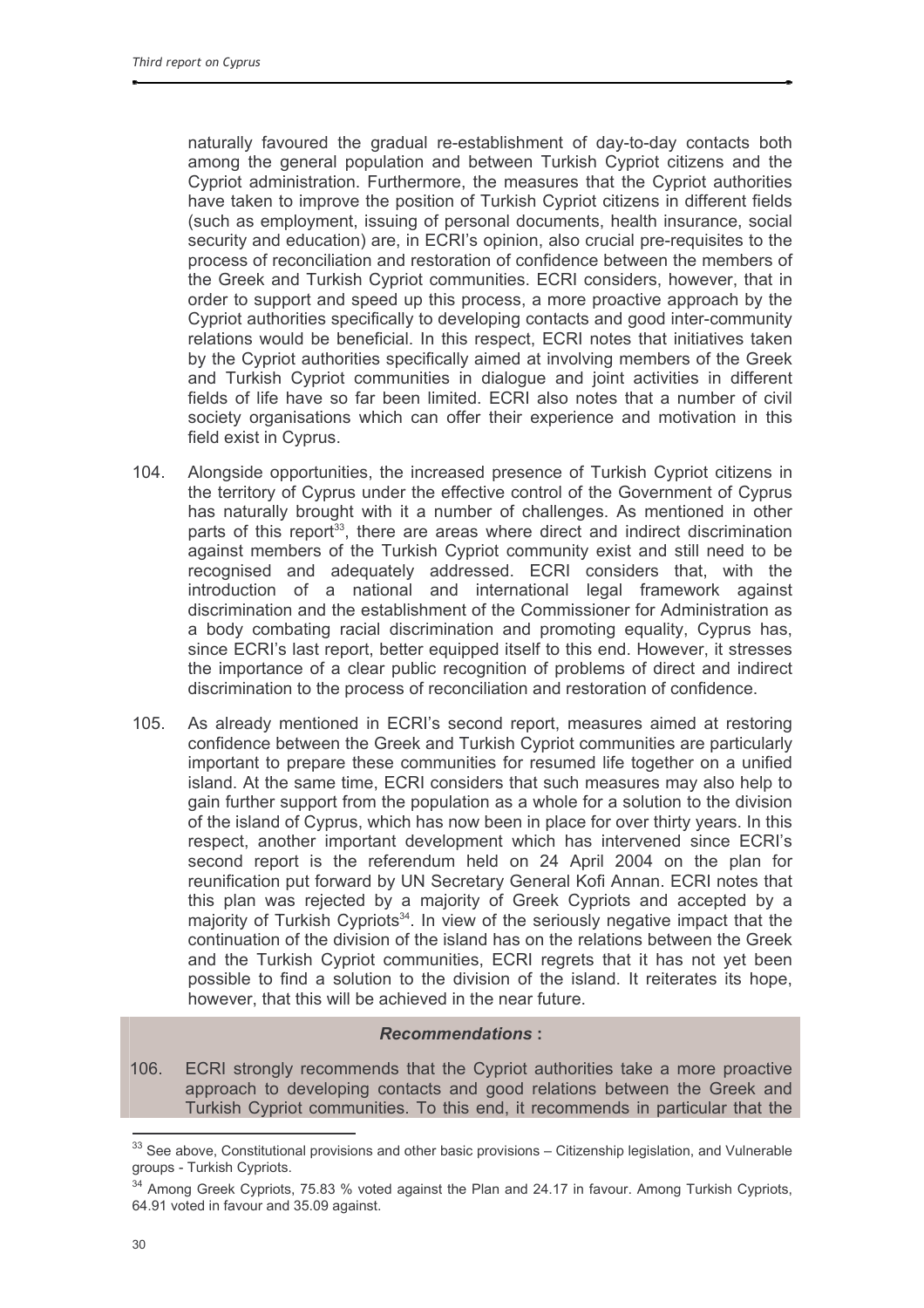naturally favoured the gradual re-establishment of day-to-day contacts both among the general population and between Turkish Cypriot citizens and the Cypriot administration. Furthermore, the measures that the Cypriot authorities have taken to improve the position of Turkish Cypriot citizens in different fields (such as employment, issuing of personal documents, health insurance, social security and education) are, in ECRI's opinion, also crucial pre-requisites to the process of reconciliation and restoration of confidence between the members of the Greek and Turkish Cypriot communities. ECRI considers, however, that in order to support and speed up this process, a more proactive approach by the Cypriot authorities specifically to developing contacts and good inter-community relations would be beneficial. In this respect, ECRI notes that initiatives taken by the Cypriot authorities specifically aimed at involving members of the Greek and Turkish Cypriot communities in dialogue and joint activities in different fields of life have so far been limited. ECRI also notes that a number of civil society organisations which can offer their experience and motivation in this field exist in Cyprus.

104. Alongside opportunities, the increased presence of Turkish Cypriot citizens in the territory of Cyprus under the effective control of the Government of Cyprus has naturally brought with it a number of challenges. As mentioned in other parts of this report[33], there are areas where direct and indirect discrimination against members of the Turkish Cypriot community exist and still need to be recognised and adequately addressed. ECRI considers that, with the introduction of a national and international legal framework against discrimination and the establishment of the Commissioner for Administration as a body combating racial discrimination and promoting equality, Cyprus has, since ECRI's last report, better equipped itself to this end. However, it stresses the importance of a clear public recognition of problems of direct and indirect discrimination to the process of reconciliation and restoration of confidence.

105. As already mentioned in ECRI's second report, measures aimed at restoring confidence between the Greek and Turkish Cypriot communities are particularly important to prepare these communities for resumed life together on a unified island. At the same time, ECRI considers that such measures may also help to gain further support from the population as a whole for a solution to the division of the island of Cyprus, which has now been in place for over thirty years. In this respect, another important development which has intervened since ECRI's second report is the referendum held on 24 April 2004 on the plan for reunification put forward by UN Secretary General Kofi Annan. ECRI notes that this plan was rejected by a majority of Greek Cypriots and accepted by a majority of Turkish Cypriots[34]. In view of the seriously negative impact that the continuation of the division of the island has on the relations between the Greek and the Turkish Cypriot communities, ECRI regrets that it has not yet been possible to find a solution to the division of the island. It reiterates its hope, however, that this will be achieved in the near future.

***Recommendations* :**

106. ECRI strongly recommends that the Cypriot authorities take a more proactive approach to developing contacts and good relations between the Greek and Turkish Cypriot communities. To this end, it recommends in particular that the

---

[33] See above, Constitutional provisions and other basic provisions – Citizenship legislation, and Vulnerable groups - Turkish Cypriots.

[34] Among Greek Cypriots, 75.83 % voted against the Plan and 24.17 in favour. Among Turkish Cypriots, 64.91 voted in favour and 35.09 against.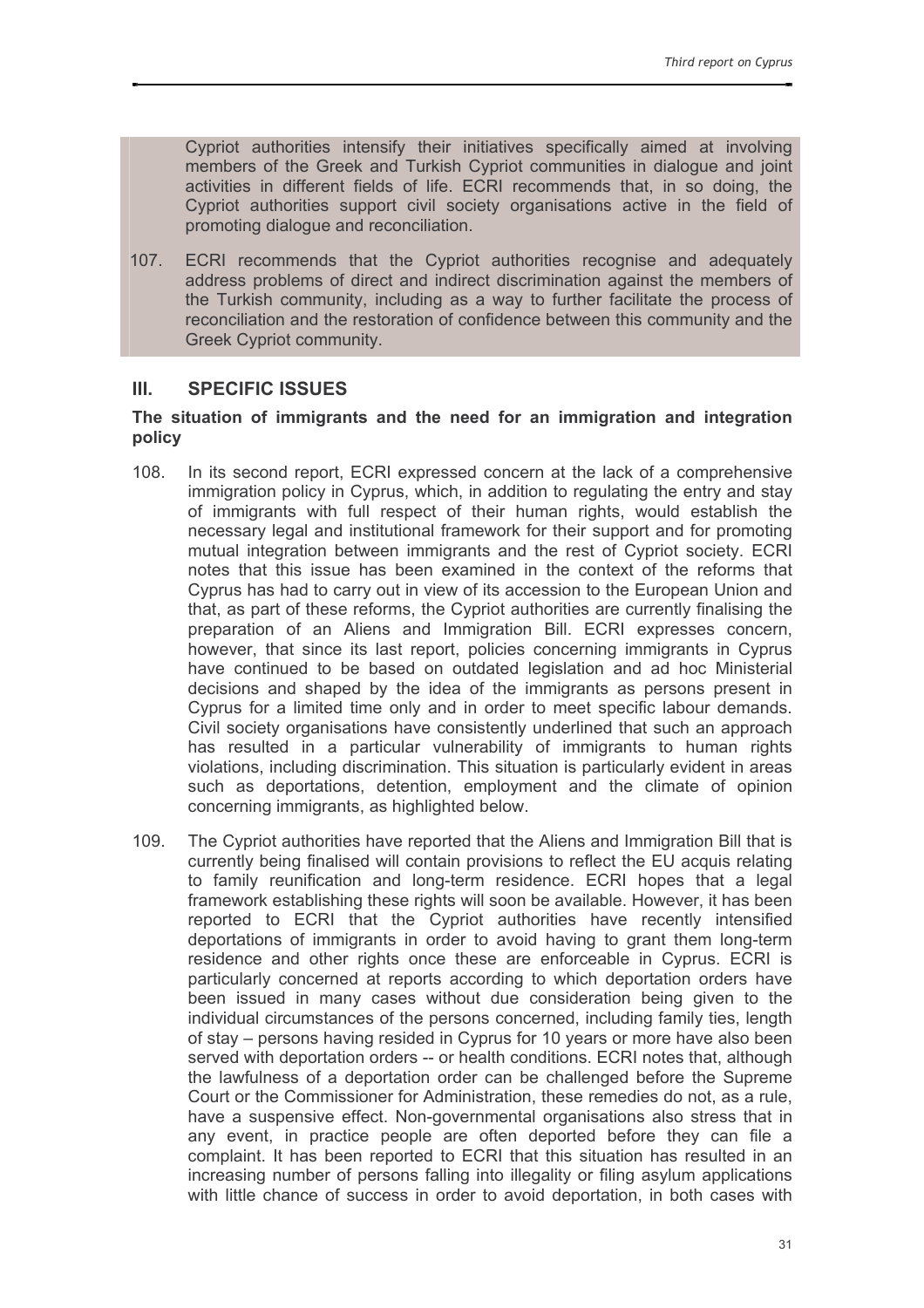Cypriot authorities intensify their initiatives specifically aimed at involving members of the Greek and Turkish Cypriot communities in dialogue and joint activities in different fields of life. ECRI recommends that, in so doing, the Cypriot authorities support civil society organisations active in the field of promoting dialogue and reconciliation.

107. ECRI recommends that the Cypriot authorities recognise and adequately address problems of direct and indirect discrimination against the members of the Turkish community, including as a way to further facilitate the process of reconciliation and the restoration of confidence between this community and the Greek Cypriot community.

## III. SPECIFIC ISSUES

### The situation of immigrants and the need for an immigration and integration policy

108. In its second report, ECRI expressed concern at the lack of a comprehensive immigration policy in Cyprus, which, in addition to regulating the entry and stay of immigrants with full respect of their human rights, would establish the necessary legal and institutional framework for their support and for promoting mutual integration between immigrants and the rest of Cypriot society. ECRI notes that this issue has been examined in the context of the reforms that Cyprus has had to carry out in view of its accession to the European Union and that, as part of these reforms, the Cypriot authorities are currently finalising the preparation of an Aliens and Immigration Bill. ECRI expresses concern, however, that since its last report, policies concerning immigrants in Cyprus have continued to be based on outdated legislation and ad hoc Ministerial decisions and shaped by the idea of the immigrants as persons present in Cyprus for a limited time only and in order to meet specific labour demands. Civil society organisations have consistently underlined that such an approach has resulted in a particular vulnerability of immigrants to human rights violations, including discrimination. This situation is particularly evident in areas such as deportations, detention, employment and the climate of opinion concerning immigrants, as highlighted below.

109. The Cypriot authorities have reported that the Aliens and Immigration Bill that is currently being finalised will contain provisions to reflect the EU acquis relating to family reunification and long-term residence. ECRI hopes that a legal framework establishing these rights will soon be available. However, it has been reported to ECRI that the Cypriot authorities have recently intensified deportations of immigrants in order to avoid having to grant them long-term residence and other rights once these are enforceable in Cyprus. ECRI is particularly concerned at reports according to which deportation orders have been issued in many cases without due consideration being given to the individual circumstances of the persons concerned, including family ties, length of stay – persons having resided in Cyprus for 10 years or more have also been served with deportation orders -- or health conditions. ECRI notes that, although the lawfulness of a deportation order can be challenged before the Supreme Court or the Commissioner for Administration, these remedies do not, as a rule, have a suspensive effect. Non-governmental organisations also stress that in any event, in practice people are often deported before they can file a complaint. It has been reported to ECRI that this situation has resulted in an increasing number of persons falling into illegality or filing asylum applications with little chance of success in order to avoid deportation, in both cases with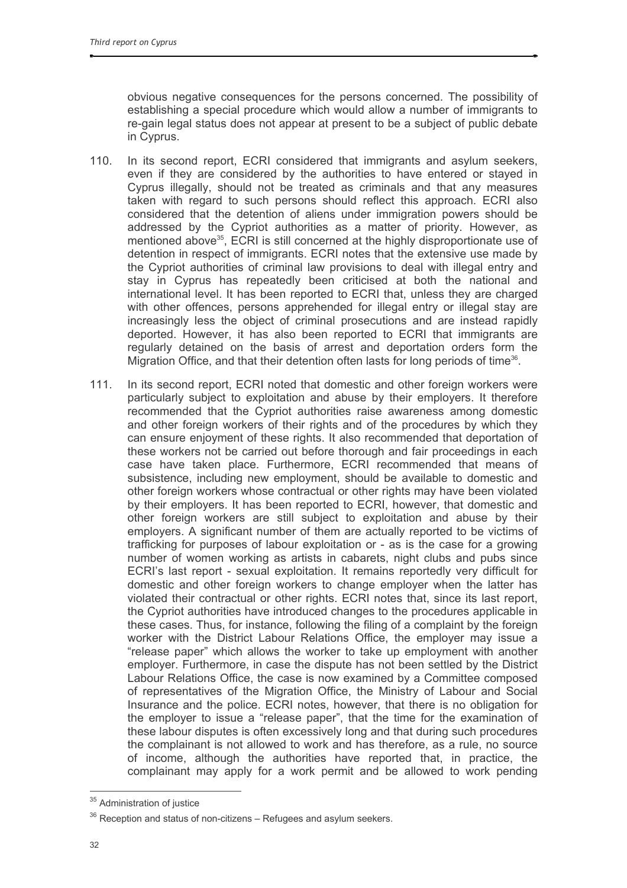obvious negative consequences for the persons concerned. The possibility of establishing a special procedure which would allow a number of immigrants to re-gain legal status does not appear at present to be a subject of public debate in Cyprus.

110. In its second report, ECRI considered that immigrants and asylum seekers, even if they are considered by the authorities to have entered or stayed in Cyprus illegally, should not be treated as criminals and that any measures taken with regard to such persons should reflect this approach. ECRI also considered that the detention of aliens under immigration powers should be addressed by the Cypriot authorities as a matter of priority. However, as mentioned above[35], ECRI is still concerned at the highly disproportionate use of detention in respect of immigrants. ECRI notes that the extensive use made by the Cypriot authorities of criminal law provisions to deal with illegal entry and stay in Cyprus has repeatedly been criticised at both the national and international level. It has been reported to ECRI that, unless they are charged with other offences, persons apprehended for illegal entry or illegal stay are increasingly less the object of criminal prosecutions and are instead rapidly deported. However, it has also been reported to ECRI that immigrants are regularly detained on the basis of arrest and deportation orders form the Migration Office, and that their detention often lasts for long periods of time[36].

111. In its second report, ECRI noted that domestic and other foreign workers were particularly subject to exploitation and abuse by their employers. It therefore recommended that the Cypriot authorities raise awareness among domestic and other foreign workers of their rights and of the procedures by which they can ensure enjoyment of these rights. It also recommended that deportation of these workers not be carried out before thorough and fair proceedings in each case have taken place. Furthermore, ECRI recommended that means of subsistence, including new employment, should be available to domestic and other foreign workers whose contractual or other rights may have been violated by their employers. It has been reported to ECRI, however, that domestic and other foreign workers are still subject to exploitation and abuse by their employers. A significant number of them are actually reported to be victims of trafficking for purposes of labour exploitation or - as is the case for a growing number of women working as artists in cabarets, night clubs and pubs since ECRI's last report - sexual exploitation. It remains reportedly very difficult for domestic and other foreign workers to change employer when the latter has violated their contractual or other rights. ECRI notes that, since its last report, the Cypriot authorities have introduced changes to the procedures applicable in these cases. Thus, for instance, following the filing of a complaint by the foreign worker with the District Labour Relations Office, the employer may issue a "release paper" which allows the worker to take up employment with another employer. Furthermore, in case the dispute has not been settled by the District Labour Relations Office, the case is now examined by a Committee composed of representatives of the Migration Office, the Ministry of Labour and Social Insurance and the police. ECRI notes, however, that there is no obligation for the employer to issue a "release paper", that the time for the examination of these labour disputes is often excessively long and that during such procedures the complainant is not allowed to work and has therefore, as a rule, no source of income, although the authorities have reported that, in practice, the complainant may apply for a work permit and be allowed to work pending

[35] Administration of justice

[36] Reception and status of non-citizens – Refugees and asylum seekers.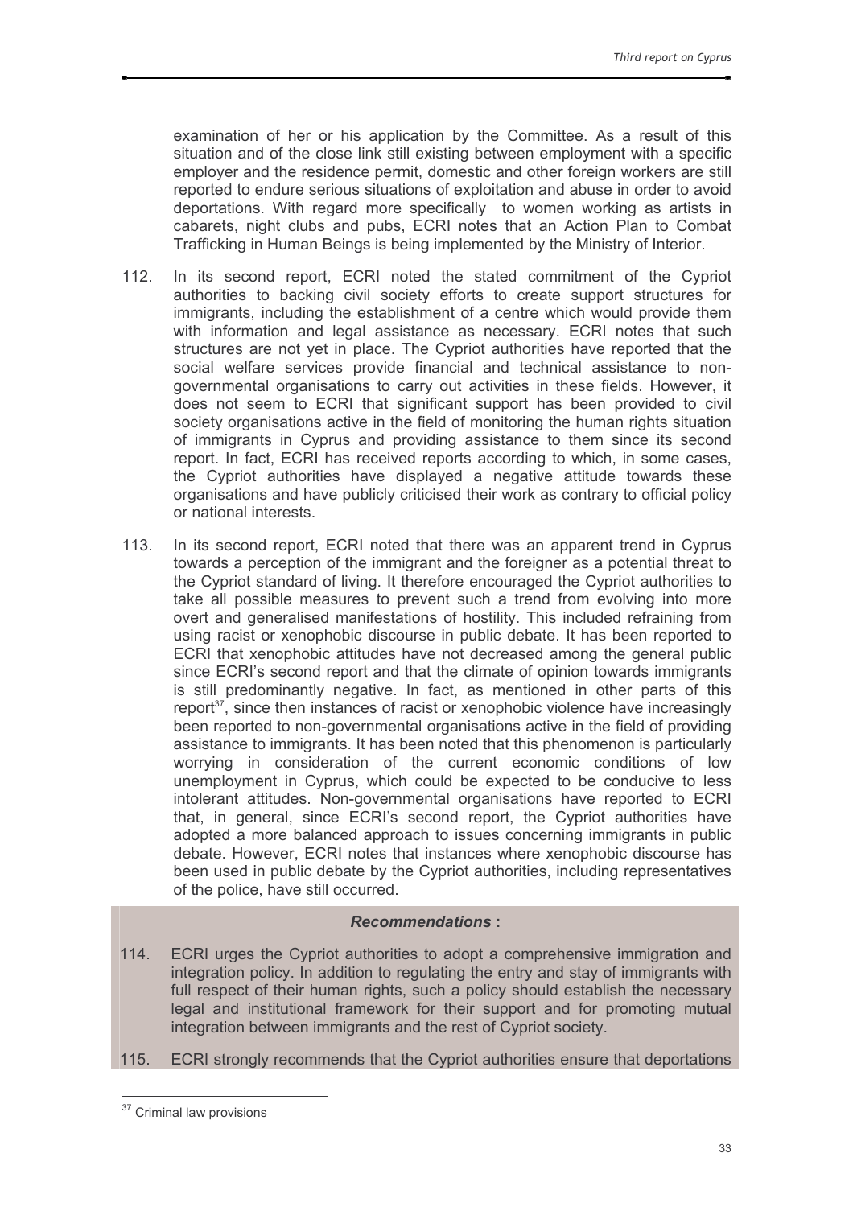examination of her or his application by the Committee. As a result of this situation and of the close link still existing between employment with a specific employer and the residence permit, domestic and other foreign workers are still reported to endure serious situations of exploitation and abuse in order to avoid deportations. With regard more specifically to women working as artists in cabarets, night clubs and pubs, ECRI notes that an Action Plan to Combat Trafficking in Human Beings is being implemented by the Ministry of Interior.

112. In its second report, ECRI noted the stated commitment of the Cypriot authorities to backing civil society efforts to create support structures for immigrants, including the establishment of a centre which would provide them with information and legal assistance as necessary. ECRI notes that such structures are not yet in place. The Cypriot authorities have reported that the social welfare services provide financial and technical assistance to non-governmental organisations to carry out activities in these fields. However, it does not seem to ECRI that significant support has been provided to civil society organisations active in the field of monitoring the human rights situation of immigrants in Cyprus and providing assistance to them since its second report. In fact, ECRI has received reports according to which, in some cases, the Cypriot authorities have displayed a negative attitude towards these organisations and have publicly criticised their work as contrary to official policy or national interests.

113. In its second report, ECRI noted that there was an apparent trend in Cyprus towards a perception of the immigrant and the foreigner as a potential threat to the Cypriot standard of living. It therefore encouraged the Cypriot authorities to take all possible measures to prevent such a trend from evolving into more overt and generalised manifestations of hostility. This included refraining from using racist or xenophobic discourse in public debate. It has been reported to ECRI that xenophobic attitudes have not decreased among the general public since ECRI's second report and that the climate of opinion towards immigrants is still predominantly negative. In fact, as mentioned in other parts of this report[37], since then instances of racist or xenophobic violence have increasingly been reported to non-governmental organisations active in the field of providing assistance to immigrants. It has been noted that this phenomenon is particularly worrying in consideration of the current economic conditions of low unemployment in Cyprus, which could be expected to be conducive to less intolerant attitudes. Non-governmental organisations have reported to ECRI that, in general, since ECRI's second report, the Cypriot authorities have adopted a more balanced approach to issues concerning immigrants in public debate. However, ECRI notes that instances where xenophobic discourse has been used in public debate by the Cypriot authorities, including representatives of the police, have still occurred.

***Recommendations*:**

114. ECRI urges the Cypriot authorities to adopt a comprehensive immigration and integration policy. In addition to regulating the entry and stay of immigrants with full respect of their human rights, such a policy should establish the necessary legal and institutional framework for their support and for promoting mutual integration between immigrants and the rest of Cypriot society.

115. ECRI strongly recommends that the Cypriot authorities ensure that deportations

---

[37] Criminal law provisions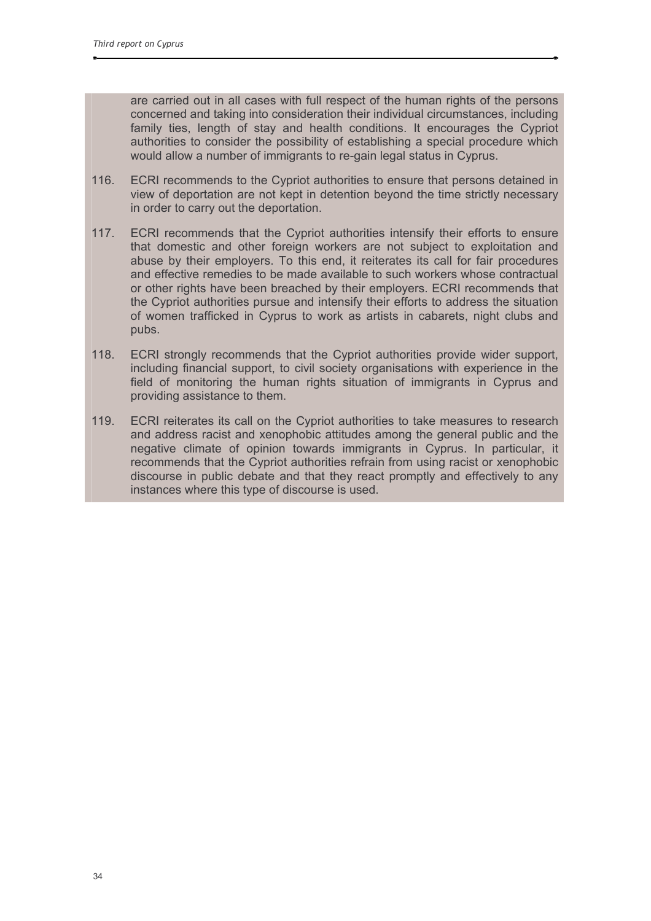are carried out in all cases with full respect of the human rights of the persons concerned and taking into consideration their individual circumstances, including family ties, length of stay and health conditions. It encourages the Cypriot authorities to consider the possibility of establishing a special procedure which would allow a number of immigrants to re-gain legal status in Cyprus.

116. ECRI recommends to the Cypriot authorities to ensure that persons detained in view of deportation are not kept in detention beyond the time strictly necessary in order to carry out the deportation.

117. ECRI recommends that the Cypriot authorities intensify their efforts to ensure that domestic and other foreign workers are not subject to exploitation and abuse by their employers. To this end, it reiterates its call for fair procedures and effective remedies to be made available to such workers whose contractual or other rights have been breached by their employers. ECRI recommends that the Cypriot authorities pursue and intensify their efforts to address the situation of women trafficked in Cyprus to work as artists in cabarets, night clubs and pubs.

118. ECRI strongly recommends that the Cypriot authorities provide wider support, including financial support, to civil society organisations with experience in the field of monitoring the human rights situation of immigrants in Cyprus and providing assistance to them.

119. ECRI reiterates its call on the Cypriot authorities to take measures to research and address racist and xenophobic attitudes among the general public and the negative climate of opinion towards immigrants in Cyprus. In particular, it recommends that the Cypriot authorities refrain from using racist or xenophobic discourse in public debate and that they react promptly and effectively to any instances where this type of discourse is used.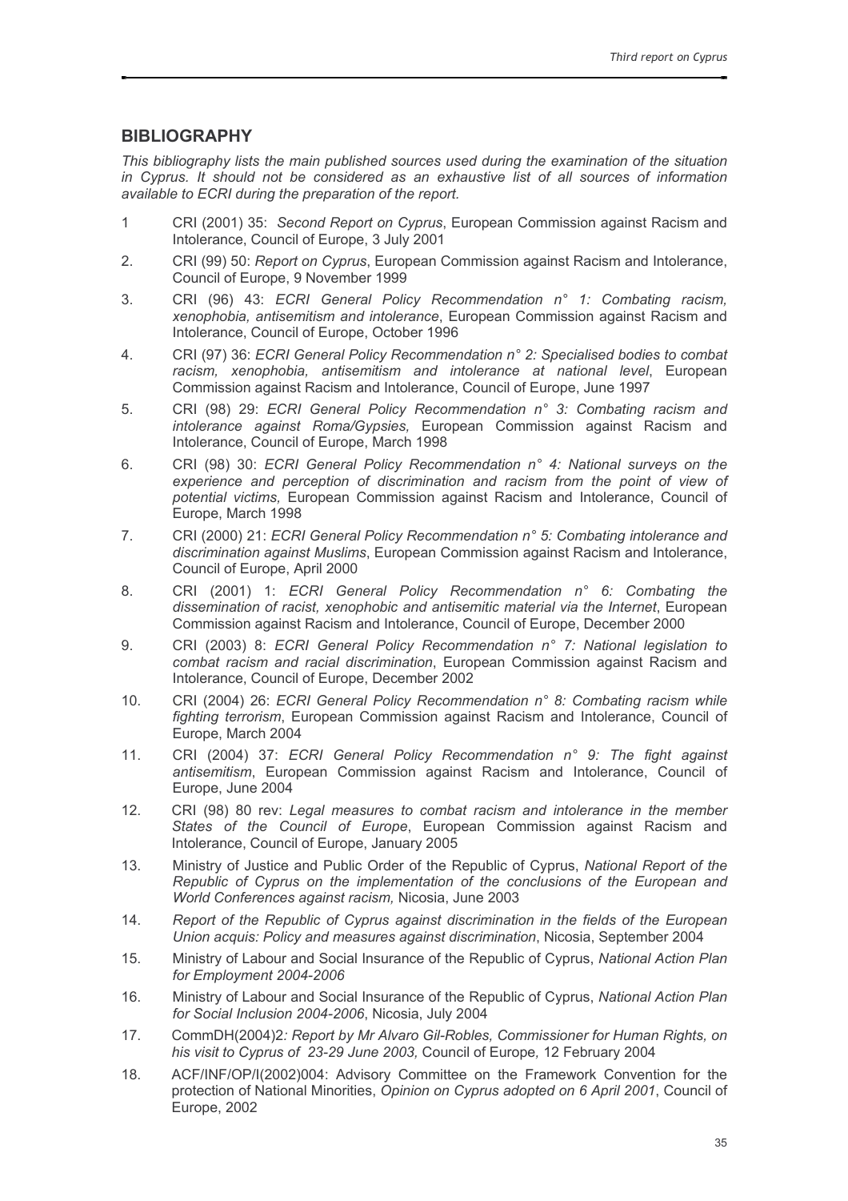## BIBLIOGRAPHY

*This bibliography lists the main published sources used during the examination of the situation in Cyprus. It should not be considered as an exhaustive list of all sources of information available to ECRI during the preparation of the report.*

1 CRI (2001) 35: *Second Report on Cyprus*, European Commission against Racism and Intolerance, Council of Europe, 3 July 2001

2. CRI (99) 50: *Report on Cyprus*, European Commission against Racism and Intolerance, Council of Europe, 9 November 1999

3. CRI (96) 43: *ECRI General Policy Recommendation n° 1: Combating racism, xenophobia, antisemitism and intolerance*, European Commission against Racism and Intolerance, Council of Europe, October 1996

4. CRI (97) 36: *ECRI General Policy Recommendation n° 2: Specialised bodies to combat racism, xenophobia, antisemitism and intolerance at national level*, European Commission against Racism and Intolerance, Council of Europe, June 1997

5. CRI (98) 29: *ECRI General Policy Recommendation n° 3: Combating racism and intolerance against Roma/Gypsies,* European Commission against Racism and Intolerance, Council of Europe, March 1998

6. CRI (98) 30: *ECRI General Policy Recommendation n° 4: National surveys on the experience and perception of discrimination and racism from the point of view of potential victims,* European Commission against Racism and Intolerance, Council of Europe, March 1998

7. CRI (2000) 21: *ECRI General Policy Recommendation n° 5: Combating intolerance and discrimination against Muslims*, European Commission against Racism and Intolerance, Council of Europe, April 2000

8. CRI (2001) 1: *ECRI General Policy Recommendation n° 6: Combating the dissemination of racist, xenophobic and antisemitic material via the Internet*, European Commission against Racism and Intolerance, Council of Europe, December 2000

9. CRI (2003) 8: *ECRI General Policy Recommendation n° 7: National legislation to combat racism and racial discrimination*, European Commission against Racism and Intolerance, Council of Europe, December 2002

10. CRI (2004) 26: *ECRI General Policy Recommendation n° 8: Combating racism while fighting terrorism*, European Commission against Racism and Intolerance, Council of Europe, March 2004

11. CRI (2004) 37: *ECRI General Policy Recommendation n° 9: The fight against antisemitism*, European Commission against Racism and Intolerance, Council of Europe, June 2004

12. CRI (98) 80 rev: *Legal measures to combat racism and intolerance in the member States of the Council of Europe*, European Commission against Racism and Intolerance, Council of Europe, January 2005

13. Ministry of Justice and Public Order of the Republic of Cyprus, *National Report of the Republic of Cyprus on the implementation of the conclusions of the European and World Conferences against racism,* Nicosia, June 2003

14. *Report of the Republic of Cyprus against discrimination in the fields of the European Union acquis: Policy and measures against discrimination*, Nicosia, September 2004

15. Ministry of Labour and Social Insurance of the Republic of Cyprus, *National Action Plan for Employment 2004-2006*

16. Ministry of Labour and Social Insurance of the Republic of Cyprus, *National Action Plan for Social Inclusion 2004-2006*, Nicosia, July 2004

17. CommDH(2004)2*: Report by Mr Alvaro Gil-Robles, Commissioner for Human Rights, on his visit to Cyprus of 23-29 June 2003,* Council of Europe*,* 12 February 2004

18. ACF/INF/OP/I(2002)004: Advisory Committee on the Framework Convention for the protection of National Minorities, *Opinion on Cyprus adopted on 6 April 2001*, Council of Europe, 2002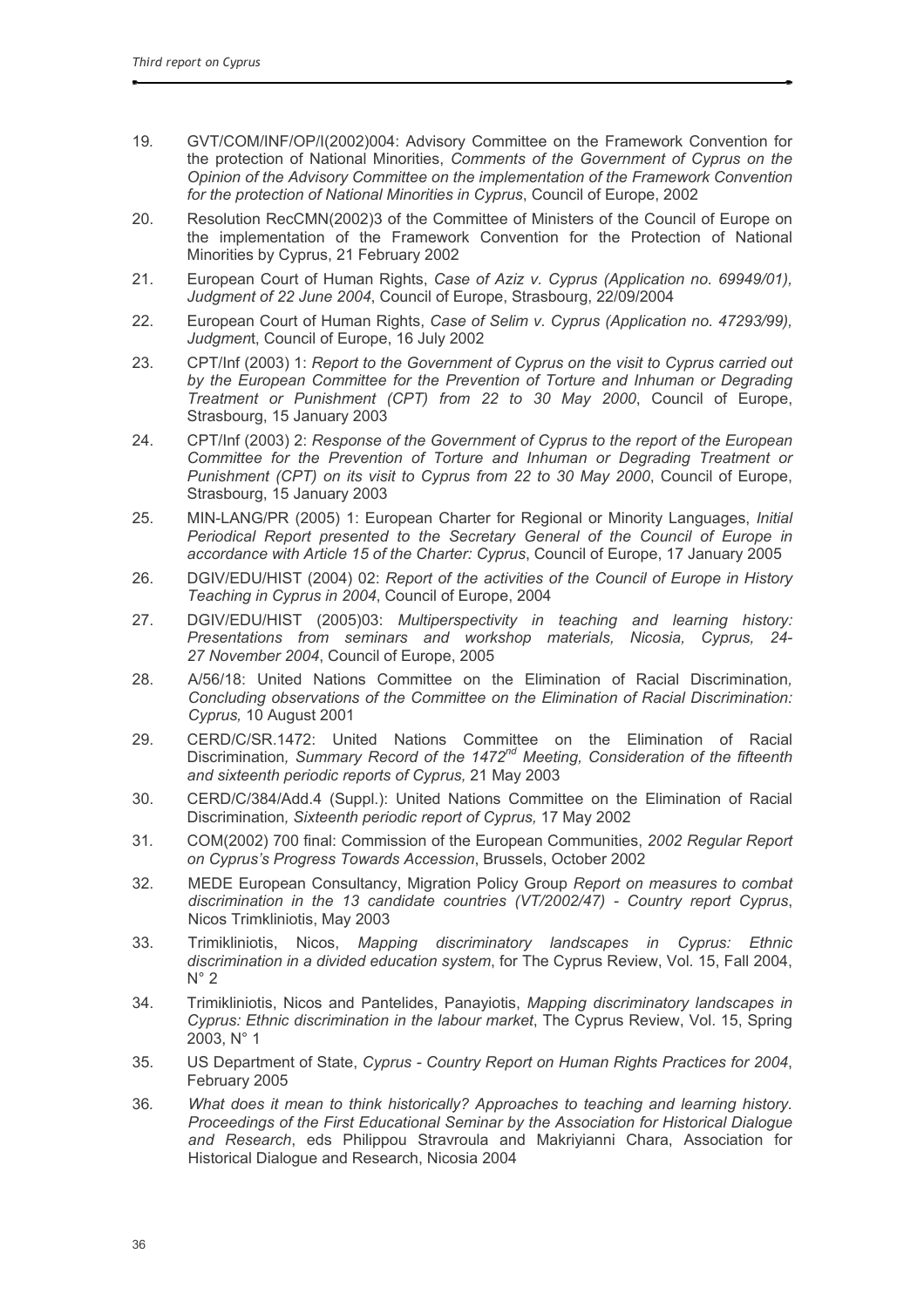19. GVT/COM/INF/OP/I(2002)004: Advisory Committee on the Framework Convention for the protection of National Minorities, *Comments of the Government of Cyprus on the Opinion of the Advisory Committee on the implementation of the Framework Convention for the protection of National Minorities in Cyprus*, Council of Europe, 2002

20. Resolution RecCMN(2002)3 of the Committee of Ministers of the Council of Europe on the implementation of the Framework Convention for the Protection of National Minorities by Cyprus, 21 February 2002

21. European Court of Human Rights, *Case of Aziz v. Cyprus (Application no. 69949/01), Judgment of 22 June 2004*, Council of Europe, Strasbourg, 22/09/2004

22. European Court of Human Rights, *Case of Selim v. Cyprus (Application no. 47293/99), Judgmen*t, Council of Europe, 16 July 2002

23. CPT/Inf (2003) 1: *Report to the Government of Cyprus on the visit to Cyprus carried out by the European Committee for the Prevention of Torture and Inhuman or Degrading Treatment or Punishment (CPT) from 22 to 30 May 2000*, Council of Europe, Strasbourg, 15 January 2003

24. CPT/Inf (2003) 2: *Response of the Government of Cyprus to the report of the European Committee for the Prevention of Torture and Inhuman or Degrading Treatment or Punishment (CPT) on its visit to Cyprus from 22 to 30 May 2000*, Council of Europe, Strasbourg, 15 January 2003

25. MIN-LANG/PR (2005) 1: European Charter for Regional or Minority Languages, *Initial Periodical Report presented to the Secretary General of the Council of Europe in accordance with Article 15 of the Charter: Cyprus*, Council of Europe, 17 January 2005

26. DGIV/EDU/HIST (2004) 02: *Report of the activities of the Council of Europe in History Teaching in Cyprus in 2004*, Council of Europe, 2004

27. DGIV/EDU/HIST (2005)03: *Multiperspectivity in teaching and learning history: Presentations from seminars and workshop materials, Nicosia, Cyprus, 24-27 November 2004*, Council of Europe, 2005

28. A/56/18: United Nations Committee on the Elimination of Racial Discrimination*, Concluding observations of the Committee on the Elimination of Racial Discrimination: Cyprus,* 10 August 2001

29. CERD/C/SR.1472: United Nations Committee on the Elimination of Racial Discrimination*, Summary Record of the 1472nd Meeting, Consideration of the fifteenth and sixteenth periodic reports of Cyprus,* 21 May 2003

30. CERD/C/384/Add.4 (Suppl.): United Nations Committee on the Elimination of Racial Discrimination*, Sixteenth periodic report of Cyprus,* 17 May 2002

31. COM(2002) 700 final: Commission of the European Communities, *2002 Regular Report on Cyprus's Progress Towards Accession*, Brussels, October 2002

32. MEDE European Consultancy, Migration Policy Group *Report on measures to combat discrimination in the 13 candidate countries (VT/2002/47) - Country report Cyprus*, Nicos Trimkliniotis, May 2003

33. Trimikliniotis, Nicos, *Mapping discriminatory landscapes in Cyprus: Ethnic discrimination in a divided education system*, for The Cyprus Review, Vol. 15, Fall 2004, N° 2

34. Trimikliniotis, Nicos and Pantelides, Panayiotis, *Mapping discriminatory landscapes in Cyprus: Ethnic discrimination in the labour market*, The Cyprus Review, Vol. 15, Spring 2003, N° 1

35. US Department of State, *Cyprus - Country Report on Human Rights Practices for 2004*, February 2005

36. *What does it mean to think historically? Approaches to teaching and learning history. Proceedings of the First Educational Seminar by the Association for Historical Dialogue and Research*, eds Philippou Stravroula and Makriyianni Chara, Association for Historical Dialogue and Research, Nicosia 2004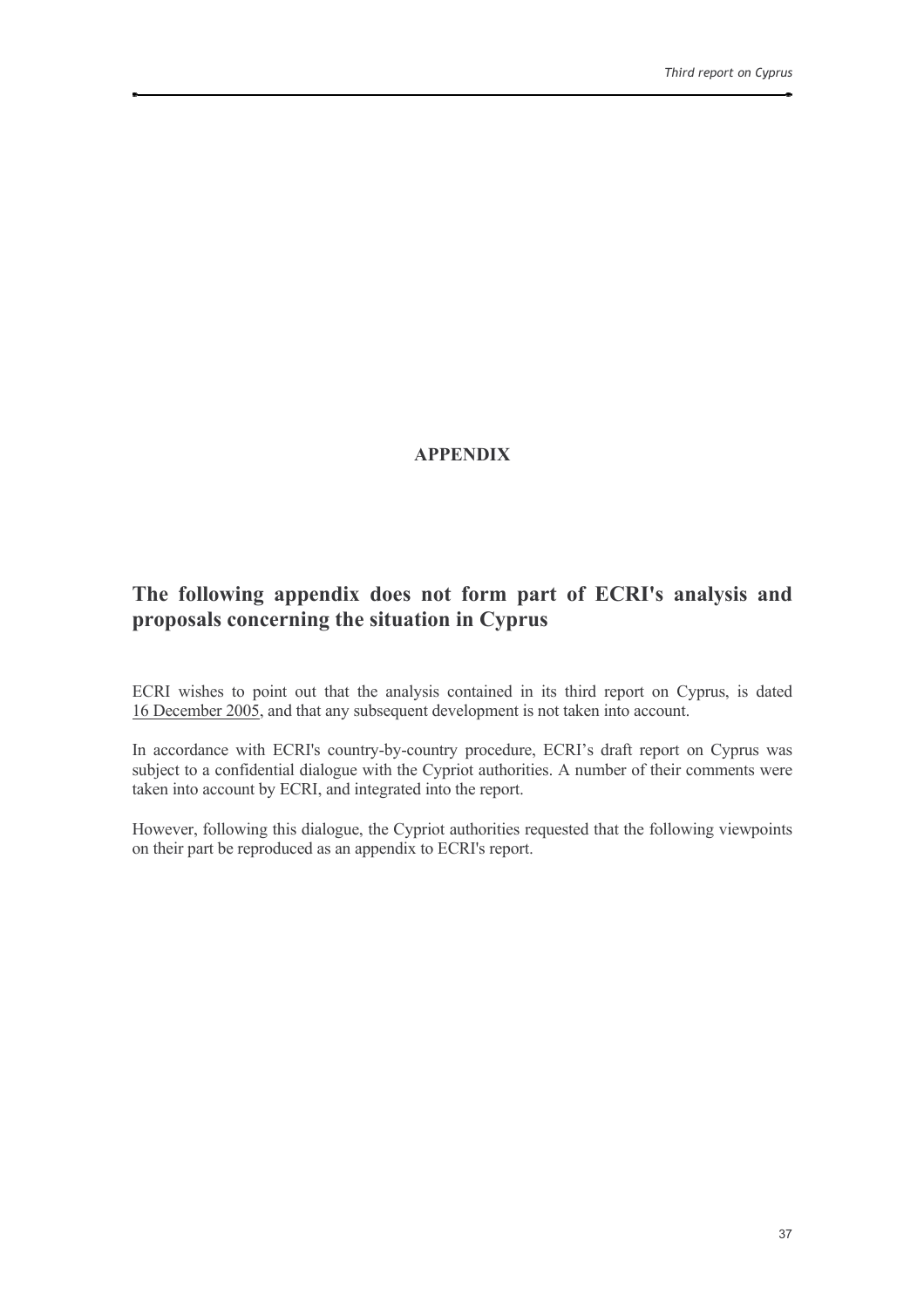**APPENDIX**

## The following appendix does not form part of ECRI's analysis and proposals concerning the situation in Cyprus

ECRI wishes to point out that the analysis contained in its third report on Cyprus, is dated 16 December 2005, and that any subsequent development is not taken into account.

In accordance with ECRI's country-by-country procedure, ECRI's draft report on Cyprus was subject to a confidential dialogue with the Cypriot authorities. A number of their comments were taken into account by ECRI, and integrated into the report.

However, following this dialogue, the Cypriot authorities requested that the following viewpoints on their part be reproduced as an appendix to ECRI's report.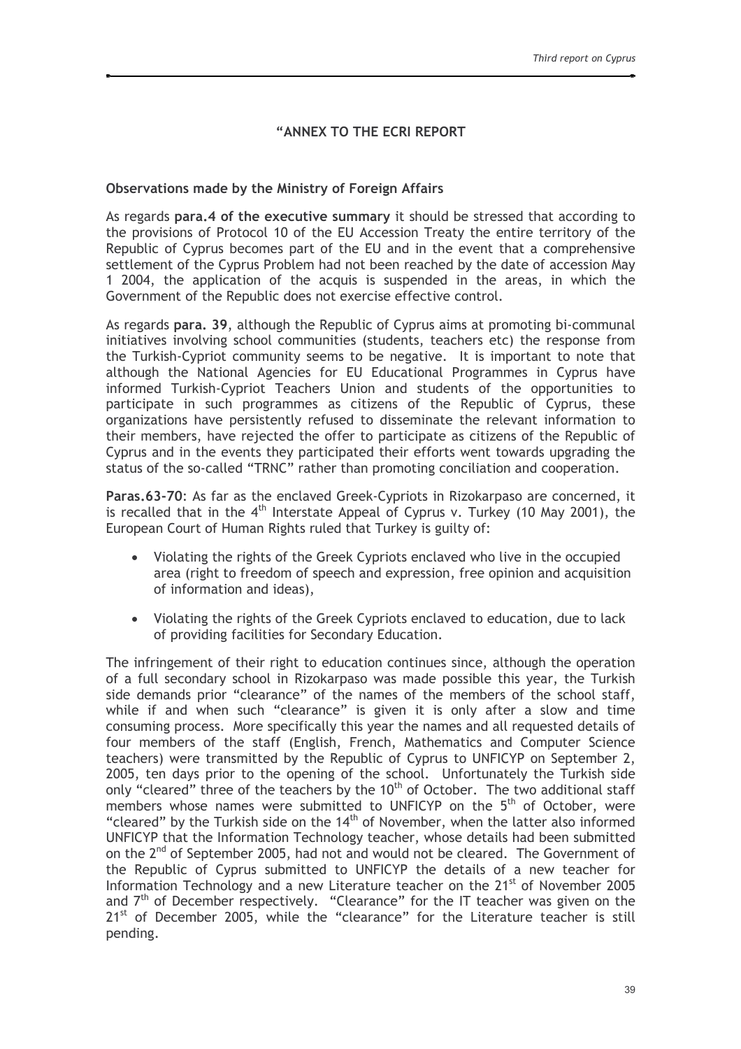## "ANNEX TO THE ECRI REPORT

### Observations made by the Ministry of Foreign Affairs

As regards **para.4 of the executive summary** it should be stressed that according to the provisions of Protocol 10 of the EU Accession Treaty the entire territory of the Republic of Cyprus becomes part of the EU and in the event that a comprehensive settlement of the Cyprus Problem had not been reached by the date of accession May 1 2004, the application of the acquis is suspended in the areas, in which the Government of the Republic does not exercise effective control.

As regards **para. 39**, although the Republic of Cyprus aims at promoting bi-communal initiatives involving school communities (students, teachers etc) the response from the Turkish-Cypriot community seems to be negative. It is important to note that although the National Agencies for EU Educational Programmes in Cyprus have informed Turkish-Cypriot Teachers Union and students of the opportunities to participate in such programmes as citizens of the Republic of Cyprus, these organizations have persistently refused to disseminate the relevant information to their members, have rejected the offer to participate as citizens of the Republic of Cyprus and in the events they participated their efforts went towards upgrading the status of the so-called "TRNC" rather than promoting conciliation and cooperation.

**Paras.63-70**: As far as the enclaved Greek-Cypriots in Rizokarpaso are concerned, it is recalled that in the 4th Interstate Appeal of Cyprus v. Turkey (10 May 2001), the European Court of Human Rights ruled that Turkey is guilty of:

- Violating the rights of the Greek Cypriots enclaved who live in the occupied area (right to freedom of speech and expression, free opinion and acquisition of information and ideas),
- Violating the rights of the Greek Cypriots enclaved to education, due to lack of providing facilities for Secondary Education.

The infringement of their right to education continues since, although the operation of a full secondary school in Rizokarpaso was made possible this year, the Turkish side demands prior "clearance" of the names of the members of the school staff, while if and when such "clearance" is given it is only after a slow and time consuming process. More specifically this year the names and all requested details of four members of the staff (English, French, Mathematics and Computer Science teachers) were transmitted by the Republic of Cyprus to UNFICYP on September 2, 2005, ten days prior to the opening of the school. Unfortunately the Turkish side only "cleared" three of the teachers by the 10th of October. The two additional staff members whose names were submitted to UNFICYP on the 5th of October, were "cleared" by the Turkish side on the 14th of November, when the latter also informed UNFICYP that the Information Technology teacher, whose details had been submitted on the 2nd of September 2005, had not and would not be cleared. The Government of the Republic of Cyprus submitted to UNFICYP the details of a new teacher for Information Technology and a new Literature teacher on the 21st of November 2005 and 7th of December respectively. "Clearance" for the IT teacher was given on the 21st of December 2005, while the "clearance" for the Literature teacher is still pending.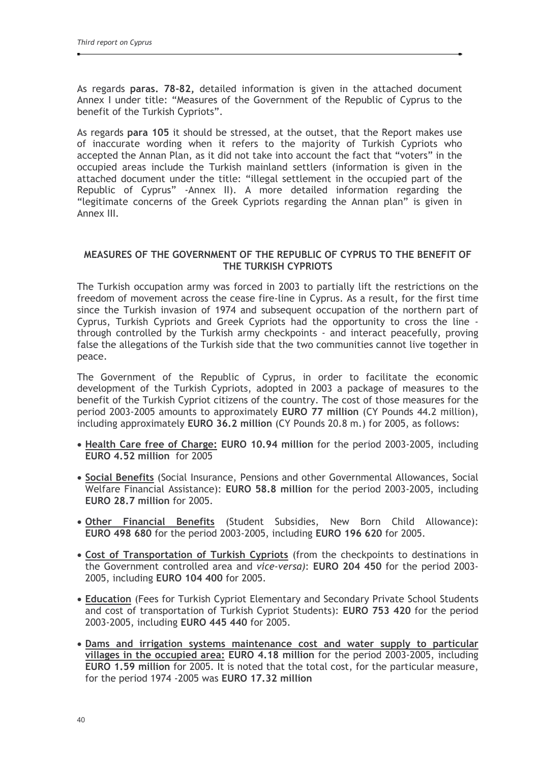As regards **paras. 78-82,** detailed information is given in the attached document Annex I under title: "Measures of the Government of the Republic of Cyprus to the benefit of the Turkish Cypriots".

As regards **para 105** it should be stressed, at the outset, that the Report makes use of inaccurate wording when it refers to the majority of Turkish Cypriots who accepted the Annan Plan, as it did not take into account the fact that "voters" in the occupied areas include the Turkish mainland settlers (information is given in the attached document under the title: "illegal settlement in the occupied part of the Republic of Cyprus" -Annex II). A more detailed information regarding the "legitimate concerns of the Greek Cypriots regarding the Annan plan" is given in Annex III.

## MEASURES OF THE GOVERNMENT OF THE REPUBLIC OF CYPRUS TO THE BENEFIT OF THE TURKISH CYPRIOTS

The Turkish occupation army was forced in 2003 to partially lift the restrictions on the freedom of movement across the cease fire-line in Cyprus. As a result, for the first time since the Turkish invasion of 1974 and subsequent occupation of the northern part of Cyprus, Turkish Cypriots and Greek Cypriots had the opportunity to cross the line - through controlled by the Turkish army checkpoints - and interact peacefully, proving false the allegations of the Turkish side that the two communities cannot live together in peace.

The Government of the Republic of Cyprus, in order to facilitate the economic development of the Turkish Cypriots, adopted in 2003 a package of measures to the benefit of the Turkish Cypriot citizens of the country. The cost of those measures for the period 2003-2005 amounts to approximately **EURO 77 million** (CY Pounds 44.2 million), including approximately **EURO 36.2 million** (CY Pounds 20.8 m.) for 2005, as follows:

- **Health Care free of Charge: EURO 10.94 million** for the period 2003-2005, including **EURO 4.52 million** for 2005
- **Social Benefits** (Social Insurance, Pensions and other Governmental Allowances, Social Welfare Financial Assistance): **EURO 58.8 million** for the period 2003-2005, including **EURO 28.7 million** for 2005.
- **Other Financial Benefits** (Student Subsidies, New Born Child Allowance): **EURO 498 680** for the period 2003-2005, including **EURO 196 620** for 2005.
- **Cost of Transportation of Turkish Cypriots** (from the checkpoints to destinations in the Government controlled area and *vice-versa)*: **EURO 204 450** for the period 2003-2005, including **EURO 104 400** for 2005.
- **Education** (Fees for Turkish Cypriot Elementary and Secondary Private School Students and cost of transportation of Turkish Cypriot Students): **EURO 753 420** for the period 2003-2005, including **EURO 445 440** for 2005.
- **Dams and irrigation systems maintenance cost and water supply to particular villages in the occupied area: EURO 4.18 million** for the period 2003-2005, including **EURO 1.59 million** for 2005. It is noted that the total cost, for the particular measure, for the period 1974 -2005 was **EURO 17.32 million**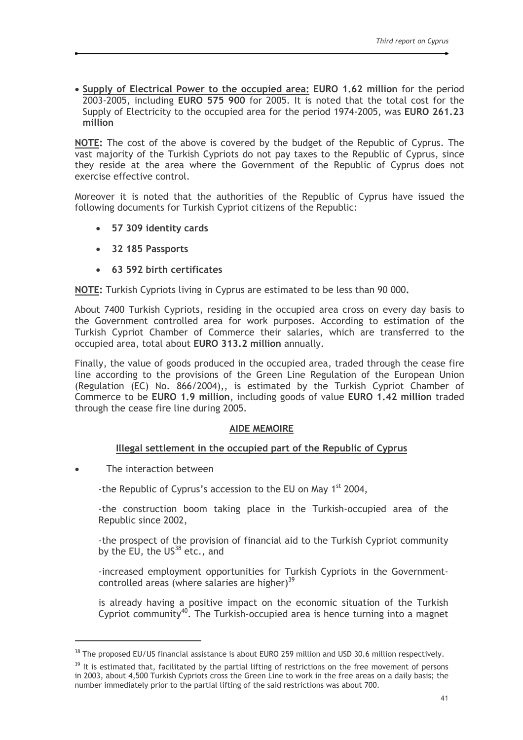- **Supply of Electrical Power to the occupied area: EURO 1.62 million** for the period 2003-2005, including **EURO 575 900** for 2005. It is noted that the total cost for the Supply of Electricity to the occupied area for the period 1974-2005, was **EURO 261.23 million**

**NOTE:** The cost of the above is covered by the budget of the Republic of Cyprus. The vast majority of the Turkish Cypriots do not pay taxes to the Republic of Cyprus, since they reside at the area where the Government of the Republic of Cyprus does not exercise effective control.

Moreover it is noted that the authorities of the Republic of Cyprus have issued the following documents for Turkish Cypriot citizens of the Republic:

- **57 309 identity cards**
- **32 185 Passports**
- **63 592 birth certificates**

**NOTE:** Turkish Cypriots living in Cyprus are estimated to be less than 90 000**.**

About 7400 Turkish Cypriots, residing in the occupied area cross on every day basis to the Government controlled area for work purposes. According to estimation of the Turkish Cypriot Chamber of Commerce their salaries, which are transferred to the occupied area, total about **EURO 313.2 million** annually.

Finally, the value of goods produced in the occupied area, traded through the cease fire line according to the provisions of the Green Line Regulation of the European Union (Regulation (EC) No. 866/2004),, is estimated by the Turkish Cypriot Chamber of Commerce to be **EURO 1.9 million**, including goods of value **EURO 1.42 million** traded through the cease fire line during 2005.

## AIDE MEMOIRE

### Illegal settlement in the occupied part of the Republic of Cyprus

- The interaction between

  -the Republic of Cyprus's accession to the EU on May 1st 2004,

  -the construction boom taking place in the Turkish-occupied area of the Republic since 2002,

  -the prospect of the provision of financial aid to the Turkish Cypriot community by the EU, the US[38] etc., and

  -increased employment opportunities for Turkish Cypriots in the Government-controlled areas (where salaries are higher)[39]

  is already having a positive impact on the economic situation of the Turkish Cypriot community[40]. The Turkish-occupied area is hence turning into a magnet

[38] The proposed EU/US financial assistance is about EURO 259 million and USD 30.6 million respectively.

[39] It is estimated that, facilitated by the partial lifting of restrictions on the free movement of persons in 2003, about 4,500 Turkish Cypriots cross the Green Line to work in the free areas on a daily basis; the number immediately prior to the partial lifting of the said restrictions was about 700.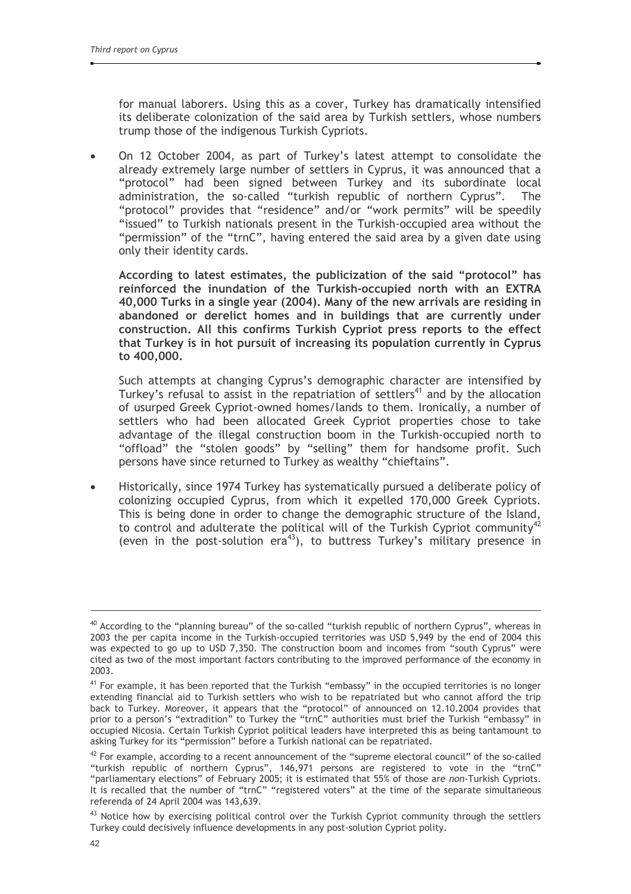for manual laborers. Using this as a cover, Turkey has dramatically intensified its deliberate colonization of the said area by Turkish settlers, whose numbers trump those of the indigenous Turkish Cypriots.

- On 12 October 2004, as part of Turkey's latest attempt to consolidate the already extremely large number of settlers in Cyprus, it was announced that a "protocol" had been signed between Turkey and its subordinate local administration, the so-called "turkish republic of northern Cyprus". The "protocol" provides that "residence" and/or "work permits" will be speedily "issued" to Turkish nationals present in the Turkish-occupied area without the "permission" of the "trnC", having entered the said area by a given date using only their identity cards.

  **According to latest estimates, the publicization of the said "protocol" has reinforced the inundation of the Turkish-occupied north with an EXTRA 40,000 Turks in a single year (2004). Many of the new arrivals are residing in abandoned or derelict homes and in buildings that are currently under construction. All this confirms Turkish Cypriot press reports to the effect that Turkey is in hot pursuit of increasing its population currently in Cyprus to 400,000.**

  Such attempts at changing Cyprus's demographic character are intensified by Turkey's refusal to assist in the repatriation of settlers[41] and by the allocation of usurped Greek Cypriot-owned homes/lands to them. Ironically, a number of settlers who had been allocated Greek Cypriot properties chose to take advantage of the illegal construction boom in the Turkish-occupied north to "offload" the "stolen goods" by "selling" them for handsome profit. Such persons have since returned to Turkey as wealthy "chieftains".

- Historically, since 1974 Turkey has systematically pursued a deliberate policy of colonizing occupied Cyprus, from which it expelled 170,000 Greek Cypriots. This is being done in order to change the demographic structure of the Island, to control and adulterate the political will of the Turkish Cypriot community[42] (even in the post-solution era[43]), to buttress Turkey's military presence in

---

[40] According to the "planning bureau" of the so-called "turkish republic of northern Cyprus", whereas in 2003 the per capita income in the Turkish-occupied territories was USD 5,949 by the end of 2004 this was expected to go up to USD 7,350. The construction boom and incomes from "south Cyprus" were cited as two of the most important factors contributing to the improved performance of the economy in 2003.

[41] For example, it has been reported that the Turkish "embassy" in the occupied territories is no longer extending financial aid to Turkish settlers who wish to be repatriated but who cannot afford the trip back to Turkey. Moreover, it appears that the "protocol" of announced on 12.10.2004 provides that prior to a person's "extradition" to Turkey the "trnC" authorities must brief the Turkish "embassy" in occupied Nicosia. Certain Turkish Cypriot political leaders have interpreted this as being tantamount to asking Turkey for its "permission" before a Turkish national can be repatriated.

[42] For example, according to a recent announcement of the "supreme electoral council" of the so-called "turkish republic of northern Cyprus", 146,971 persons are registered to vote in the "trnC" "parliamentary elections" of February 2005; it is estimated that 55% of those are *non*-Turkish Cypriots. It is recalled that the number of "trnC" "registered voters" at the time of the separate simultaneous referenda of 24 April 2004 was 143,639.

[43] Notice how by exercising political control over the Turkish Cypriot community through the settlers Turkey could decisively influence developments in any post-solution Cypriot polity.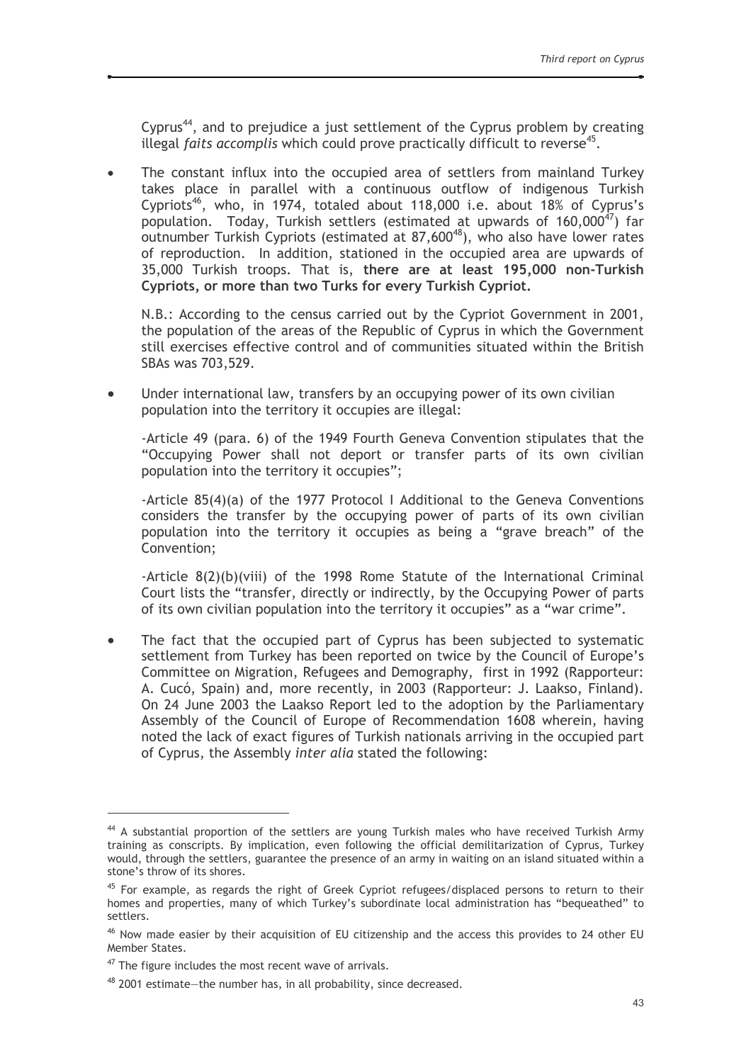Cyprus[44], and to prejudice a just settlement of the Cyprus problem by creating illegal *faits accomplis* which could prove practically difficult to reverse[45].

- The constant influx into the occupied area of settlers from mainland Turkey takes place in parallel with a continuous outflow of indigenous Turkish Cypriots[46], who, in 1974, totaled about 118,000 i.e. about 18% of Cyprus's population. Today, Turkish settlers (estimated at upwards of 160,000[47]) far outnumber Turkish Cypriots (estimated at 87,600[48]), who also have lower rates of reproduction. In addition, stationed in the occupied area are upwards of 35,000 Turkish troops. That is, **there are at least 195,000 non-Turkish Cypriots, or more than two Turks for every Turkish Cypriot.**

  N.B.: According to the census carried out by the Cypriot Government in 2001, the population of the areas of the Republic of Cyprus in which the Government still exercises effective control and of communities situated within the British SBAs was 703,529.

- Under international law, transfers by an occupying power of its own civilian population into the territory it occupies are illegal:

  -Article 49 (para. 6) of the 1949 Fourth Geneva Convention stipulates that the "Occupying Power shall not deport or transfer parts of its own civilian population into the territory it occupies";

  -Article 85(4)(a) of the 1977 Protocol I Additional to the Geneva Conventions considers the transfer by the occupying power of parts of its own civilian population into the territory it occupies as being a "grave breach" of the Convention;

  -Article 8(2)(b)(viii) of the 1998 Rome Statute of the International Criminal Court lists the "transfer, directly or indirectly, by the Occupying Power of parts of its own civilian population into the territory it occupies" as a "war crime".

- The fact that the occupied part of Cyprus has been subjected to systematic settlement from Turkey has been reported on twice by the Council of Europe's Committee on Migration, Refugees and Demography, first in 1992 (Rapporteur: A. Cucó, Spain) and, more recently, in 2003 (Rapporteur: J. Laakso, Finland). On 24 June 2003 the Laakso Report led to the adoption by the Parliamentary Assembly of the Council of Europe of Recommendation 1608 wherein, having noted the lack of exact figures of Turkish nationals arriving in the occupied part of Cyprus, the Assembly *inter alia* stated the following:

---

[44] A substantial proportion of the settlers are young Turkish males who have received Turkish Army training as conscripts. By implication, even following the official demilitarization of Cyprus, Turkey would, through the settlers, guarantee the presence of an army in waiting on an island situated within a stone's throw of its shores.

[45] For example, as regards the right of Greek Cypriot refugees/displaced persons to return to their homes and properties, many of which Turkey's subordinate local administration has "bequeathed" to settlers.

[46] Now made easier by their acquisition of EU citizenship and the access this provides to 24 other EU Member States.

[47] The figure includes the most recent wave of arrivals.

[48] 2001 estimate—the number has, in all probability, since decreased.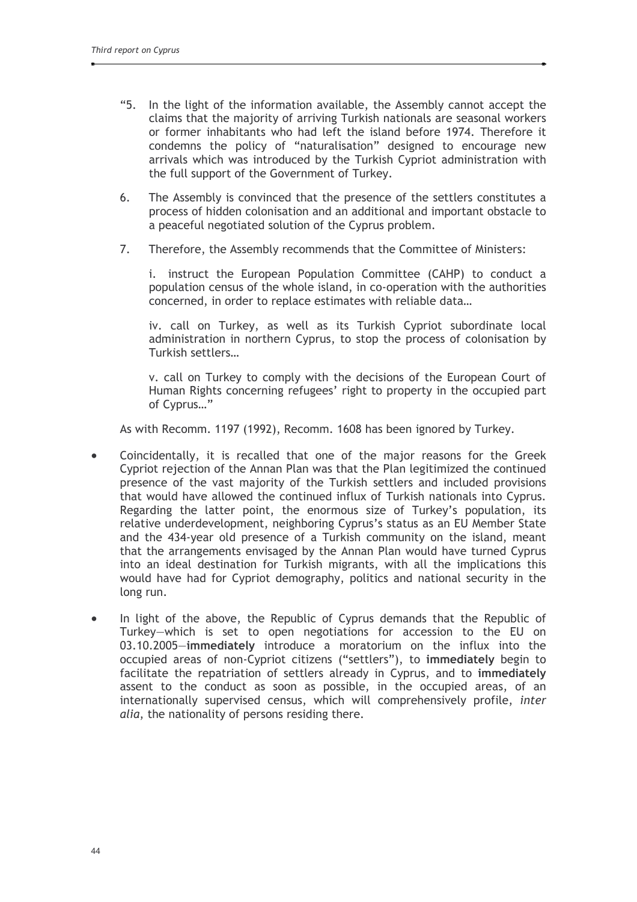"5. In the light of the information available, the Assembly cannot accept the claims that the majority of arriving Turkish nationals are seasonal workers or former inhabitants who had left the island before 1974. Therefore it condemns the policy of "naturalisation" designed to encourage new arrivals which was introduced by the Turkish Cypriot administration with the full support of the Government of Turkey.

6. The Assembly is convinced that the presence of the settlers constitutes a process of hidden colonisation and an additional and important obstacle to a peaceful negotiated solution of the Cyprus problem.

7. Therefore, the Assembly recommends that the Committee of Ministers:

i. instruct the European Population Committee (CAHP) to conduct a population census of the whole island, in co-operation with the authorities concerned, in order to replace estimates with reliable data…

iv. call on Turkey, as well as its Turkish Cypriot subordinate local administration in northern Cyprus, to stop the process of colonisation by Turkish settlers…

v. call on Turkey to comply with the decisions of the European Court of Human Rights concerning refugees' right to property in the occupied part of Cyprus…"

As with Recomm. 1197 (1992), Recomm. 1608 has been ignored by Turkey.

- Coincidentally, it is recalled that one of the major reasons for the Greek Cypriot rejection of the Annan Plan was that the Plan legitimized the continued presence of the vast majority of the Turkish settlers and included provisions that would have allowed the continued influx of Turkish nationals into Cyprus. Regarding the latter point, the enormous size of Turkey's population, its relative underdevelopment, neighboring Cyprus's status as an EU Member State and the 434-year old presence of a Turkish community on the island, meant that the arrangements envisaged by the Annan Plan would have turned Cyprus into an ideal destination for Turkish migrants, with all the implications this would have had for Cypriot demography, politics and national security in the long run.

- In light of the above, the Republic of Cyprus demands that the Republic of Turkey—which is set to open negotiations for accession to the EU on 03.10.2005—**immediately** introduce a moratorium on the influx into the occupied areas of non-Cypriot citizens ("settlers"), to **immediately** begin to facilitate the repatriation of settlers already in Cyprus, and to **immediately** assent to the conduct as soon as possible, in the occupied areas, of an internationally supervised census, which will comprehensively profile, *inter alia*, the nationality of persons residing there.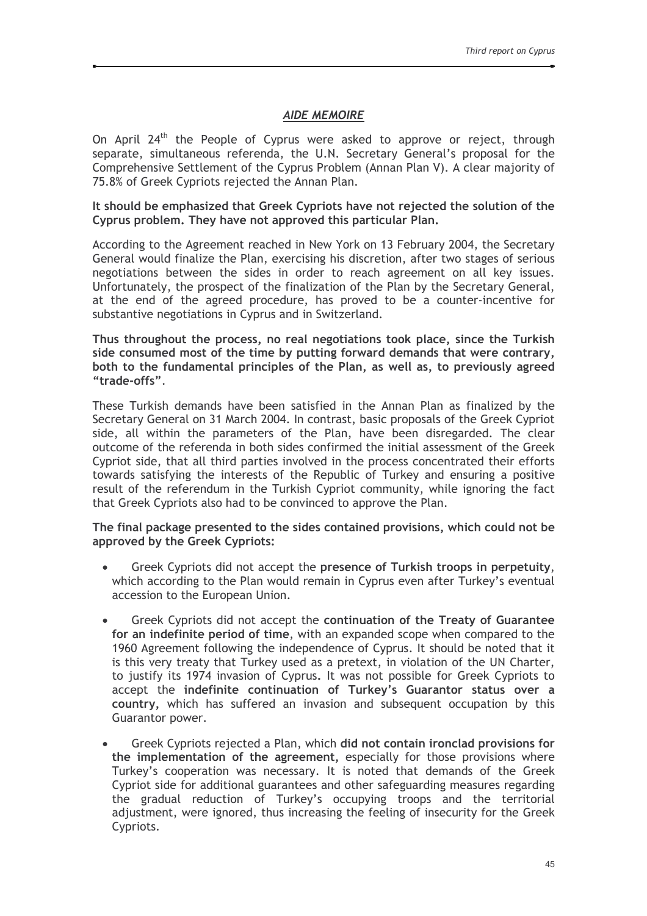## *AIDE MEMOIRE*

On April 24th the People of Cyprus were asked to approve or reject, through separate, simultaneous referenda, the U.N. Secretary General's proposal for the Comprehensive Settlement of the Cyprus Problem (Annan Plan V). A clear majority of 75.8% of Greek Cypriots rejected the Annan Plan.

**It should be emphasized that Greek Cypriots have not rejected the solution of the Cyprus problem. They have not approved this particular Plan.**

According to the Agreement reached in New York on 13 February 2004, the Secretary General would finalize the Plan, exercising his discretion, after two stages of serious negotiations between the sides in order to reach agreement on all key issues. Unfortunately, the prospect of the finalization of the Plan by the Secretary General, at the end of the agreed procedure, has proved to be a counter-incentive for substantive negotiations in Cyprus and in Switzerland.

**Thus throughout the process, no real negotiations took place, since the Turkish side consumed most of the time by putting forward demands that were contrary, both to the fundamental principles of the Plan, as well as, to previously agreed "trade-offs"**.

These Turkish demands have been satisfied in the Annan Plan as finalized by the Secretary General on 31 March 2004. In contrast, basic proposals of the Greek Cypriot side, all within the parameters of the Plan, have been disregarded. The clear outcome of the referenda in both sides confirmed the initial assessment of the Greek Cypriot side, that all third parties involved in the process concentrated their efforts towards satisfying the interests of the Republic of Turkey and ensuring a positive result of the referendum in the Turkish Cypriot community, while ignoring the fact that Greek Cypriots also had to be convinced to approve the Plan.

**The final package presented to the sides contained provisions, which could not be approved by the Greek Cypriots:**

- Greek Cypriots did not accept the **presence of Turkish troops in perpetuity**, which according to the Plan would remain in Cyprus even after Turkey's eventual accession to the European Union.

- Greek Cypriots did not accept the **continuation of the Treaty of Guarantee for an indefinite period of time**, with an expanded scope when compared to the 1960 Agreement following the independence of Cyprus. It should be noted that it is this very treaty that Turkey used as a pretext, in violation of the UN Charter, to justify its 1974 invasion of Cyprus**.** It was not possible for Greek Cypriots to accept the **indefinite continuation of Turkey's Guarantor status over a country,** which has suffered an invasion and subsequent occupation by this Guarantor power.

- Greek Cypriots rejected a Plan, which **did not contain ironclad provisions for the implementation of the agreement,** especially for those provisions where Turkey's cooperation was necessary. It is noted that demands of the Greek Cypriot side for additional guarantees and other safeguarding measures regarding the gradual reduction of Turkey's occupying troops and the territorial adjustment, were ignored, thus increasing the feeling of insecurity for the Greek Cypriots.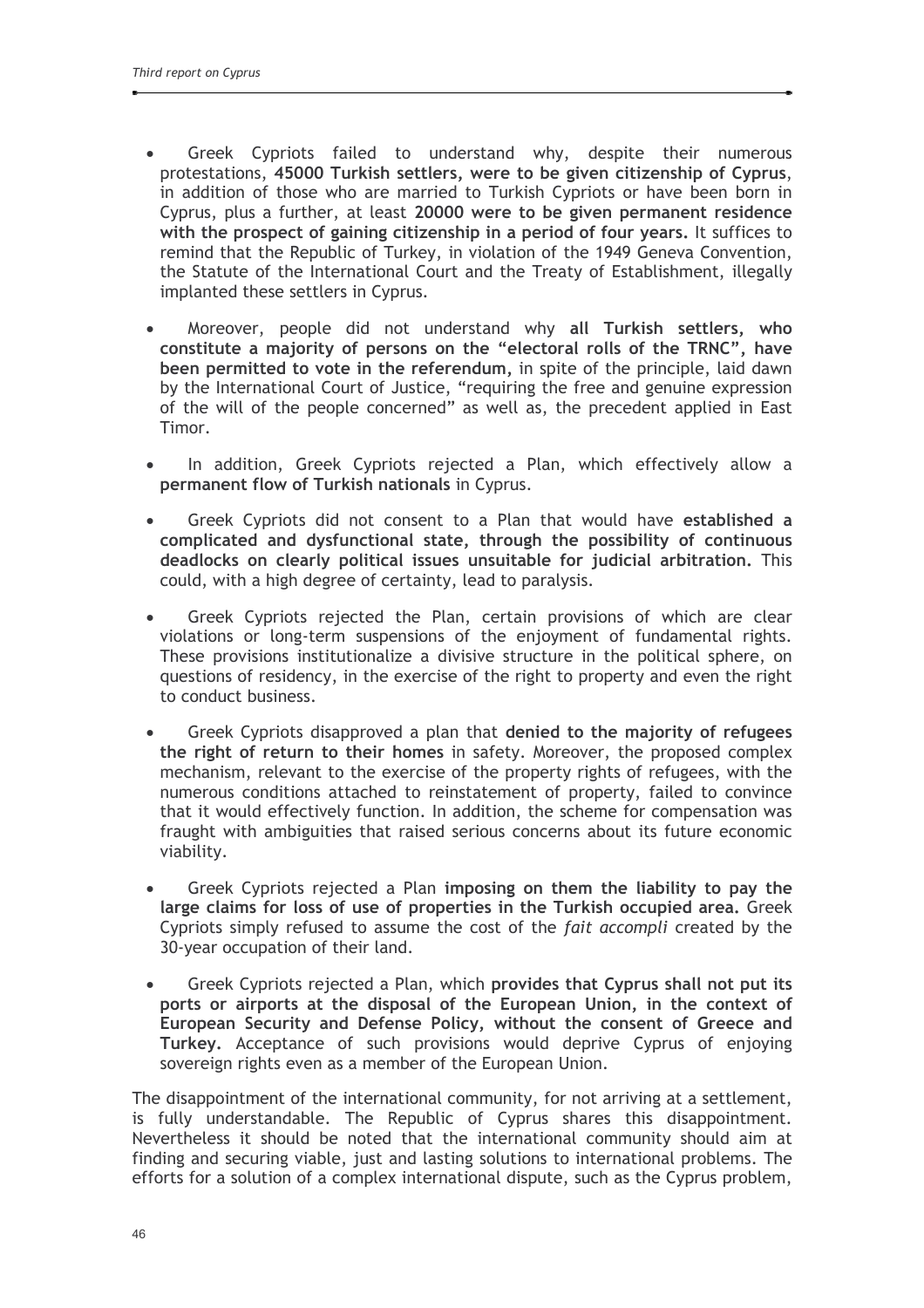- Greek Cypriots failed to understand why, despite their numerous protestations, **45000 Turkish settlers, were to be given citizenship of Cyprus**, in addition of those who are married to Turkish Cypriots or have been born in Cyprus, plus a further, at least **20000 were to be given permanent residence with the prospect of gaining citizenship in a period of four years.** It suffices to remind that the Republic of Turkey, in violation of the 1949 Geneva Convention, the Statute of the International Court and the Treaty of Establishment, illegally implanted these settlers in Cyprus.

- Moreover, people did not understand why **all Turkish settlers, who constitute a majority of persons on the "electoral rolls of the TRNC", have been permitted to vote in the referendum,** in spite of the principle, laid dawn by the International Court of Justice, "requiring the free and genuine expression of the will of the people concerned" as well as, the precedent applied in East Timor.

- In addition, Greek Cypriots rejected a Plan, which effectively allow a **permanent flow of Turkish nationals** in Cyprus.

- Greek Cypriots did not consent to a Plan that would have **established a complicated and dysfunctional state, through the possibility of continuous deadlocks on clearly political issues unsuitable for judicial arbitration.** This could, with a high degree of certainty, lead to paralysis.

- Greek Cypriots rejected the Plan, certain provisions of which are clear violations or long-term suspensions of the enjoyment of fundamental rights. These provisions institutionalize a divisive structure in the political sphere, on questions of residency, in the exercise of the right to property and even the right to conduct business.

- Greek Cypriots disapproved a plan that **denied to the majority of refugees the right of return to their homes** in safety. Moreover, the proposed complex mechanism, relevant to the exercise of the property rights of refugees, with the numerous conditions attached to reinstatement of property, failed to convince that it would effectively function. In addition, the scheme for compensation was fraught with ambiguities that raised serious concerns about its future economic viability.

- Greek Cypriots rejected a Plan **imposing on them the liability to pay the large claims for loss of use of properties in the Turkish occupied area.** Greek Cypriots simply refused to assume the cost of the *fait accompli* created by the 30-year occupation of their land.

- Greek Cypriots rejected a Plan, which **provides that Cyprus shall not put its ports or airports at the disposal of the European Union, in the context of European Security and Defense Policy, without the consent of Greece and Turkey.** Acceptance of such provisions would deprive Cyprus of enjoying sovereign rights even as a member of the European Union.

The disappointment of the international community, for not arriving at a settlement, is fully understandable. The Republic of Cyprus shares this disappointment. Nevertheless it should be noted that the international community should aim at finding and securing viable, just and lasting solutions to international problems. The efforts for a solution of a complex international dispute, such as the Cyprus problem,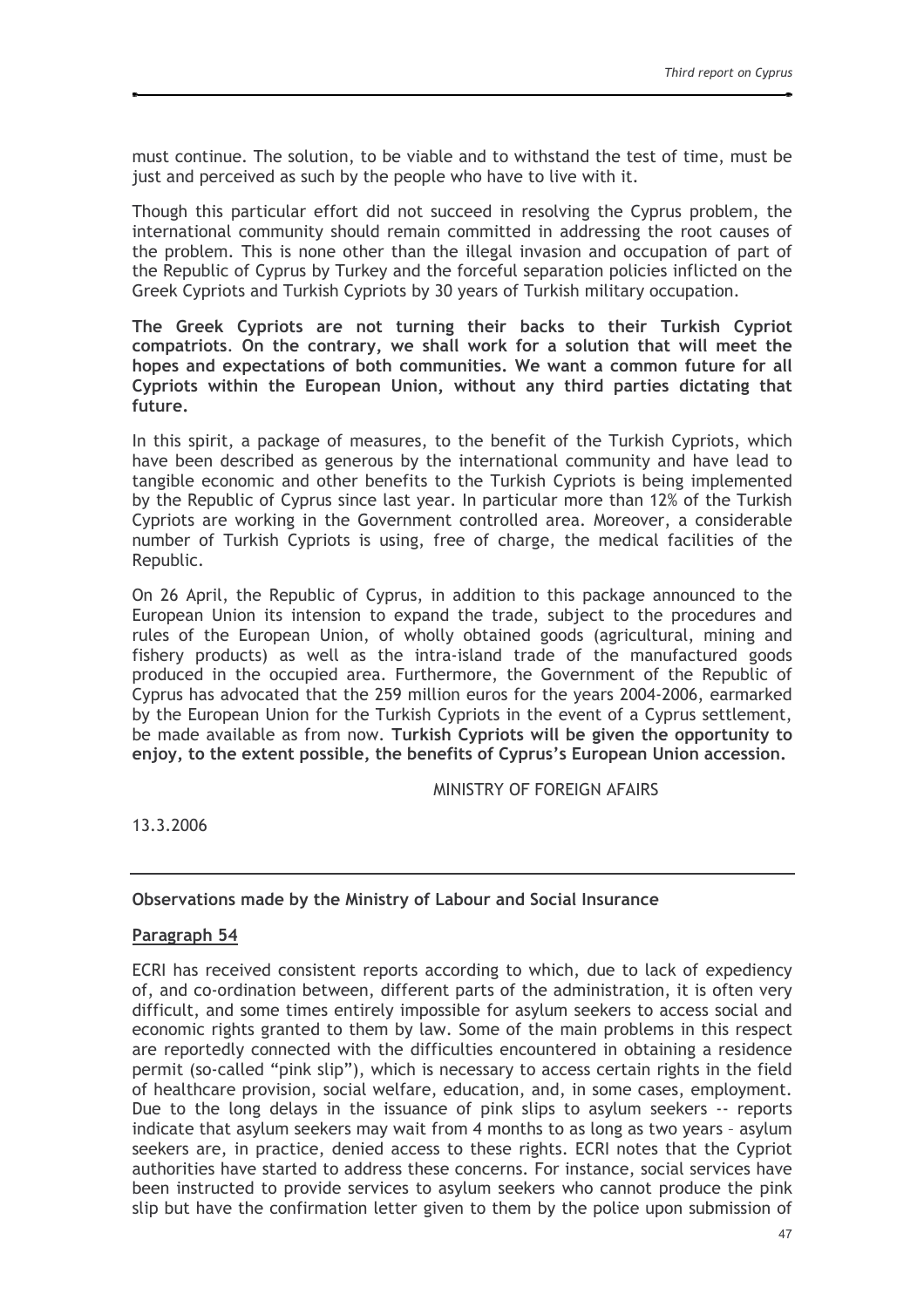must continue. The solution, to be viable and to withstand the test of time, must be just and perceived as such by the people who have to live with it.

Though this particular effort did not succeed in resolving the Cyprus problem, the international community should remain committed in addressing the root causes of the problem. This is none other than the illegal invasion and occupation of part of the Republic of Cyprus by Turkey and the forceful separation policies inflicted on the Greek Cypriots and Turkish Cypriots by 30 years of Turkish military occupation.

**The Greek Cypriots are not turning their backs to their Turkish Cypriot compatriots**. **On the contrary, we shall work for a solution that will meet the hopes and expectations of both communities. We want a common future for all Cypriots within the European Union, without any third parties dictating that future.**

In this spirit, a package of measures, to the benefit of the Turkish Cypriots, which have been described as generous by the international community and have lead to tangible economic and other benefits to the Turkish Cypriots is being implemented by the Republic of Cyprus since last year. In particular more than 12% of the Turkish Cypriots are working in the Government controlled area. Moreover, a considerable number of Turkish Cypriots is using, free of charge, the medical facilities of the Republic.

On 26 April, the Republic of Cyprus, in addition to this package announced to the European Union its intension to expand the trade, subject to the procedures and rules of the European Union, of wholly obtained goods (agricultural, mining and fishery products) as well as the intra-island trade of the manufactured goods produced in the occupied area. Furthermore, the Government of the Republic of Cyprus has advocated that the 259 million euros for the years 2004-2006, earmarked by the European Union for the Turkish Cypriots in the event of a Cyprus settlement, be made available as from now. **Turkish Cypriots will be given the opportunity to enjoy, to the extent possible, the benefits of Cyprus's European Union accession.**

MINISTRY OF FOREIGN AFAIRS

13.3.2006

---

**Observations made by the Ministry of Labour and Social Insurance**

**Paragraph 54**

ECRI has received consistent reports according to which, due to lack of expediency of, and co-ordination between, different parts of the administration, it is often very difficult, and some times entirely impossible for asylum seekers to access social and economic rights granted to them by law. Some of the main problems in this respect are reportedly connected with the difficulties encountered in obtaining a residence permit (so-called "pink slip"), which is necessary to access certain rights in the field of healthcare provision, social welfare, education, and, in some cases, employment. Due to the long delays in the issuance of pink slips to asylum seekers -- reports indicate that asylum seekers may wait from 4 months to as long as two years – asylum seekers are, in practice, denied access to these rights. ECRI notes that the Cypriot authorities have started to address these concerns. For instance, social services have been instructed to provide services to asylum seekers who cannot produce the pink slip but have the confirmation letter given to them by the police upon submission of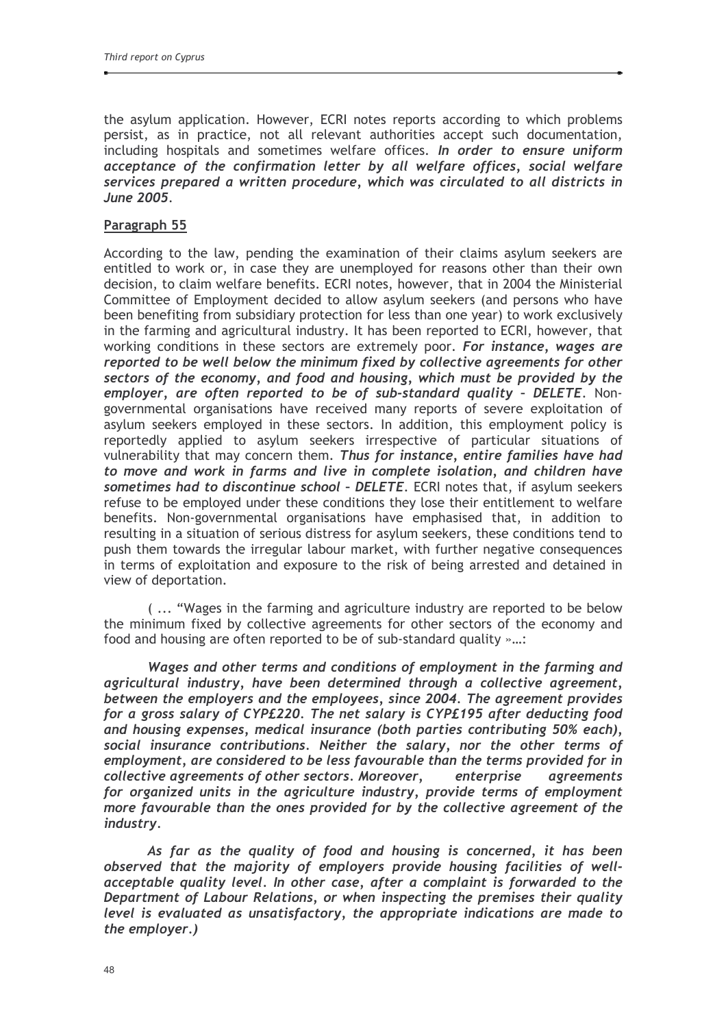the asylum application. However, ECRI notes reports according to which problems persist, as in practice, not all relevant authorities accept such documentation, including hospitals and sometimes welfare offices. ***In order to ensure uniform acceptance of the confirmation letter by all welfare offices, social welfare services prepared a written procedure, which was circulated to all districts in June 2005.***

**Paragraph 55**

According to the law, pending the examination of their claims asylum seekers are entitled to work or, in case they are unemployed for reasons other than their own decision, to claim welfare benefits. ECRI notes, however, that in 2004 the Ministerial Committee of Employment decided to allow asylum seekers (and persons who have been benefiting from subsidiary protection for less than one year) to work exclusively in the farming and agricultural industry. It has been reported to ECRI, however, that working conditions in these sectors are extremely poor. ***For instance, wages are reported to be well below the minimum fixed by collective agreements for other sectors of the economy, and food and housing, which must be provided by the employer, are often reported to be of sub-standard quality – DELETE.*** Non-governmental organisations have received many reports of severe exploitation of asylum seekers employed in these sectors. In addition, this employment policy is reportedly applied to asylum seekers irrespective of particular situations of vulnerability that may concern them. ***Thus for instance, entire families have had to move and work in farms and live in complete isolation, and children have sometimes had to discontinue school – DELETE.*** ECRI notes that, if asylum seekers refuse to be employed under these conditions they lose their entitlement to welfare benefits. Non-governmental organisations have emphasised that, in addition to resulting in a situation of serious distress for asylum seekers, these conditions tend to push them towards the irregular labour market, with further negative consequences in terms of exploitation and exposure to the risk of being arrested and detained in view of deportation.

( ... "Wages in the farming and agriculture industry are reported to be below the minimum fixed by collective agreements for other sectors of the economy and food and housing are often reported to be of sub-standard quality »…:

***Wages and other terms and conditions of employment in the farming and agricultural industry, have been determined through a collective agreement, between the employers and the employees, since 2004. The agreement provides for a gross salary of CYP£220. The net salary is CYP£195 after deducting food and housing expenses, medical insurance (both parties contributing 50% each), social insurance contributions. Neither the salary, nor the other terms of employment, are considered to be less favourable than the terms provided for in collective agreements of other sectors. Moreover, enterprise agreements for organized units in the agriculture industry, provide terms of employment more favourable than the ones provided for by the collective agreement of the industry.***

***As far as the quality of food and housing is concerned, it has been observed that the majority of employers provide housing facilities of well-acceptable quality level. In other case, after a complaint is forwarded to the Department of Labour Relations, or when inspecting the premises their quality level is evaluated as unsatisfactory, the appropriate indications are made to the employer.)***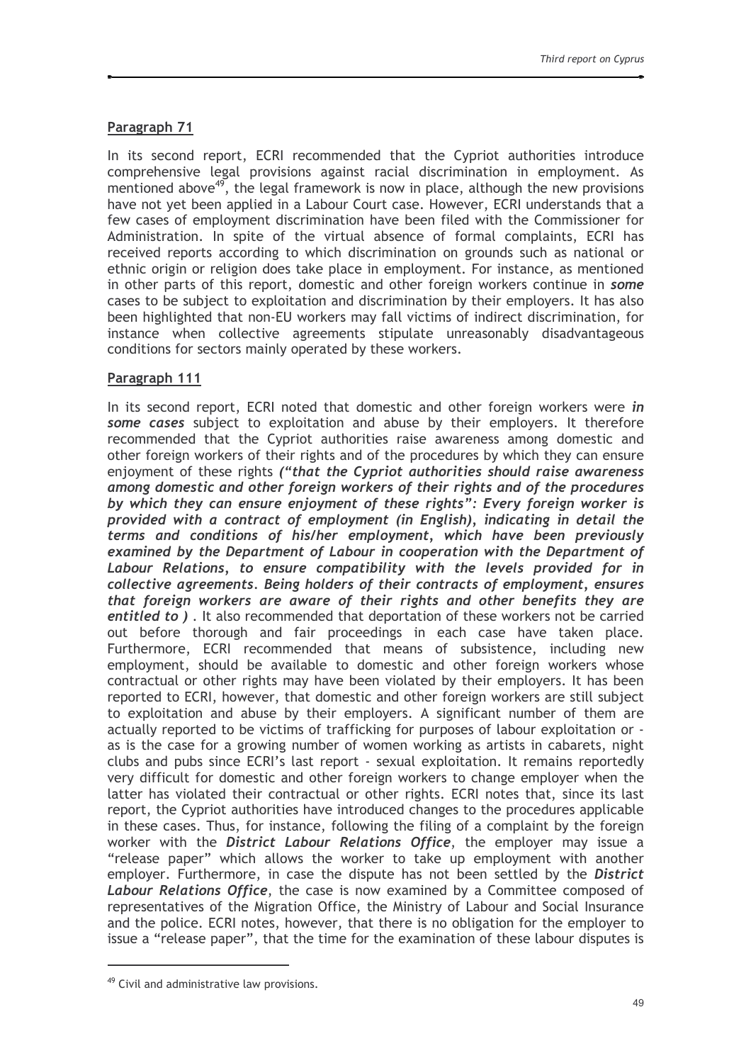**Paragraph 71**

In its second report, ECRI recommended that the Cypriot authorities introduce comprehensive legal provisions against racial discrimination in employment. As mentioned above[49], the legal framework is now in place, although the new provisions have not yet been applied in a Labour Court case. However, ECRI understands that a few cases of employment discrimination have been filed with the Commissioner for Administration. In spite of the virtual absence of formal complaints, ECRI has received reports according to which discrimination on grounds such as national or ethnic origin or religion does take place in employment. For instance, as mentioned in other parts of this report, domestic and other foreign workers continue in ***some*** cases to be subject to exploitation and discrimination by their employers. It has also been highlighted that non-EU workers may fall victims of indirect discrimination, for instance when collective agreements stipulate unreasonably disadvantageous conditions for sectors mainly operated by these workers.

**Paragraph 111**

In its second report, ECRI noted that domestic and other foreign workers were ***in some cases*** subject to exploitation and abuse by their employers. It therefore recommended that the Cypriot authorities raise awareness among domestic and other foreign workers of their rights and of the procedures by which they can ensure enjoyment of these rights ***("that the Cypriot authorities should raise awareness among domestic and other foreign workers of their rights and of the procedures by which they can ensure enjoyment of these rights": Every foreign worker is provided with a contract of employment (in English), indicating in detail the terms and conditions of his/her employment, which have been previously examined by the Department of Labour in cooperation with the Department of Labour Relations, to ensure compatibility with the levels provided for in collective agreements. Being holders of their contracts of employment, ensures that foreign workers are aware of their rights and other benefits they are entitled to )*** . It also recommended that deportation of these workers not be carried out before thorough and fair proceedings in each case have taken place. Furthermore, ECRI recommended that means of subsistence, including new employment, should be available to domestic and other foreign workers whose contractual or other rights may have been violated by their employers. It has been reported to ECRI, however, that domestic and other foreign workers are still subject to exploitation and abuse by their employers. A significant number of them are actually reported to be victims of trafficking for purposes of labour exploitation or - as is the case for a growing number of women working as artists in cabarets, night clubs and pubs since ECRI's last report - sexual exploitation. It remains reportedly very difficult for domestic and other foreign workers to change employer when the latter has violated their contractual or other rights. ECRI notes that, since its last report, the Cypriot authorities have introduced changes to the procedures applicable in these cases. Thus, for instance, following the filing of a complaint by the foreign worker with the ***District Labour Relations Office***, the employer may issue a "release paper" which allows the worker to take up employment with another employer. Furthermore, in case the dispute has not been settled by the ***District Labour Relations Office***, the case is now examined by a Committee composed of representatives of the Migration Office, the Ministry of Labour and Social Insurance and the police. ECRI notes, however, that there is no obligation for the employer to issue a "release paper", that the time for the examination of these labour disputes is

[49] Civil and administrative law provisions.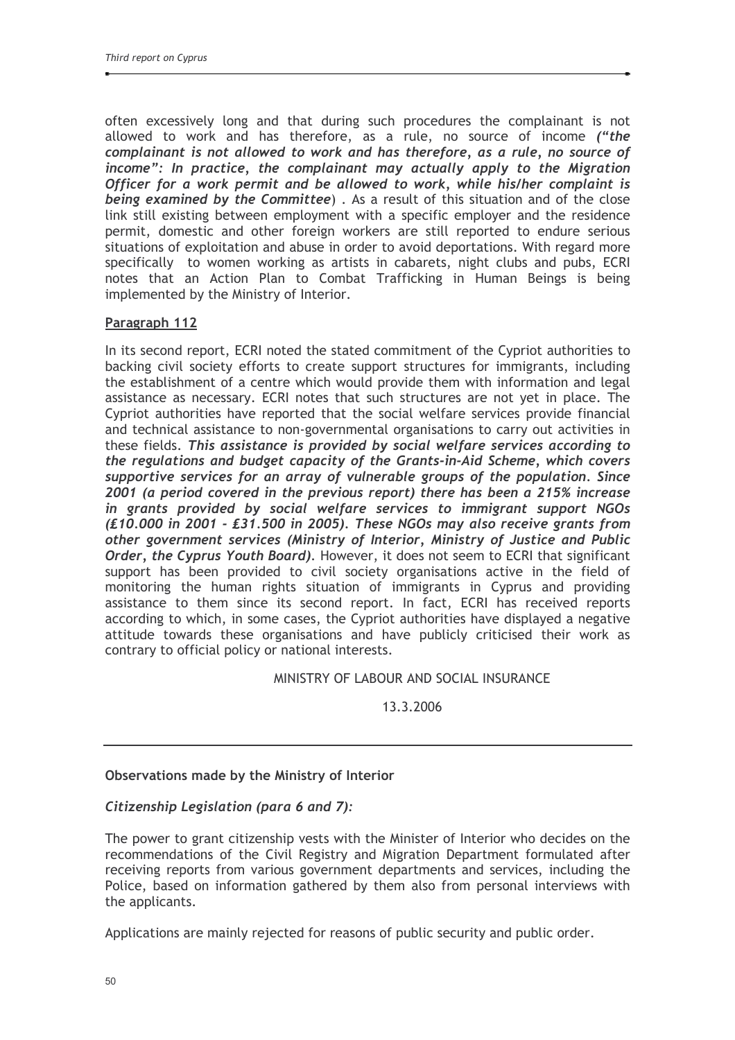often excessively long and that during such procedures the complainant is not allowed to work and has therefore, as a rule, no source of income ***("the complainant is not allowed to work and has therefore, as a rule, no source of income": In practice, the complainant may actually apply to the Migration Officer for a work permit and be allowed to work, while his/her complaint is being examined by the Committee***) . As a result of this situation and of the close link still existing between employment with a specific employer and the residence permit, domestic and other foreign workers are still reported to endure serious situations of exploitation and abuse in order to avoid deportations. With regard more specifically to women working as artists in cabarets, night clubs and pubs, ECRI notes that an Action Plan to Combat Trafficking in Human Beings is being implemented by the Ministry of Interior.

**Paragraph 112**

In its second report, ECRI noted the stated commitment of the Cypriot authorities to backing civil society efforts to create support structures for immigrants, including the establishment of a centre which would provide them with information and legal assistance as necessary. ECRI notes that such structures are not yet in place. The Cypriot authorities have reported that the social welfare services provide financial and technical assistance to non-governmental organisations to carry out activities in these fields. ***This assistance is provided by social welfare services according to the regulations and budget capacity of the Grants-in-Aid Scheme, which covers supportive services for an array of vulnerable groups of the population. Since 2001 (a period covered in the previous report) there has been a 215% increase in grants provided by social welfare services to immigrant support NGOs (£10.000 in 2001 - £31.500 in 2005). These NGOs may also receive grants from other government services (Ministry of Interior, Ministry of Justice and Public Order, the Cyprus Youth Board).*** However, it does not seem to ECRI that significant support has been provided to civil society organisations active in the field of monitoring the human rights situation of immigrants in Cyprus and providing assistance to them since its second report. In fact, ECRI has received reports according to which, in some cases, the Cypriot authorities have displayed a negative attitude towards these organisations and have publicly criticised their work as contrary to official policy or national interests.

MINISTRY OF LABOUR AND SOCIAL INSURANCE

13.3.2006

---

**Observations made by the Ministry of Interior**

***Citizenship Legislation (para 6 and 7):***

The power to grant citizenship vests with the Minister of Interior who decides on the recommendations of the Civil Registry and Migration Department formulated after receiving reports from various government departments and services, including the Police, based on information gathered by them also from personal interviews with the applicants.

Applications are mainly rejected for reasons of public security and public order.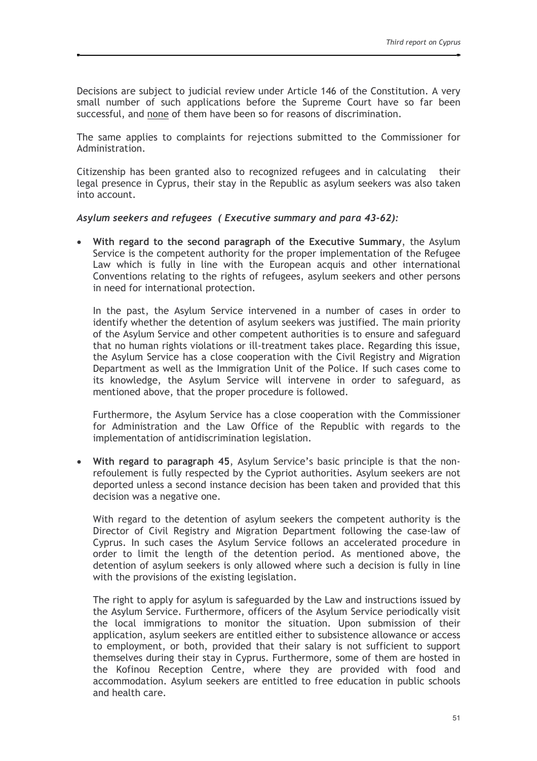Decisions are subject to judicial review under Article 146 of the Constitution. A very small number of such applications before the Supreme Court have so far been successful, and <u>none</u> of them have been so for reasons of discrimination.

The same applies to complaints for rejections submitted to the Commissioner for Administration.

Citizenship has been granted also to recognized refugees and in calculating their legal presence in Cyprus, their stay in the Republic as asylum seekers was also taken into account.

***Asylum seekers and refugees ( Executive summary and para 43-62):***

- **With regard to the second paragraph of the Executive Summary**, the Asylum Service is the competent authority for the proper implementation of the Refugee Law which is fully in line with the European acquis and other international Conventions relating to the rights of refugees, asylum seekers and other persons in need for international protection.

  In the past, the Asylum Service intervened in a number of cases in order to identify whether the detention of asylum seekers was justified. The main priority of the Asylum Service and other competent authorities is to ensure and safeguard that no human rights violations or ill-treatment takes place. Regarding this issue, the Asylum Service has a close cooperation with the Civil Registry and Migration Department as well as the Immigration Unit of the Police. If such cases come to its knowledge, the Asylum Service will intervene in order to safeguard, as mentioned above, that the proper procedure is followed.

  Furthermore, the Asylum Service has a close cooperation with the Commissioner for Administration and the Law Office of the Republic with regards to the implementation of antidiscrimination legislation.

- **With regard to paragraph 45**, Asylum Service's basic principle is that the non-refoulement is fully respected by the Cypriot authorities. Asylum seekers are not deported unless a second instance decision has been taken and provided that this decision was a negative one.

  With regard to the detention of asylum seekers the competent authority is the Director of Civil Registry and Migration Department following the case-law of Cyprus. In such cases the Asylum Service follows an accelerated procedure in order to limit the length of the detention period. As mentioned above, the detention of asylum seekers is only allowed where such a decision is fully in line with the provisions of the existing legislation.

  The right to apply for asylum is safeguarded by the Law and instructions issued by the Asylum Service. Furthermore, officers of the Asylum Service periodically visit the local immigrations to monitor the situation. Upon submission of their application, asylum seekers are entitled either to subsistence allowance or access to employment, or both, provided that their salary is not sufficient to support themselves during their stay in Cyprus. Furthermore, some of them are hosted in the Kofinou Reception Centre, where they are provided with food and accommodation. Asylum seekers are entitled to free education in public schools and health care.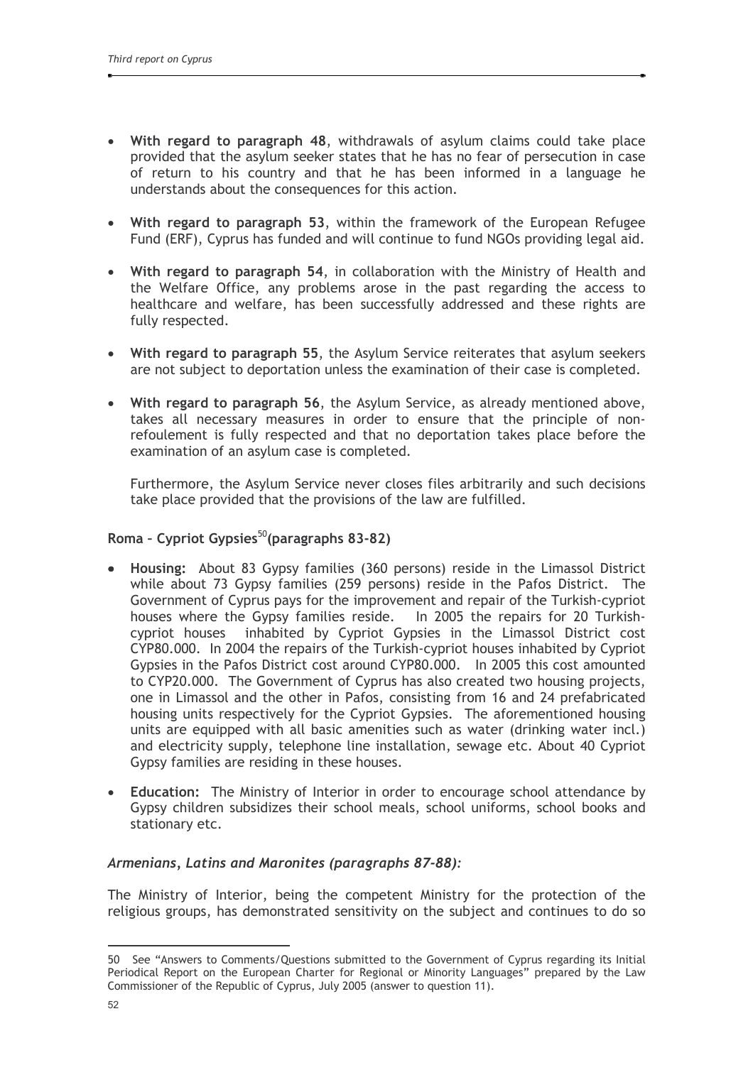- **With regard to paragraph 48**, withdrawals of asylum claims could take place provided that the asylum seeker states that he has no fear of persecution in case of return to his country and that he has been informed in a language he understands about the consequences for this action.

- **With regard to paragraph 53**, within the framework of the European Refugee Fund (ERF), Cyprus has funded and will continue to fund NGOs providing legal aid.

- **With regard to paragraph 54**, in collaboration with the Ministry of Health and the Welfare Office, any problems arose in the past regarding the access to healthcare and welfare, has been successfully addressed and these rights are fully respected.

- **With regard to paragraph 55**, the Asylum Service reiterates that asylum seekers are not subject to deportation unless the examination of their case is completed.

- **With regard to paragraph 56**, the Asylum Service, as already mentioned above, takes all necessary measures in order to ensure that the principle of non-refoulement is fully respected and that no deportation takes place before the examination of an asylum case is completed.

  Furthermore, the Asylum Service never closes files arbitrarily and such decisions take place provided that the provisions of the law are fulfilled.

**Roma – Cypriot Gypsies[50](paragraphs 83-82)**

- **Housing:** About 83 Gypsy families (360 persons) reside in the Limassol District while about 73 Gypsy families (259 persons) reside in the Pafos District. The Government of Cyprus pays for the improvement and repair of the Turkish-cypriot houses where the Gypsy families reside. In 2005 the repairs for 20 Turkish-cypriot houses inhabited by Cypriot Gypsies in the Limassol District cost CYP80.000. In 2004 the repairs of the Turkish-cypriot houses inhabited by Cypriot Gypsies in the Pafos District cost around CYP80.000. In 2005 this cost amounted to CYP20.000. The Government of Cyprus has also created two housing projects, one in Limassol and the other in Pafos, consisting from 16 and 24 prefabricated housing units respectively for the Cypriot Gypsies. The aforementioned housing units are equipped with all basic amenities such as water (drinking water incl.) and electricity supply, telephone line installation, sewage etc. About 40 Cypriot Gypsy families are residing in these houses.

- **Education:** The Ministry of Interior in order to encourage school attendance by Gypsy children subsidizes their school meals, school uniforms, school books and stationary etc.

***Armenians, Latins and Maronites (paragraphs 87-88):***

The Ministry of Interior, being the competent Ministry for the protection of the religious groups, has demonstrated sensitivity on the subject and continues to do so

---

50 See "Answers to Comments/Questions submitted to the Government of Cyprus regarding its Initial Periodical Report on the European Charter for Regional or Minority Languages" prepared by the Law Commissioner of the Republic of Cyprus, July 2005 (answer to question 11).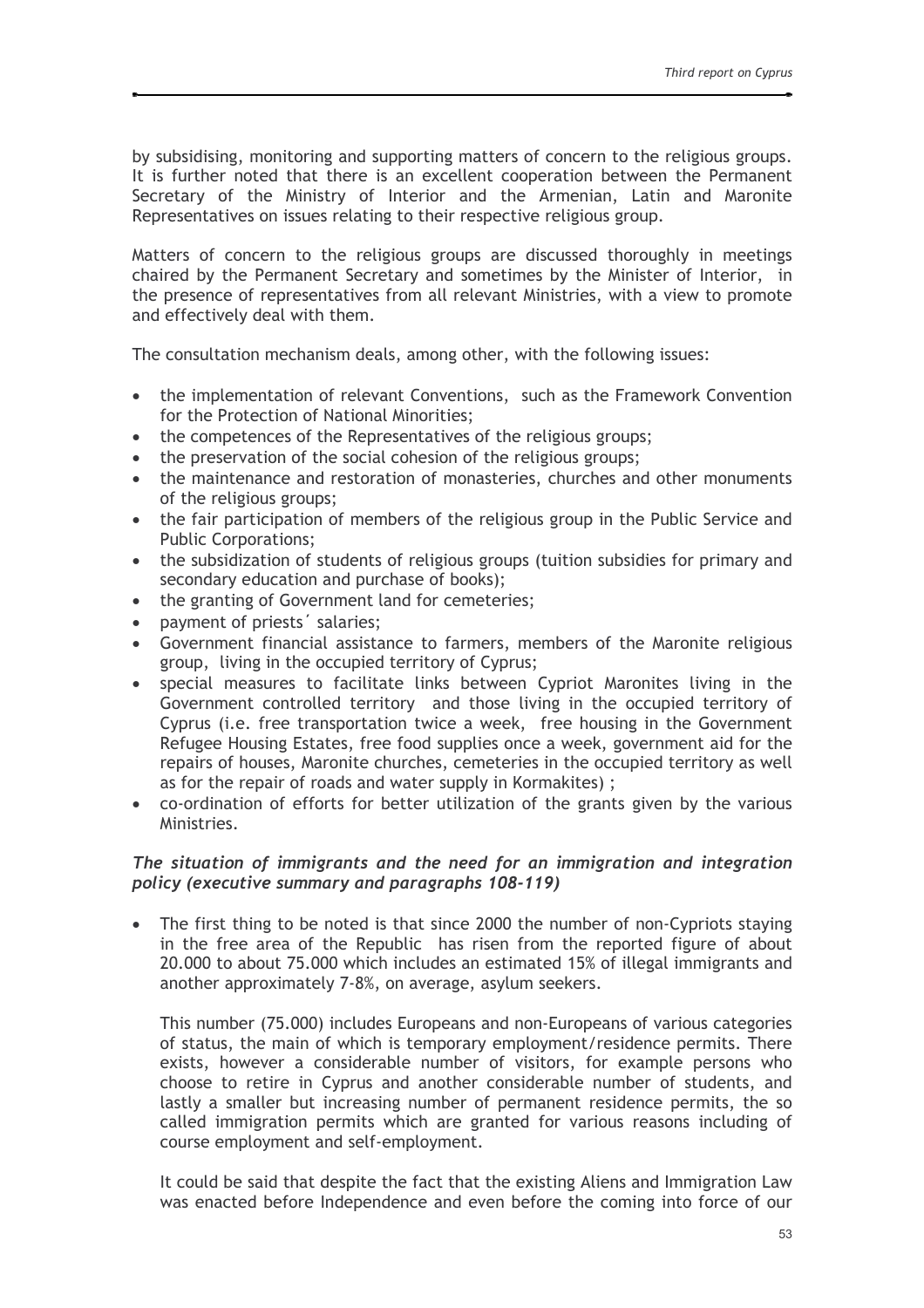by subsidising, monitoring and supporting matters of concern to the religious groups. It is further noted that there is an excellent cooperation between the Permanent Secretary of the Ministry of Interior and the Armenian, Latin and Maronite Representatives on issues relating to their respective religious group.

Matters of concern to the religious groups are discussed thoroughly in meetings chaired by the Permanent Secretary and sometimes by the Minister of Interior, in the presence of representatives from all relevant Ministries, with a view to promote and effectively deal with them.

The consultation mechanism deals, among other, with the following issues:

- the implementation of relevant Conventions, such as the Framework Convention for the Protection of National Minorities;
- the competences of the Representatives of the religious groups;
- the preservation of the social cohesion of the religious groups;
- the maintenance and restoration of monasteries, churches and other monuments of the religious groups;
- the fair participation of members of the religious group in the Public Service and Public Corporations;
- the subsidization of students of religious groups (tuition subsidies for primary and secondary education and purchase of books);
- the granting of Government land for cemeteries;
- payment of priests´ salaries;
- Government financial assistance to farmers, members of the Maronite religious group, living in the occupied territory of Cyprus;
- special measures to facilitate links between Cypriot Maronites living in the Government controlled territory and those living in the occupied territory of Cyprus (i.e. free transportation twice a week, free housing in the Government Refugee Housing Estates, free food supplies once a week, government aid for the repairs of houses, Maronite churches, cemeteries in the occupied territory as well as for the repair of roads and water supply in Kormakites) ;
- co-ordination of efforts for better utilization of the grants given by the various Ministries.

### *The situation of immigrants and the need for an immigration and integration policy (executive summary and paragraphs 108-119)*

- The first thing to be noted is that since 2000 the number of non-Cypriots staying in the free area of the Republic has risen from the reported figure of about 20.000 to about 75.000 which includes an estimated 15% of illegal immigrants and another approximately 7-8%, on average, asylum seekers.

  This number (75.000) includes Europeans and non-Europeans of various categories of status, the main of which is temporary employment/residence permits. There exists, however a considerable number of visitors, for example persons who choose to retire in Cyprus and another considerable number of students, and lastly a smaller but increasing number of permanent residence permits, the so called immigration permits which are granted for various reasons including of course employment and self-employment.

  It could be said that despite the fact that the existing Aliens and Immigration Law was enacted before Independence and even before the coming into force of our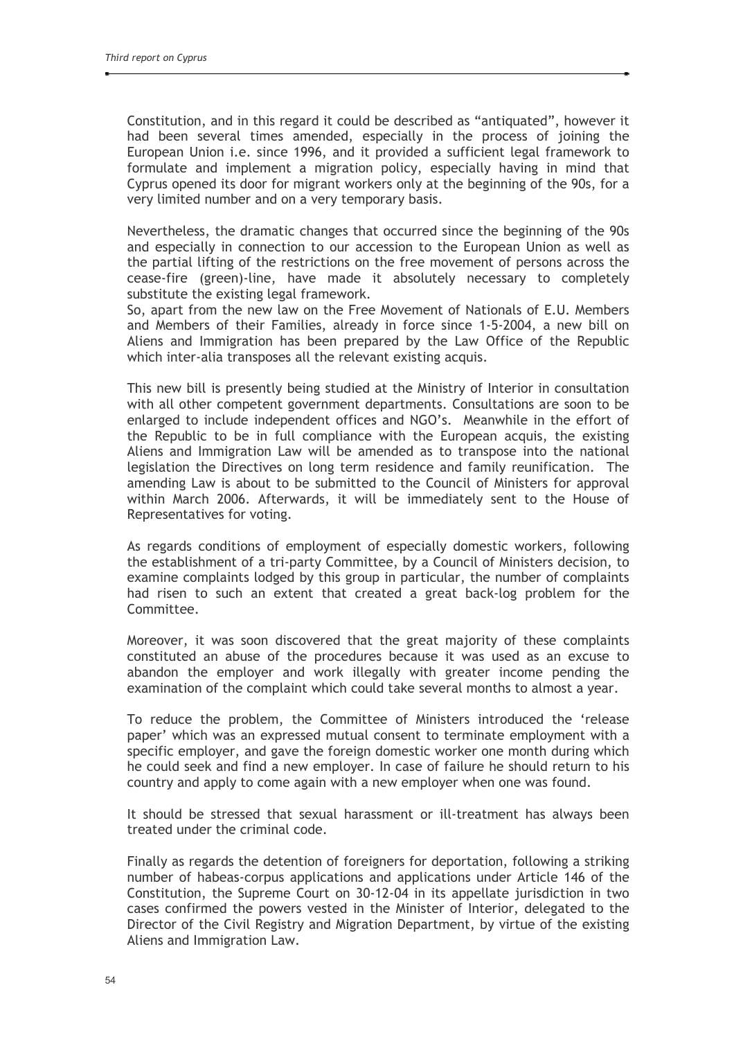Constitution, and in this regard it could be described as "antiquated", however it had been several times amended, especially in the process of joining the European Union i.e. since 1996, and it provided a sufficient legal framework to formulate and implement a migration policy, especially having in mind that Cyprus opened its door for migrant workers only at the beginning of the 90s, for a very limited number and on a very temporary basis.

Nevertheless, the dramatic changes that occurred since the beginning of the 90s and especially in connection to our accession to the European Union as well as the partial lifting of the restrictions on the free movement of persons across the cease-fire (green)-line, have made it absolutely necessary to completely substitute the existing legal framework.
So, apart from the new law on the Free Movement of Nationals of E.U. Members and Members of their Families, already in force since 1-5-2004, a new bill on Aliens and Immigration has been prepared by the Law Office of the Republic which inter-alia transposes all the relevant existing acquis.

This new bill is presently being studied at the Ministry of Interior in consultation with all other competent government departments. Consultations are soon to be enlarged to include independent offices and NGO's. Meanwhile in the effort of the Republic to be in full compliance with the European acquis, the existing Aliens and Immigration Law will be amended as to transpose into the national legislation the Directives on long term residence and family reunification. The amending Law is about to be submitted to the Council of Ministers for approval within March 2006. Afterwards, it will be immediately sent to the House of Representatives for voting.

As regards conditions of employment of especially domestic workers, following the establishment of a tri-party Committee, by a Council of Ministers decision, to examine complaints lodged by this group in particular, the number of complaints had risen to such an extent that created a great back-log problem for the Committee.

Moreover, it was soon discovered that the great majority of these complaints constituted an abuse of the procedures because it was used as an excuse to abandon the employer and work illegally with greater income pending the examination of the complaint which could take several months to almost a year.

To reduce the problem, the Committee of Ministers introduced the 'release paper' which was an expressed mutual consent to terminate employment with a specific employer, and gave the foreign domestic worker one month during which he could seek and find a new employer. In case of failure he should return to his country and apply to come again with a new employer when one was found.

It should be stressed that sexual harassment or ill-treatment has always been treated under the criminal code.

Finally as regards the detention of foreigners for deportation, following a striking number of habeas-corpus applications and applications under Article 146 of the Constitution, the Supreme Court on 30-12-04 in its appellate jurisdiction in two cases confirmed the powers vested in the Minister of Interior, delegated to the Director of the Civil Registry and Migration Department, by virtue of the existing Aliens and Immigration Law.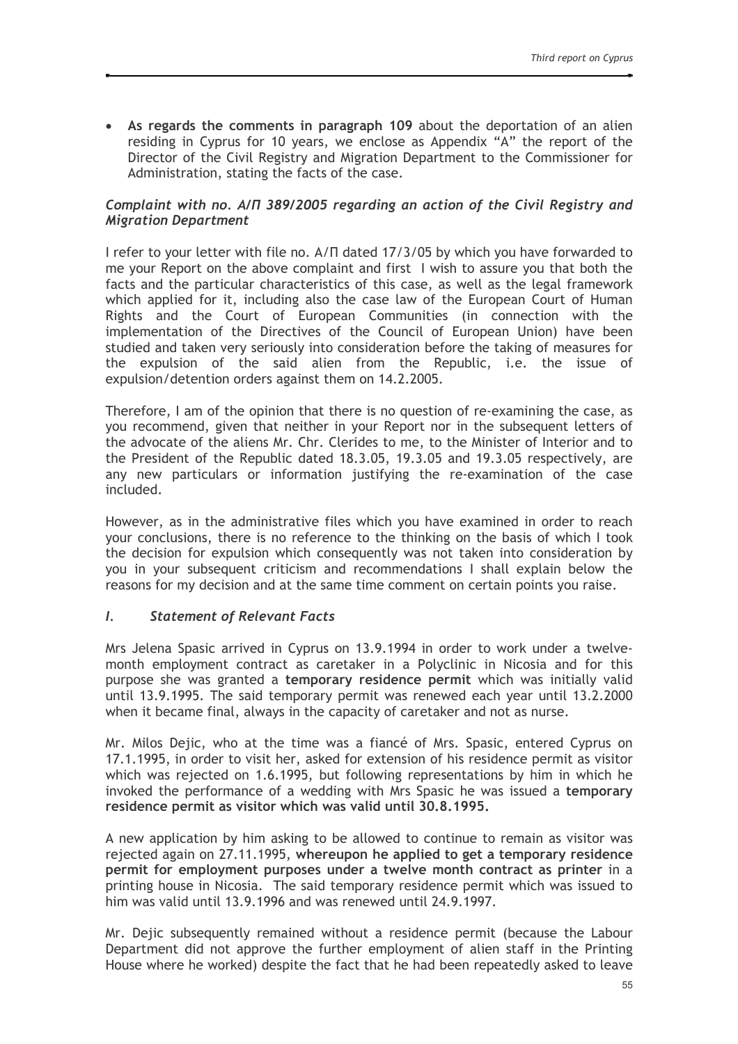- **As regards the comments in paragraph 109** about the deportation of an alien residing in Cyprus for 10 years, we enclose as Appendix "A" the report of the Director of the Civil Registry and Migration Department to the Commissioner for Administration, stating the facts of the case.

***Complaint with no. Α/Π 389/2005 regarding an action of the Civil Registry and Migration Department***

I refer to your letter with file no. Α/Π dated 17/3/05 by which you have forwarded to me your Report on the above complaint and first I wish to assure you that both the facts and the particular characteristics of this case, as well as the legal framework which applied for it, including also the case law of the European Court of Human Rights and the Court of European Communities (in connection with the implementation of the Directives of the Council of European Union) have been studied and taken very seriously into consideration before the taking of measures for the expulsion of the said alien from the Republic, i.e. the issue of expulsion/detention orders against them on 14.2.2005.

Therefore, I am of the opinion that there is no question of re-examining the case, as you recommend, given that neither in your Report nor in the subsequent letters of the advocate of the aliens Mr. Chr. Clerides to me, to the Minister of Interior and to the President of the Republic dated 18.3.05, 19.3.05 and 19.3.05 respectively, are any new particulars or information justifying the re-examination of the case included.

However, as in the administrative files which you have examined in order to reach your conclusions, there is no reference to the thinking on the basis of which I took the decision for expulsion which consequently was not taken into consideration by you in your subsequent criticism and recommendations I shall explain below the reasons for my decision and at the same time comment on certain points you raise.

### *I. Statement of Relevant Facts*

Mrs Jelena Spasic arrived in Cyprus on 13.9.1994 in order to work under a twelve-month employment contract as caretaker in a Polyclinic in Nicosia and for this purpose she was granted a **temporary residence permit** which was initially valid until 13.9.1995. The said temporary permit was renewed each year until 13.2.2000 when it became final, always in the capacity of caretaker and not as nurse.

Mr. Milos Dejic, who at the time was a fiancé of Mrs. Spasic, entered Cyprus on 17.1.1995, in order to visit her, asked for extension of his residence permit as visitor which was rejected on 1.6.1995, but following representations by him in which he invoked the performance of a wedding with Mrs Spasic he was issued a **temporary residence permit as visitor which was valid until 30.8.1995.**

A new application by him asking to be allowed to continue to remain as visitor was rejected again on 27.11.1995, **whereupon he applied to get a temporary residence permit for employment purposes under a twelve month contract as printer** in a printing house in Nicosia. The said temporary residence permit which was issued to him was valid until 13.9.1996 and was renewed until 24.9.1997.

Mr. Dejic subsequently remained without a residence permit (because the Labour Department did not approve the further employment of alien staff in the Printing House where he worked) despite the fact that he had been repeatedly asked to leave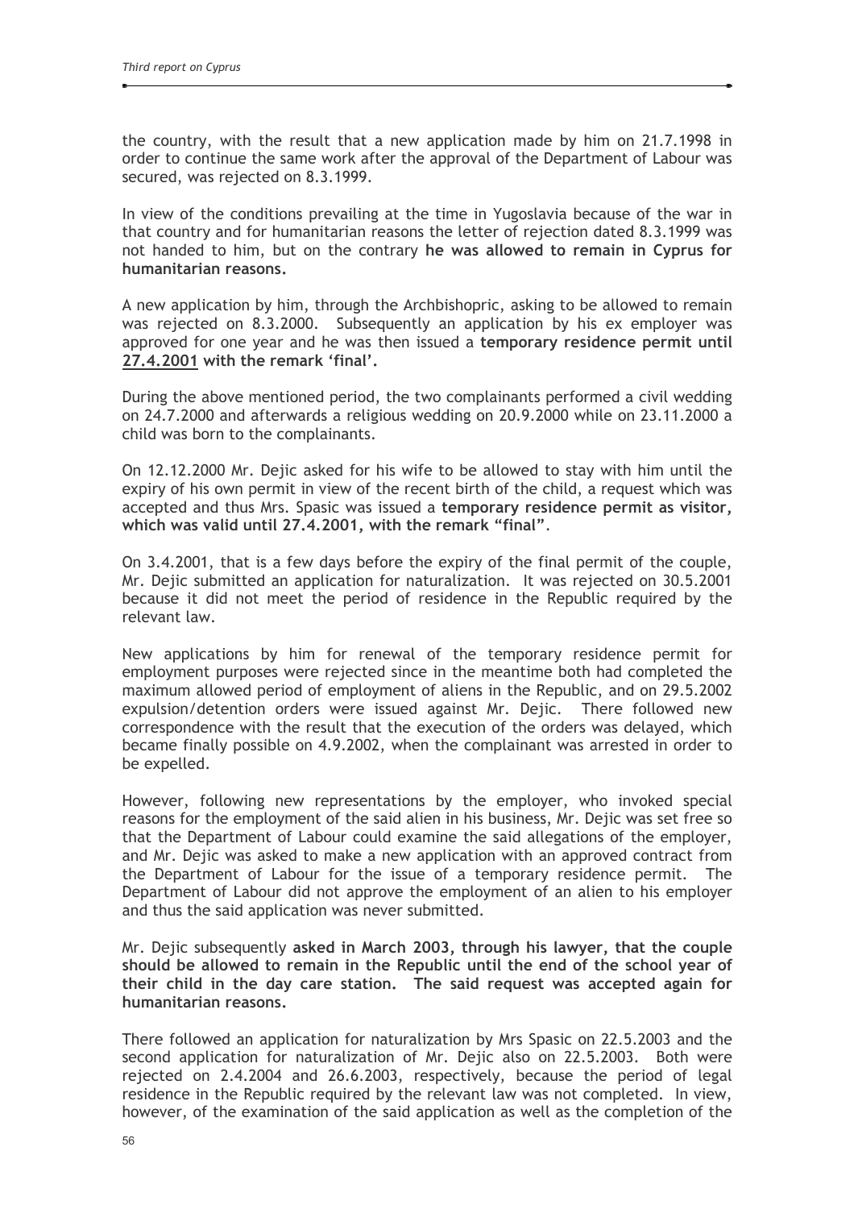the country, with the result that a new application made by him on 21.7.1998 in order to continue the same work after the approval of the Department of Labour was secured, was rejected on 8.3.1999.

In view of the conditions prevailing at the time in Yugoslavia because of the war in that country and for humanitarian reasons the letter of rejection dated 8.3.1999 was not handed to him, but on the contrary **he was allowed to remain in Cyprus for humanitarian reasons.**

A new application by him, through the Archbishopric, asking to be allowed to remain was rejected on 8.3.2000. Subsequently an application by his ex employer was approved for one year and he was then issued a **temporary residence permit until <u>27.4.2001</u> with the remark 'final'.**

During the above mentioned period, the two complainants performed a civil wedding on 24.7.2000 and afterwards a religious wedding on 20.9.2000 while on 23.11.2000 a child was born to the complainants.

On 12.12.2000 Mr. Dejic asked for his wife to be allowed to stay with him until the expiry of his own permit in view of the recent birth of the child, a request which was accepted and thus Mrs. Spasic was issued a **temporary residence permit as visitor, which was valid until 27.4.2001, with the remark "final"**.

On 3.4.2001, that is a few days before the expiry of the final permit of the couple, Mr. Dejic submitted an application for naturalization. It was rejected on 30.5.2001 because it did not meet the period of residence in the Republic required by the relevant law.

New applications by him for renewal of the temporary residence permit for employment purposes were rejected since in the meantime both had completed the maximum allowed period of employment of aliens in the Republic, and on 29.5.2002 expulsion/detention orders were issued against Mr. Dejic. There followed new correspondence with the result that the execution of the orders was delayed, which became finally possible on 4.9.2002, when the complainant was arrested in order to be expelled.

However, following new representations by the employer, who invoked special reasons for the employment of the said alien in his business, Mr. Dejic was set free so that the Department of Labour could examine the said allegations of the employer, and Mr. Dejic was asked to make a new application with an approved contract from the Department of Labour for the issue of a temporary residence permit. The Department of Labour did not approve the employment of an alien to his employer and thus the said application was never submitted.

Mr. Dejic subsequently **asked in March 2003, through his lawyer, that the couple should be allowed to remain in the Republic until the end of the school year of their child in the day care station. The said request was accepted again for humanitarian reasons.**

There followed an application for naturalization by Mrs Spasic on 22.5.2003 and the second application for naturalization of Mr. Dejic also on 22.5.2003. Both were rejected on 2.4.2004 and 26.6.2003, respectively, because the period of legal residence in the Republic required by the relevant law was not completed. In view, however, of the examination of the said application as well as the completion of the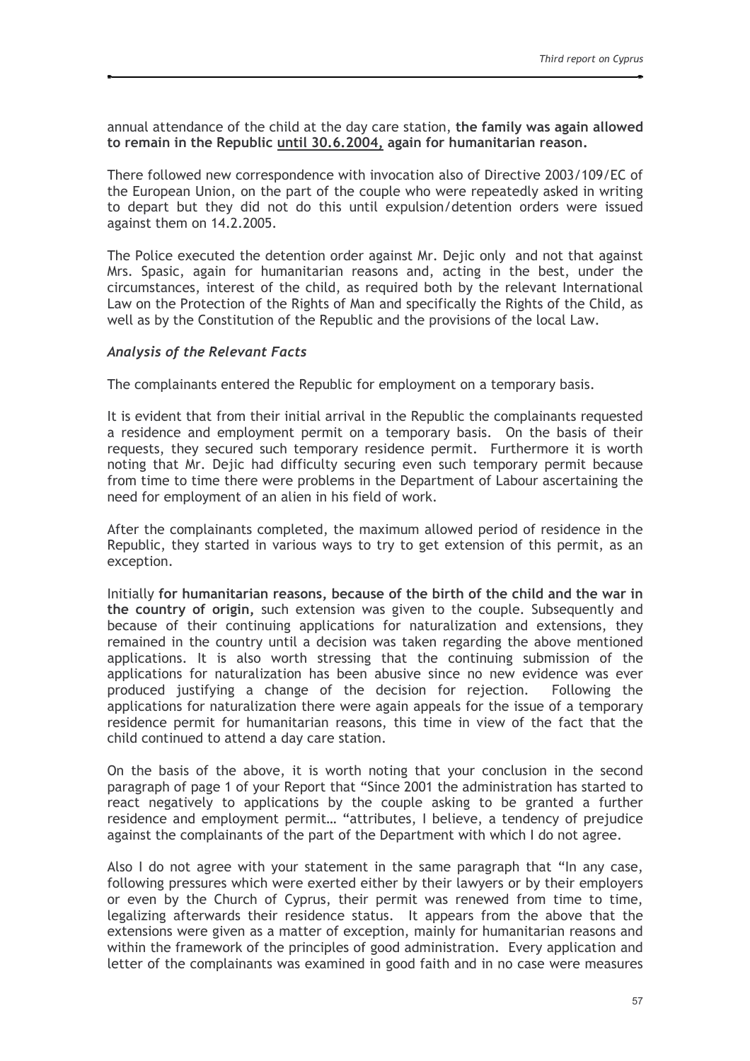annual attendance of the child at the day care station, **the family was again allowed to remain in the Republic <u>until 30.6.2004,</u> again for humanitarian reason.**

There followed new correspondence with invocation also of Directive 2003/109/EC of the European Union, on the part of the couple who were repeatedly asked in writing to depart but they did not do this until expulsion/detention orders were issued against them on 14.2.2005.

The Police executed the detention order against Mr. Dejic only and not that against Mrs. Spasic, again for humanitarian reasons and, acting in the best, under the circumstances, interest of the child, as required both by the relevant International Law on the Protection of the Rights of Man and specifically the Rights of the Child, as well as by the Constitution of the Republic and the provisions of the local Law.

### *Analysis of the Relevant Facts*

The complainants entered the Republic for employment on a temporary basis.

It is evident that from their initial arrival in the Republic the complainants requested a residence and employment permit on a temporary basis. On the basis of their requests, they secured such temporary residence permit. Furthermore it is worth noting that Mr. Dejic had difficulty securing even such temporary permit because from time to time there were problems in the Department of Labour ascertaining the need for employment of an alien in his field of work.

After the complainants completed, the maximum allowed period of residence in the Republic, they started in various ways to try to get extension of this permit, as an exception.

Initially **for humanitarian reasons, because of the birth of the child and the war in the country of origin,** such extension was given to the couple. Subsequently and because of their continuing applications for naturalization and extensions, they remained in the country until a decision was taken regarding the above mentioned applications. It is also worth stressing that the continuing submission of the applications for naturalization has been abusive since no new evidence was ever produced justifying a change of the decision for rejection. Following the applications for naturalization there were again appeals for the issue of a temporary residence permit for humanitarian reasons, this time in view of the fact that the child continued to attend a day care station.

On the basis of the above, it is worth noting that your conclusion in the second paragraph of page 1 of your Report that "Since 2001 the administration has started to react negatively to applications by the couple asking to be granted a further residence and employment permit… "attributes, I believe, a tendency of prejudice against the complainants of the part of the Department with which I do not agree.

Also I do not agree with your statement in the same paragraph that "In any case, following pressures which were exerted either by their lawyers or by their employers or even by the Church of Cyprus, their permit was renewed from time to time, legalizing afterwards their residence status. It appears from the above that the extensions were given as a matter of exception, mainly for humanitarian reasons and within the framework of the principles of good administration. Every application and letter of the complainants was examined in good faith and in no case were measures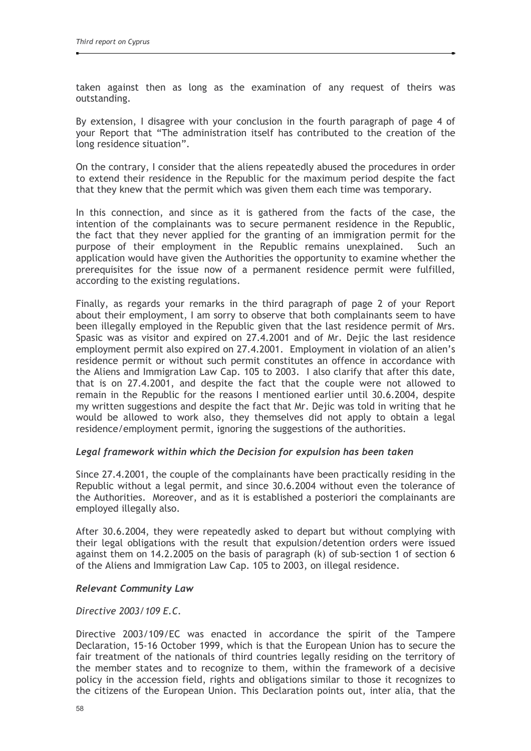taken against then as long as the examination of any request of theirs was outstanding.

By extension, I disagree with your conclusion in the fourth paragraph of page 4 of your Report that "The administration itself has contributed to the creation of the long residence situation".

On the contrary, I consider that the aliens repeatedly abused the procedures in order to extend their residence in the Republic for the maximum period despite the fact that they knew that the permit which was given them each time was temporary.

In this connection, and since as it is gathered from the facts of the case, the intention of the complainants was to secure permanent residence in the Republic, the fact that they never applied for the granting of an immigration permit for the purpose of their employment in the Republic remains unexplained. Such an application would have given the Authorities the opportunity to examine whether the prerequisites for the issue now of a permanent residence permit were fulfilled, according to the existing regulations.

Finally, as regards your remarks in the third paragraph of page 2 of your Report about their employment, I am sorry to observe that both complainants seem to have been illegally employed in the Republic given that the last residence permit of Mrs. Spasic was as visitor and expired on 27.4.2001 and of Mr. Dejic the last residence employment permit also expired on 27.4.2001. Employment in violation of an alien's residence permit or without such permit constitutes an offence in accordance with the Aliens and Immigration Law Cap. 105 to 2003. I also clarify that after this date, that is on 27.4.2001, and despite the fact that the couple were not allowed to remain in the Republic for the reasons I mentioned earlier until 30.6.2004, despite my written suggestions and despite the fact that Mr. Dejic was told in writing that he would be allowed to work also, they themselves did not apply to obtain a legal residence/employment permit, ignoring the suggestions of the authorities.

### *Legal framework within which the Decision for expulsion has been taken*

Since 27.4.2001, the couple of the complainants have been practically residing in the Republic without a legal permit, and since 30.6.2004 without even the tolerance of the Authorities. Moreover, and as it is established a posteriori the complainants are employed illegally also.

After 30.6.2004, they were repeatedly asked to depart but without complying with their legal obligations with the result that expulsion/detention orders were issued against them on 14.2.2005 on the basis of paragraph (k) of sub-section 1 of section 6 of the Aliens and Immigration Law Cap. 105 to 2003, on illegal residence.

### *Relevant Community Law*

*Directive 2003/109 E.C.*

Directive 2003/109/EC was enacted in accordance the spirit of the Tampere Declaration, 15-16 October 1999, which is that the European Union has to secure the fair treatment of the nationals of third countries legally residing on the territory of the member states and to recognize to them, within the framework of a decisive policy in the accession field, rights and obligations similar to those it recognizes to the citizens of the European Union. This Declaration points out, inter alia, that the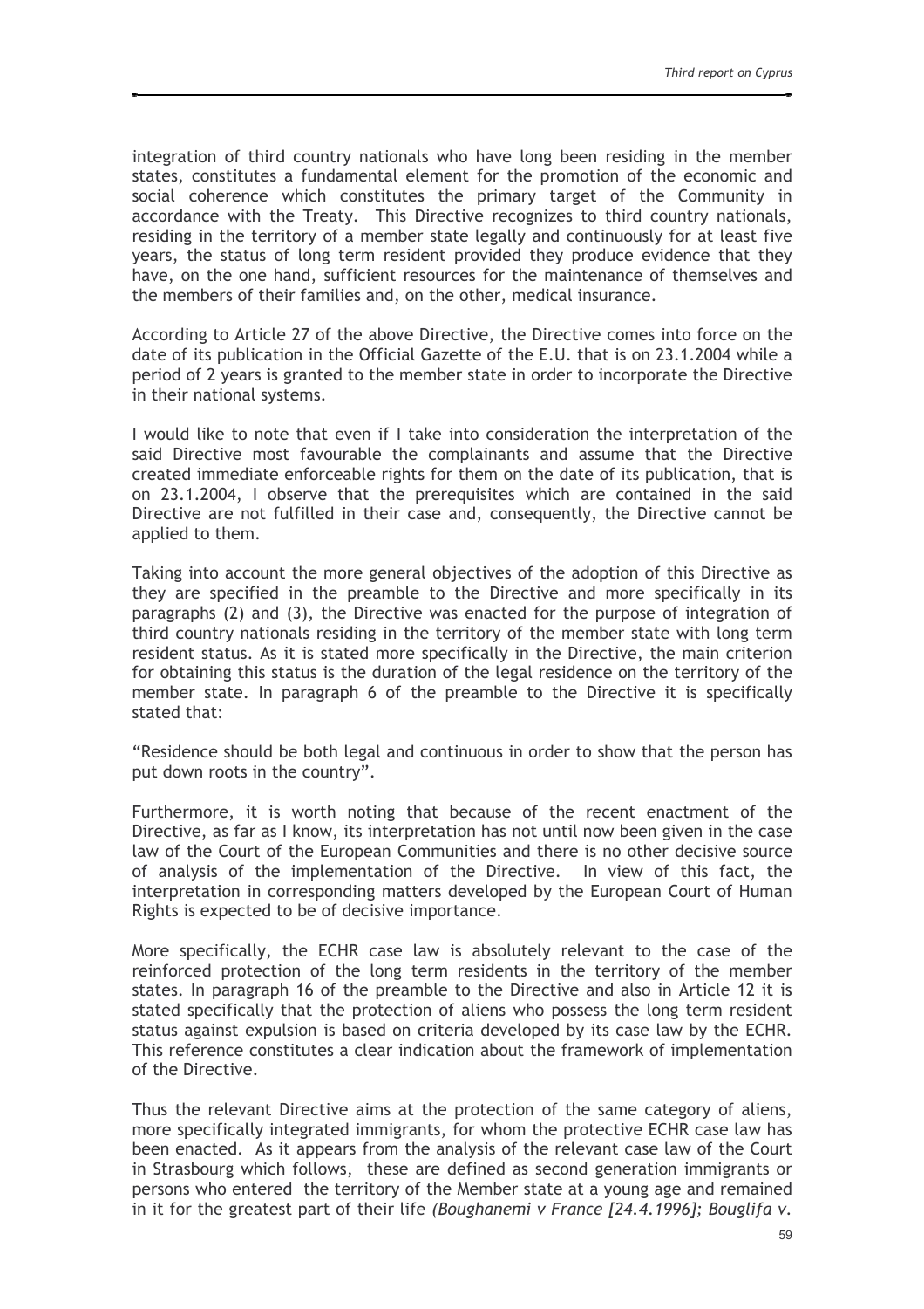integration of third country nationals who have long been residing in the member states, constitutes a fundamental element for the promotion of the economic and social coherence which constitutes the primary target of the Community in accordance with the Treaty. This Directive recognizes to third country nationals, residing in the territory of a member state legally and continuously for at least five years, the status of long term resident provided they produce evidence that they have, on the one hand, sufficient resources for the maintenance of themselves and the members of their families and, on the other, medical insurance.

According to Article 27 of the above Directive, the Directive comes into force on the date of its publication in the Official Gazette of the E.U. that is on 23.1.2004 while a period of 2 years is granted to the member state in order to incorporate the Directive in their national systems.

I would like to note that even if I take into consideration the interpretation of the said Directive most favourable the complainants and assume that the Directive created immediate enforceable rights for them on the date of its publication, that is on 23.1.2004, I observe that the prerequisites which are contained in the said Directive are not fulfilled in their case and, consequently, the Directive cannot be applied to them.

Taking into account the more general objectives of the adoption of this Directive as they are specified in the preamble to the Directive and more specifically in its paragraphs (2) and (3), the Directive was enacted for the purpose of integration of third country nationals residing in the territory of the member state with long term resident status. As it is stated more specifically in the Directive, the main criterion for obtaining this status is the duration of the legal residence on the territory of the member state. In paragraph 6 of the preamble to the Directive it is specifically stated that:

"Residence should be both legal and continuous in order to show that the person has put down roots in the country".

Furthermore, it is worth noting that because of the recent enactment of the Directive, as far as I know, its interpretation has not until now been given in the case law of the Court of the European Communities and there is no other decisive source of analysis of the implementation of the Directive. In view of this fact, the interpretation in corresponding matters developed by the European Court of Human Rights is expected to be of decisive importance.

More specifically, the ECHR case law is absolutely relevant to the case of the reinforced protection of the long term residents in the territory of the member states. In paragraph 16 of the preamble to the Directive and also in Article 12 it is stated specifically that the protection of aliens who possess the long term resident status against expulsion is based on criteria developed by its case law by the ECHR. This reference constitutes a clear indication about the framework of implementation of the Directive.

Thus the relevant Directive aims at the protection of the same category of aliens, more specifically integrated immigrants, for whom the protective ECHR case law has been enacted. As it appears from the analysis of the relevant case law of the Court in Strasbourg which follows, these are defined as second generation immigrants or persons who entered the territory of the Member state at a young age and remained in it for the greatest part of their life *(Boughanemi v France [24.4.1996]; Bouglifa v.*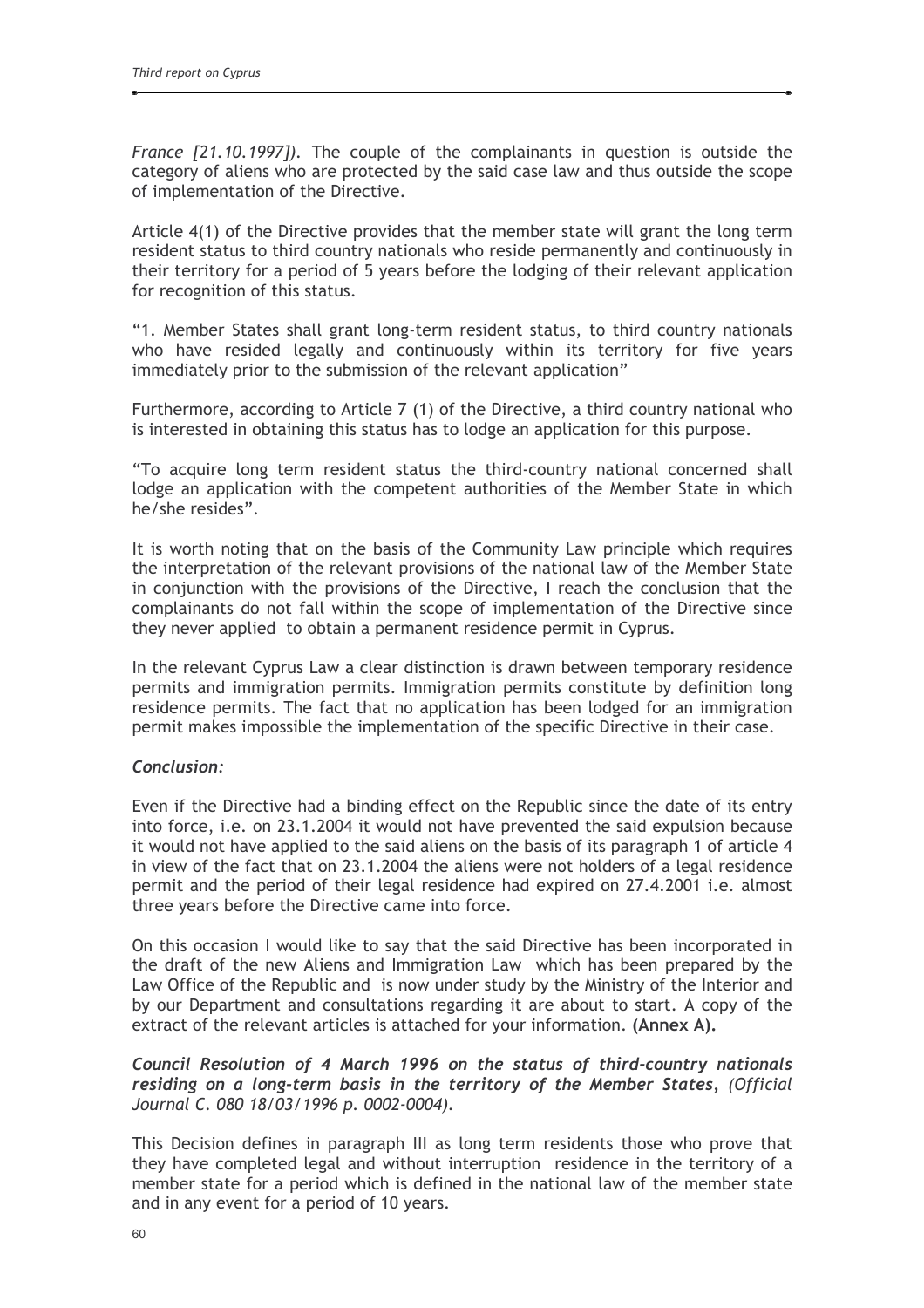*France [21.10.1997]).* The couple of the complainants in question is outside the category of aliens who are protected by the said case law and thus outside the scope of implementation of the Directive.

Article 4(1) of the Directive provides that the member state will grant the long term resident status to third country nationals who reside permanently and continuously in their territory for a period of 5 years before the lodging of their relevant application for recognition of this status.

"1. Member States shall grant long-term resident status, to third country nationals who have resided legally and continuously within its territory for five years immediately prior to the submission of the relevant application"

Furthermore, according to Article 7 (1) of the Directive, a third country national who is interested in obtaining this status has to lodge an application for this purpose.

"To acquire long term resident status the third-country national concerned shall lodge an application with the competent authorities of the Member State in which he/she resides".

It is worth noting that on the basis of the Community Law principle which requires the interpretation of the relevant provisions of the national law of the Member State in conjunction with the provisions of the Directive, I reach the conclusion that the complainants do not fall within the scope of implementation of the Directive since they never applied to obtain a permanent residence permit in Cyprus.

In the relevant Cyprus Law a clear distinction is drawn between temporary residence permits and immigration permits. Immigration permits constitute by definition long residence permits. The fact that no application has been lodged for an immigration permit makes impossible the implementation of the specific Directive in their case.

***Conclusion:***

Even if the Directive had a binding effect on the Republic since the date of its entry into force, i.e. on 23.1.2004 it would not have prevented the said expulsion because it would not have applied to the said aliens on the basis of its paragraph 1 of article 4 in view of the fact that on 23.1.2004 the aliens were not holders of a legal residence permit and the period of their legal residence had expired on 27.4.2001 i.e. almost three years before the Directive came into force.

On this occasion I would like to say that the said Directive has been incorporated in the draft of the new Aliens and Immigration Law which has been prepared by the Law Office of the Republic and is now under study by the Ministry of the Interior and by our Department and consultations regarding it are about to start. A copy of the extract of the relevant articles is attached for your information. **(Annex A).**

***Council Resolution of 4 March 1996 on the status of third-country nationals residing on a long-term basis in the territory of the Member States**, (Official Journal C. 080 18/03/1996 p. 0002-0004).*

This Decision defines in paragraph III as long term residents those who prove that they have completed legal and without interruption residence in the territory of a member state for a period which is defined in the national law of the member state and in any event for a period of 10 years.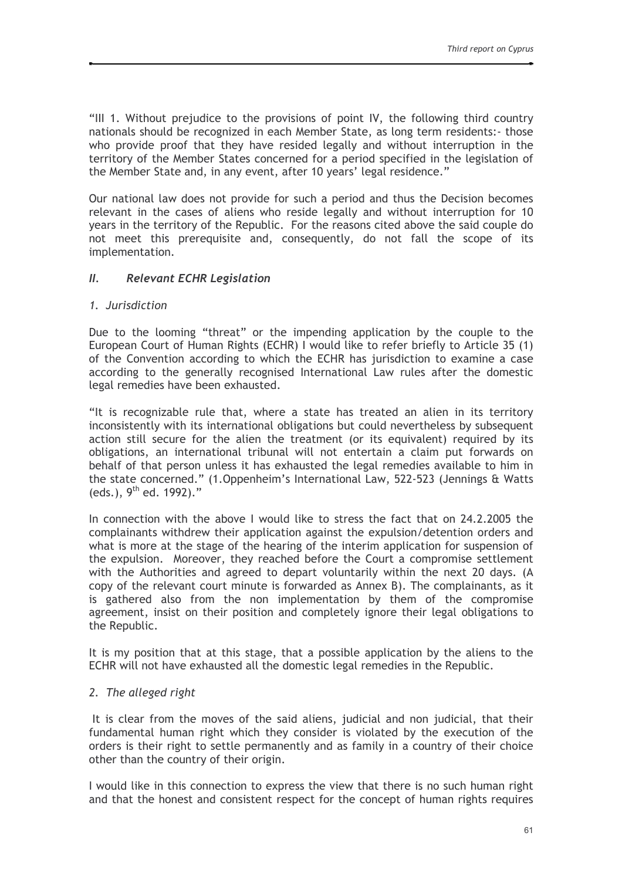"III 1. Without prejudice to the provisions of point IV, the following third country nationals should be recognized in each Member State, as long term residents:- those who provide proof that they have resided legally and without interruption in the territory of the Member States concerned for a period specified in the legislation of the Member State and, in any event, after 10 years' legal residence."

Our national law does not provide for such a period and thus the Decision becomes relevant in the cases of aliens who reside legally and without interruption for 10 years in the territory of the Republic. For the reasons cited above the said couple do not meet this prerequisite and, consequently, do not fall the scope of its implementation.

## *II. Relevant ECHR Legislation*

### *1. Jurisdiction*

Due to the looming "threat" or the impending application by the couple to the European Court of Human Rights (ECHR) I would like to refer briefly to Article 35 (1) of the Convention according to which the ECHR has jurisdiction to examine a case according to the generally recognised International Law rules after the domestic legal remedies have been exhausted.

"It is recognizable rule that, where a state has treated an alien in its territory inconsistently with its international obligations but could nevertheless by subsequent action still secure for the alien the treatment (or its equivalent) required by its obligations, an international tribunal will not entertain a claim put forwards on behalf of that person unless it has exhausted the legal remedies available to him in the state concerned." (1.Oppenheim's International Law, 522-523 (Jennings & Watts (eds.), 9th ed. 1992)."

In connection with the above I would like to stress the fact that on 24.2.2005 the complainants withdrew their application against the expulsion/detention orders and what is more at the stage of the hearing of the interim application for suspension of the expulsion. Moreover, they reached before the Court a compromise settlement with the Authorities and agreed to depart voluntarily within the next 20 days. (A copy of the relevant court minute is forwarded as Annex B). The complainants, as it is gathered also from the non implementation by them of the compromise agreement, insist on their position and completely ignore their legal obligations to the Republic.

It is my position that at this stage, that a possible application by the aliens to the ECHR will not have exhausted all the domestic legal remedies in the Republic.

### *2. The alleged right*

It is clear from the moves of the said aliens, judicial and non judicial, that their fundamental human right which they consider is violated by the execution of the orders is their right to settle permanently and as family in a country of their choice other than the country of their origin.

I would like in this connection to express the view that there is no such human right and that the honest and consistent respect for the concept of human rights requires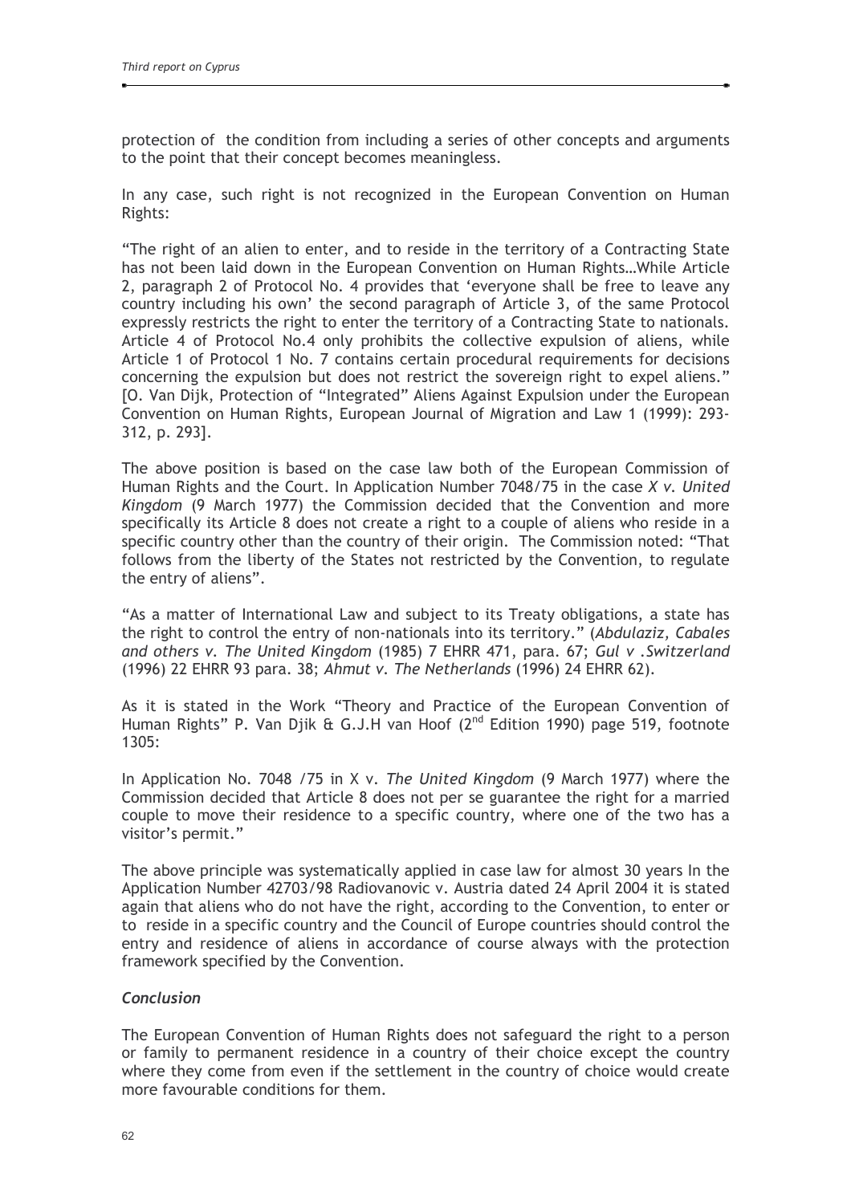protection of the condition from including a series of other concepts and arguments to the point that their concept becomes meaningless.

In any case, such right is not recognized in the European Convention on Human Rights:

"The right of an alien to enter, and to reside in the territory of a Contracting State has not been laid down in the European Convention on Human Rights…While Article 2, paragraph 2 of Protocol No. 4 provides that 'everyone shall be free to leave any country including his own' the second paragraph of Article 3, of the same Protocol expressly restricts the right to enter the territory of a Contracting State to nationals. Article 4 of Protocol No.4 only prohibits the collective expulsion of aliens, while Article 1 of Protocol 1 No. 7 contains certain procedural requirements for decisions concerning the expulsion but does not restrict the sovereign right to expel aliens." [O. Van Dijk, Protection of "Integrated" Aliens Against Expulsion under the European Convention on Human Rights, European Journal of Migration and Law 1 (1999): 293-312, p. 293].

The above position is based on the case law both of the European Commission of Human Rights and the Court. In Application Number 7048/75 in the case *X v. United Kingdom* (9 March 1977) the Commission decided that the Convention and more specifically its Article 8 does not create a right to a couple of aliens who reside in a specific country other than the country of their origin. The Commission noted: "That follows from the liberty of the States not restricted by the Convention, to regulate the entry of aliens".

"As a matter of International Law and subject to its Treaty obligations, a state has the right to control the entry of non-nationals into its territory." (*Abdulaziz, Cabales and others v. The United Kingdom* (1985) 7 EHRR 471, para. 67; *Gul v .Switzerland* (1996) 22 EHRR 93 para. 38; *Ahmut v. The Netherlands* (1996) 24 EHRR 62).

As it is stated in the Work "Theory and Practice of the European Convention of Human Rights" P. Van Djik & G.J.H van Hoof (2nd Edition 1990) page 519, footnote 1305:

In Application No. 7048 /75 in X v. *The United Kingdom* (9 March 1977) where the Commission decided that Article 8 does not per se guarantee the right for a married couple to move their residence to a specific country, where one of the two has a visitor's permit."

The above principle was systematically applied in case law for almost 30 years In the Application Number 42703/98 Radiovanovic v. Austria dated 24 April 2004 it is stated again that aliens who do not have the right, according to the Convention, to enter or to reside in a specific country and the Council of Europe countries should control the entry and residence of aliens in accordance of course always with the protection framework specified by the Convention.

*Conclusion*

The European Convention of Human Rights does not safeguard the right to a person or family to permanent residence in a country of their choice except the country where they come from even if the settlement in the country of choice would create more favourable conditions for them.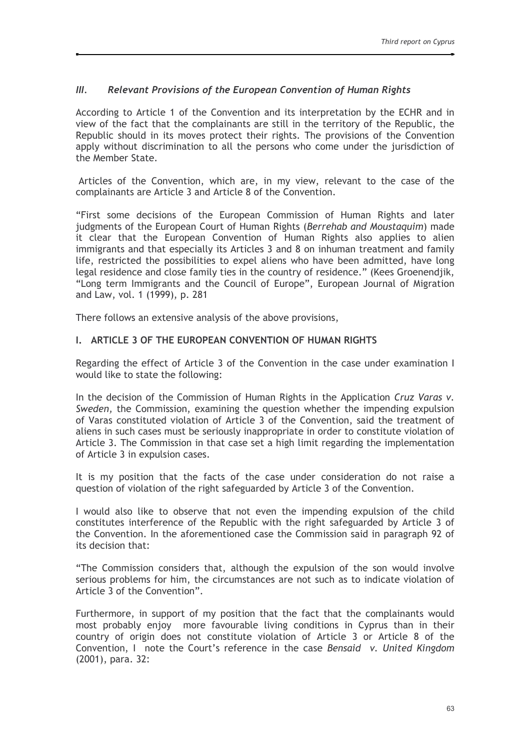### *III. Relevant Provisions of the European Convention of Human Rights*

According to Article 1 of the Convention and its interpretation by the ECHR and in view of the fact that the complainants are still in the territory of the Republic, the Republic should in its moves protect their rights. The provisions of the Convention apply without discrimination to all the persons who come under the jurisdiction of the Member State.

Articles of the Convention, which are, in my view, relevant to the case of the complainants are Article 3 and Article 8 of the Convention.

"First some decisions of the European Commission of Human Rights and later judgments of the European Court of Human Rights (*Berrehab and Moustaquim*) made it clear that the European Convention of Human Rights also applies to alien immigrants and that especially its Articles 3 and 8 on inhuman treatment and family life, restricted the possibilities to expel aliens who have been admitted, have long legal residence and close family ties in the country of residence." (Kees Groenendjik, "Long term Immigrants and the Council of Europe", European Journal of Migration and Law, vol. 1 (1999), p. 281

There follows an extensive analysis of the above provisions,

#### I. ARTICLE 3 OF THE EUROPEAN CONVENTION OF HUMAN RIGHTS

Regarding the effect of Article 3 of the Convention in the case under examination I would like to state the following:

In the decision of the Commission of Human Rights in the Application *Cruz Varas v. Sweden,* the Commission, examining the question whether the impending expulsion of Varas constituted violation of Article 3 of the Convention, said the treatment of aliens in such cases must be seriously inappropriate in order to constitute violation of Article 3. The Commission in that case set a high limit regarding the implementation of Article 3 in expulsion cases.

It is my position that the facts of the case under consideration do not raise a question of violation of the right safeguarded by Article 3 of the Convention.

I would also like to observe that not even the impending expulsion of the child constitutes interference of the Republic with the right safeguarded by Article 3 of the Convention. In the aforementioned case the Commission said in paragraph 92 of its decision that:

"The Commission considers that, although the expulsion of the son would involve serious problems for him, the circumstances are not such as to indicate violation of Article 3 of the Convention".

Furthermore, in support of my position that the fact that the complainants would most probably enjoy more favourable living conditions in Cyprus than in their country of origin does not constitute violation of Article 3 or Article 8 of the Convention, I note the Court's reference in the case *Bensaid v. United Kingdom* (2001), para. 32: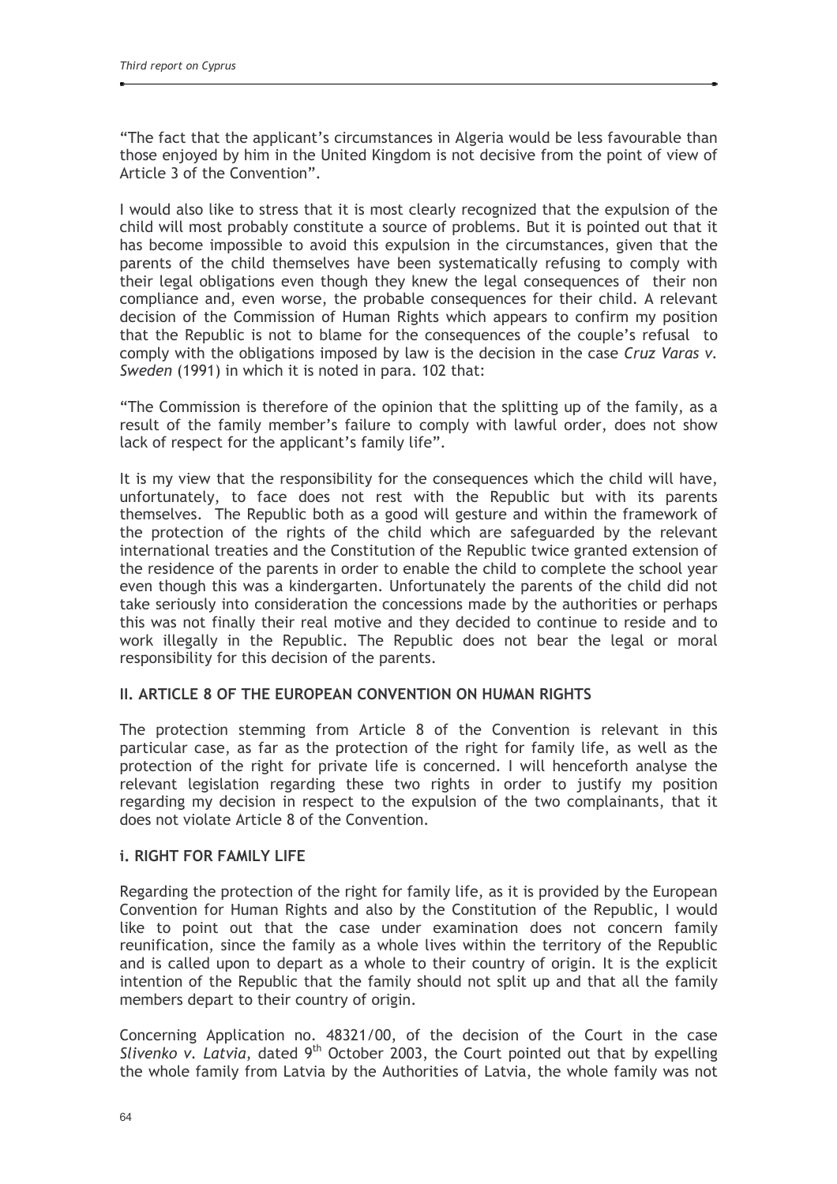"The fact that the applicant's circumstances in Algeria would be less favourable than those enjoyed by him in the United Kingdom is not decisive from the point of view of Article 3 of the Convention".

I would also like to stress that it is most clearly recognized that the expulsion of the child will most probably constitute a source of problems. But it is pointed out that it has become impossible to avoid this expulsion in the circumstances, given that the parents of the child themselves have been systematically refusing to comply with their legal obligations even though they knew the legal consequences of their non compliance and, even worse, the probable consequences for their child. A relevant decision of the Commission of Human Rights which appears to confirm my position that the Republic is not to blame for the consequences of the couple's refusal to comply with the obligations imposed by law is the decision in the case *Cruz Varas v. Sweden* (1991) in which it is noted in para. 102 that:

"The Commission is therefore of the opinion that the splitting up of the family, as a result of the family member's failure to comply with lawful order, does not show lack of respect for the applicant's family life".

It is my view that the responsibility for the consequences which the child will have, unfortunately, to face does not rest with the Republic but with its parents themselves. The Republic both as a good will gesture and within the framework of the protection of the rights of the child which are safeguarded by the relevant international treaties and the Constitution of the Republic twice granted extension of the residence of the parents in order to enable the child to complete the school year even though this was a kindergarten. Unfortunately the parents of the child did not take seriously into consideration the concessions made by the authorities or perhaps this was not finally their real motive and they decided to continue to reside and to work illegally in the Republic. The Republic does not bear the legal or moral responsibility for this decision of the parents.

### II. ARTICLE 8 OF THE EUROPEAN CONVENTION ON HUMAN RIGHTS

The protection stemming from Article 8 of the Convention is relevant in this particular case, as far as the protection of the right for family life, as well as the protection of the right for private life is concerned. I will henceforth analyse the relevant legislation regarding these two rights in order to justify my position regarding my decision in respect to the expulsion of the two complainants, that it does not violate Article 8 of the Convention.

#### i. RIGHT FOR FAMILY LIFE

Regarding the protection of the right for family life, as it is provided by the European Convention for Human Rights and also by the Constitution of the Republic, I would like to point out that the case under examination does not concern family reunification, since the family as a whole lives within the territory of the Republic and is called upon to depart as a whole to their country of origin. It is the explicit intention of the Republic that the family should not split up and that all the family members depart to their country of origin.

Concerning Application no. 48321/00, of the decision of the Court in the case *Slivenko v. Latvia*, dated 9th October 2003, the Court pointed out that by expelling the whole family from Latvia by the Authorities of Latvia, the whole family was not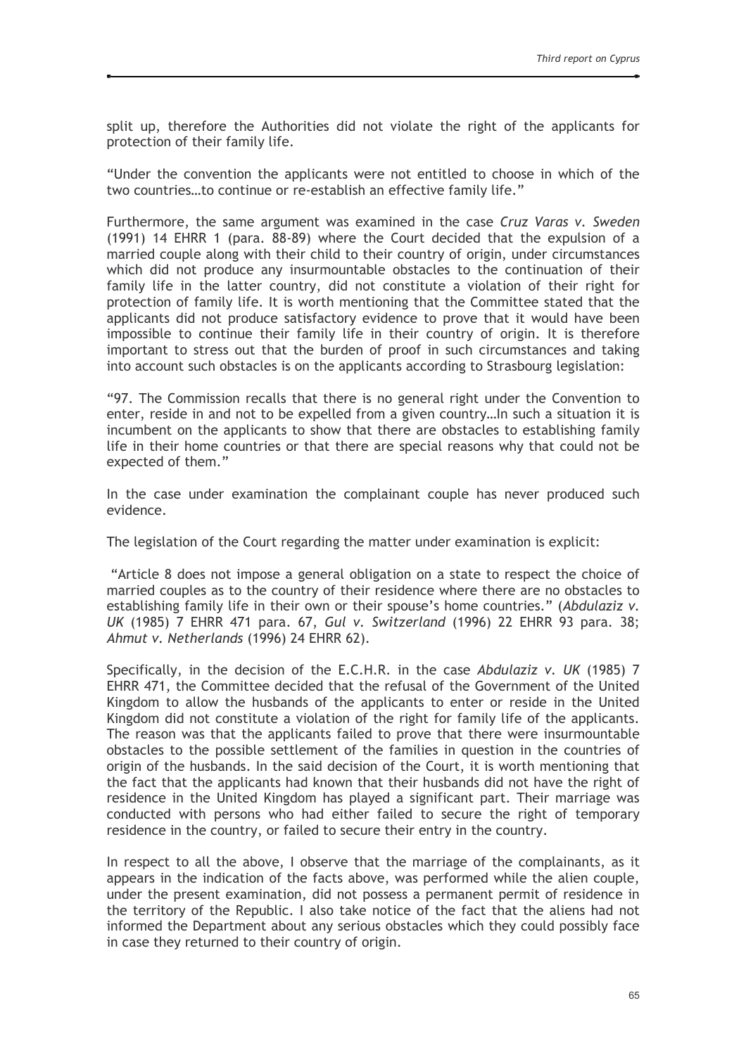split up, therefore the Authorities did not violate the right of the applicants for protection of their family life.

“Under the convention the applicants were not entitled to choose in which of the two countries…to continue or re-establish an effective family life.”

Furthermore, the same argument was examined in the case *Cruz Varas v. Sweden* (1991) 14 EHRR 1 (para. 88-89) where the Court decided that the expulsion of a married couple along with their child to their country of origin, under circumstances which did not produce any insurmountable obstacles to the continuation of their family life in the latter country, did not constitute a violation of their right for protection of family life. It is worth mentioning that the Committee stated that the applicants did not produce satisfactory evidence to prove that it would have been impossible to continue their family life in their country of origin. It is therefore important to stress out that the burden of proof in such circumstances and taking into account such obstacles is on the applicants according to Strasbourg legislation:

“97. The Commission recalls that there is no general right under the Convention to enter, reside in and not to be expelled from a given country…In such a situation it is incumbent on the applicants to show that there are obstacles to establishing family life in their home countries or that there are special reasons why that could not be expected of them.”

In the case under examination the complainant couple has never produced such evidence.

The legislation of the Court regarding the matter under examination is explicit:

“Article 8 does not impose a general obligation on a state to respect the choice of married couples as to the country of their residence where there are no obstacles to establishing family life in their own or their spouse’s home countries.” (*Abdulaziz v. UK* (1985) 7 EHRR 471 para. 67, *Gul v. Switzerland* (1996) 22 EHRR 93 para. 38; *Ahmut v. Netherlands* (1996) 24 EHRR 62).

Specifically, in the decision of the E.C.H.R. in the case *Abdulaziz v. UK* (1985) 7 EHRR 471, the Committee decided that the refusal of the Government of the United Kingdom to allow the husbands of the applicants to enter or reside in the United Kingdom did not constitute a violation of the right for family life of the applicants. The reason was that the applicants failed to prove that there were insurmountable obstacles to the possible settlement of the families in question in the countries of origin of the husbands. In the said decision of the Court, it is worth mentioning that the fact that the applicants had known that their husbands did not have the right of residence in the United Kingdom has played a significant part. Their marriage was conducted with persons who had either failed to secure the right of temporary residence in the country, or failed to secure their entry in the country.

In respect to all the above, I observe that the marriage of the complainants, as it appears in the indication of the facts above, was performed while the alien couple, under the present examination, did not possess a permanent permit of residence in the territory of the Republic. I also take notice of the fact that the aliens had not informed the Department about any serious obstacles which they could possibly face in case they returned to their country of origin.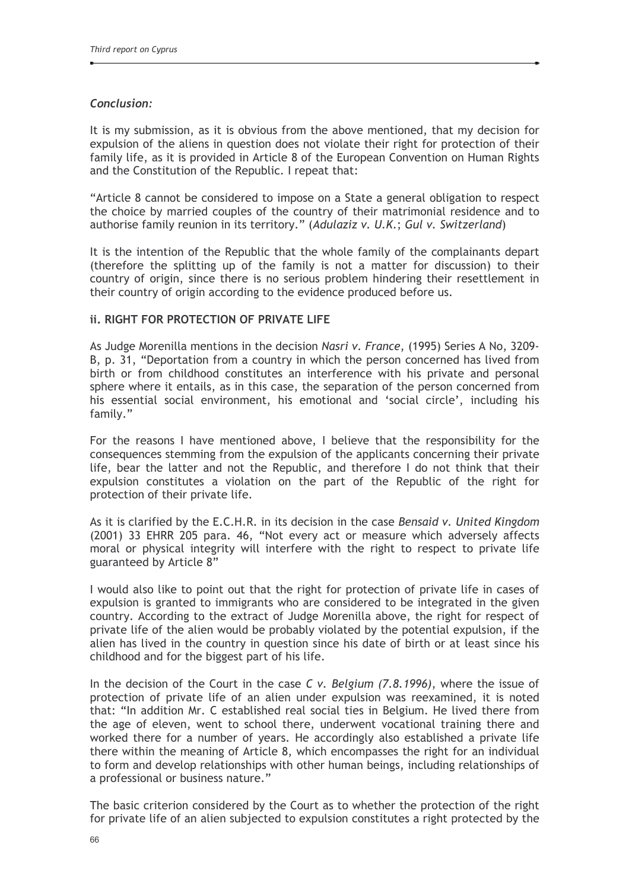*Conclusion:*

It is my submission, as it is obvious from the above mentioned, that my decision for expulsion of the aliens in question does not violate their right for protection of their family life, as it is provided in Article 8 of the European Convention on Human Rights and the Constitution of the Republic. I repeat that:

"Article 8 cannot be considered to impose on a State a general obligation to respect the choice by married couples of the country of their matrimonial residence and to authorise family reunion in its territory." (*Adulaziz v. U.K.*; *Gul v. Switzerland*)

It is the intention of the Republic that the whole family of the complainants depart (therefore the splitting up of the family is not a matter for discussion) to their country of origin, since there is no serious problem hindering their resettlement in their country of origin according to the evidence produced before us.

**ii. RIGHT FOR PROTECTION OF PRIVATE LIFE**

As Judge Morenilla mentions in the decision *Nasri v. France*, (1995) Series A No, 3209-B, p. 31, "Deportation from a country in which the person concerned has lived from birth or from childhood constitutes an interference with his private and personal sphere where it entails, as in this case, the separation of the person concerned from his essential social environment, his emotional and 'social circle', including his family."

For the reasons I have mentioned above, I believe that the responsibility for the consequences stemming from the expulsion of the applicants concerning their private life, bear the latter and not the Republic, and therefore I do not think that their expulsion constitutes a violation on the part of the Republic of the right for protection of their private life.

As it is clarified by the E.C.H.R. in its decision in the case *Bensaid v. United Kingdom* (2001) 33 EHRR 205 para. 46, "Not every act or measure which adversely affects moral or physical integrity will interfere with the right to respect to private life guaranteed by Article 8"

I would also like to point out that the right for protection of private life in cases of expulsion is granted to immigrants who are considered to be integrated in the given country. According to the extract of Judge Morenilla above, the right for respect of private life of the alien would be probably violated by the potential expulsion, if the alien has lived in the country in question since his date of birth or at least since his childhood and for the biggest part of his life.

In the decision of the Court in the case *C v. Belgium (7.8.1996)*, where the issue of protection of private life of an alien under expulsion was reexamined, it is noted that: "In addition Mr. C established real social ties in Belgium. He lived there from the age of eleven, went to school there, underwent vocational training there and worked there for a number of years. He accordingly also established a private life there within the meaning of Article 8, which encompasses the right for an individual to form and develop relationships with other human beings, including relationships of a professional or business nature."

The basic criterion considered by the Court as to whether the protection of the right for private life of an alien subjected to expulsion constitutes a right protected by the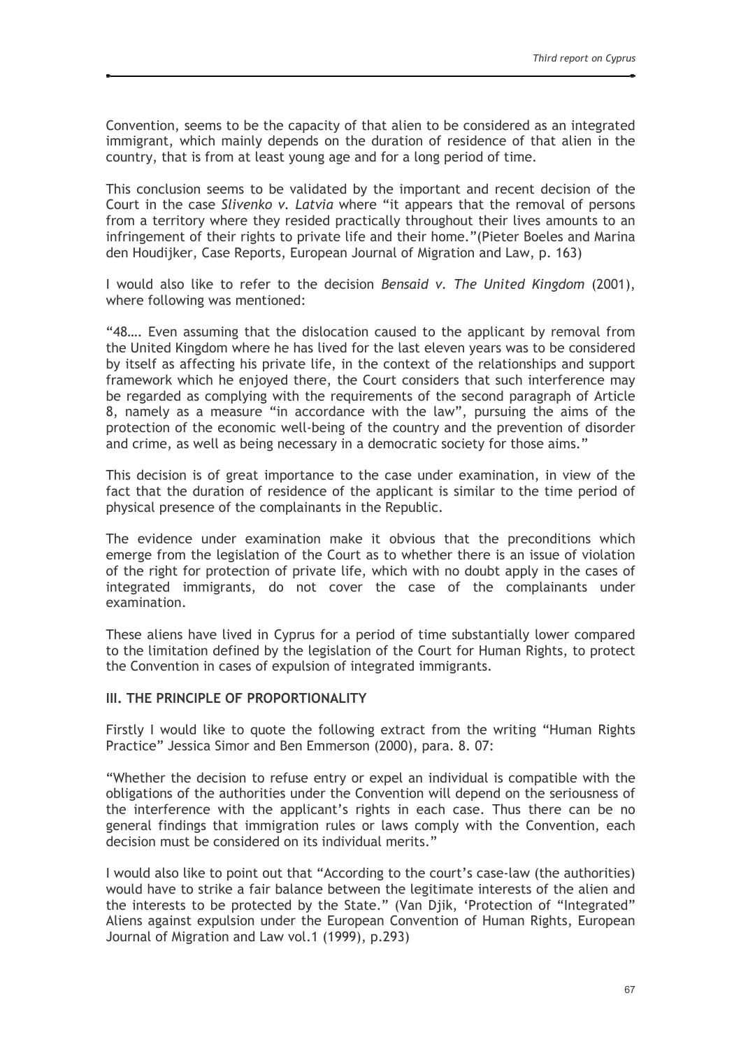Convention, seems to be the capacity of that alien to be considered as an integrated immigrant, which mainly depends on the duration of residence of that alien in the country, that is from at least young age and for a long period of time.

This conclusion seems to be validated by the important and recent decision of the Court in the case *Slivenko v. Latvia* where "it appears that the removal of persons from a territory where they resided practically throughout their lives amounts to an infringement of their rights to private life and their home."(Pieter Boeles and Marina den Houdijker, Case Reports, European Journal of Migration and Law, p. 163)

I would also like to refer to the decision *Bensaid v. The United Kingdom* (2001), where following was mentioned:

"48…. Even assuming that the dislocation caused to the applicant by removal from the United Kingdom where he has lived for the last eleven years was to be considered by itself as affecting his private life, in the context of the relationships and support framework which he enjoyed there, the Court considers that such interference may be regarded as complying with the requirements of the second paragraph of Article 8, namely as a measure "in accordance with the law", pursuing the aims of the protection of the economic well-being of the country and the prevention of disorder and crime, as well as being necessary in a democratic society for those aims."

This decision is of great importance to the case under examination, in view of the fact that the duration of residence of the applicant is similar to the time period of physical presence of the complainants in the Republic.

The evidence under examination make it obvious that the preconditions which emerge from the legislation of the Court as to whether there is an issue of violation of the right for protection of private life, which with no doubt apply in the cases of integrated immigrants, do not cover the case of the complainants under examination.

These aliens have lived in Cyprus for a period of time substantially lower compared to the limitation defined by the legislation of the Court for Human Rights, to protect the Convention in cases of expulsion of integrated immigrants.

### III. THE PRINCIPLE OF PROPORTIONALITY

Firstly I would like to quote the following extract from the writing "Human Rights Practice" Jessica Simor and Ben Emmerson (2000), para. 8. 07:

"Whether the decision to refuse entry or expel an individual is compatible with the obligations of the authorities under the Convention will depend on the seriousness of the interference with the applicant's rights in each case. Thus there can be no general findings that immigration rules or laws comply with the Convention, each decision must be considered on its individual merits."

I would also like to point out that "According to the court's case-law (the authorities) would have to strike a fair balance between the legitimate interests of the alien and the interests to be protected by the State." (Van Djik, 'Protection of "Integrated" Aliens against expulsion under the European Convention of Human Rights, European Journal of Migration and Law vol.1 (1999), p.293)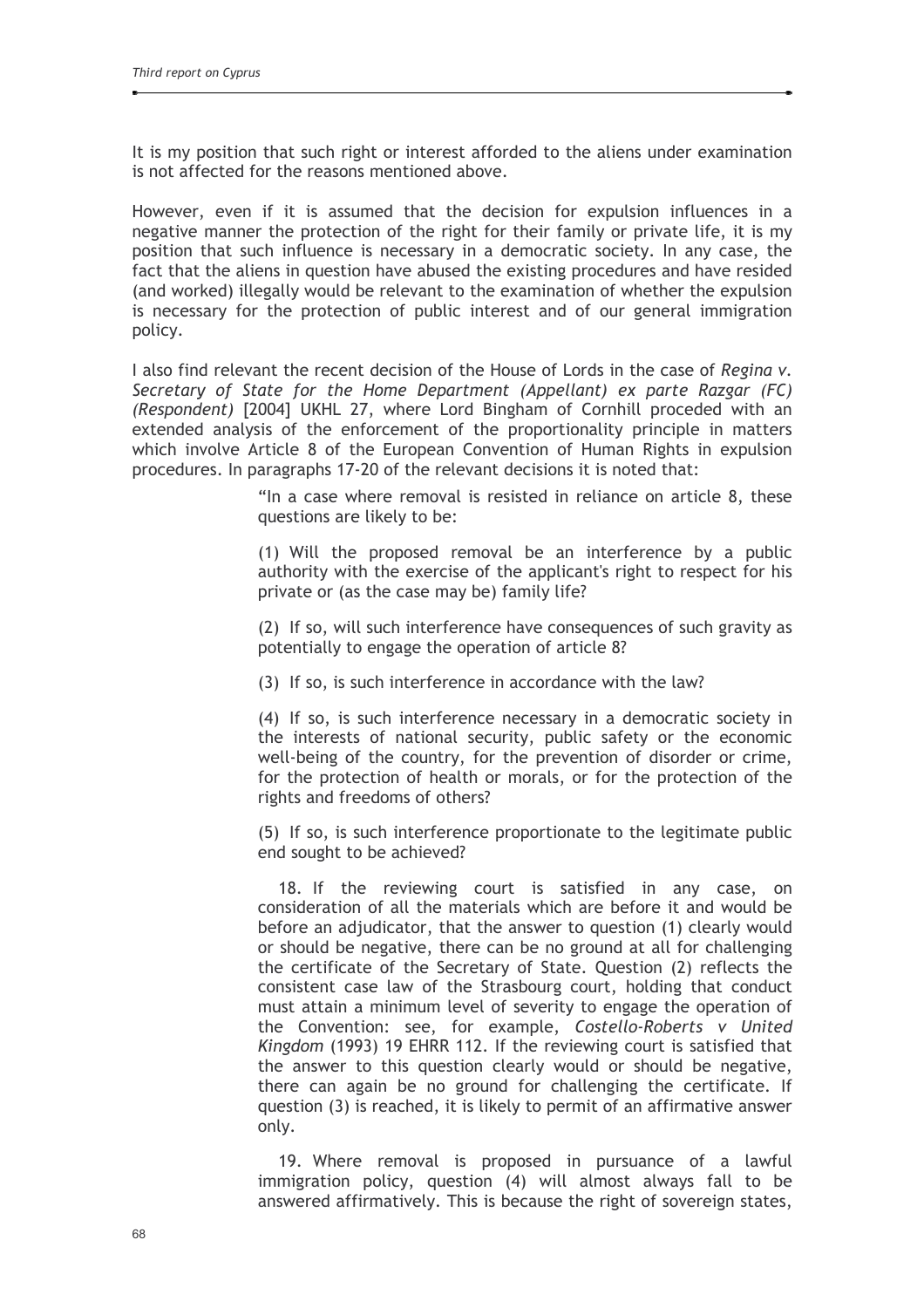It is my position that such right or interest afforded to the aliens under examination is not affected for the reasons mentioned above.

However, even if it is assumed that the decision for expulsion influences in a negative manner the protection of the right for their family or private life, it is my position that such influence is necessary in a democratic society. In any case, the fact that the aliens in question have abused the existing procedures and have resided (and worked) illegally would be relevant to the examination of whether the expulsion is necessary for the protection of public interest and of our general immigration policy.

I also find relevant the recent decision of the House of Lords in the case of *Regina v. Secretary of State for the Home Department (Appellant) ex parte Razgar (FC) (Respondent)* [2004] UKHL 27, where Lord Bingham of Cornhill proceeded with an extended analysis of the enforcement of the proportionality principle in matters which involve Article 8 of the European Convention of Human Rights in expulsion procedures. In paragraphs 17-20 of the relevant decisions it is noted that:

> "In a case where removal is resisted in reliance on article 8, these questions are likely to be:
>
> (1) Will the proposed removal be an interference by a public authority with the exercise of the applicant's right to respect for his private or (as the case may be) family life?
>
> (2) If so, will such interference have consequences of such gravity as potentially to engage the operation of article 8?
>
> (3) If so, is such interference in accordance with the law?
>
> (4) If so, is such interference necessary in a democratic society in the interests of national security, public safety or the economic well-being of the country, for the prevention of disorder or crime, for the protection of health or morals, or for the protection of the rights and freedoms of others?
>
> (5) If so, is such interference proportionate to the legitimate public end sought to be achieved?
>
> 18. If the reviewing court is satisfied in any case, on consideration of all the materials which are before it and would be before an adjudicator, that the answer to question (1) clearly would or should be negative, there can be no ground at all for challenging the certificate of the Secretary of State. Question (2) reflects the consistent case law of the Strasbourg court, holding that conduct must attain a minimum level of severity to engage the operation of the Convention: see, for example, *Costello-Roberts v United Kingdom* (1993) 19 EHRR 112. If the reviewing court is satisfied that the answer to this question clearly would or should be negative, there can again be no ground for challenging the certificate. If question (3) is reached, it is likely to permit of an affirmative answer only.
>
> 19. Where removal is proposed in pursuance of a lawful immigration policy, question (4) will almost always fall to be answered affirmatively. This is because the right of sovereign states,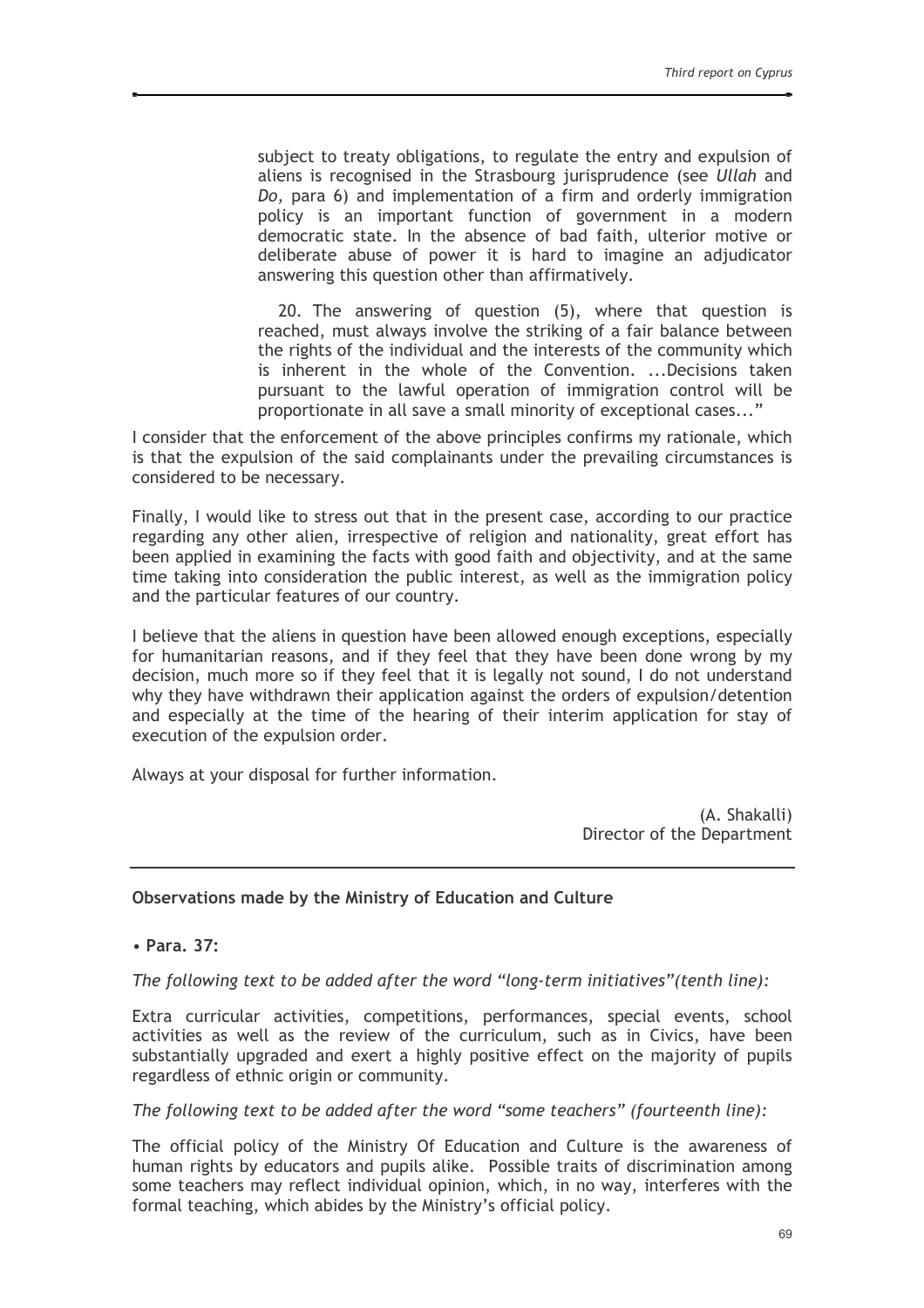> subject to treaty obligations, to regulate the entry and expulsion of aliens is recognised in the Strasbourg jurisprudence (see *Ullah* and *Do,* para 6) and implementation of a firm and orderly immigration policy is an important function of government in a modern democratic state. In the absence of bad faith, ulterior motive or deliberate abuse of power it is hard to imagine an adjudicator answering this question other than affirmatively.
>
> 20. The answering of question (5), where that question is reached, must always involve the striking of a fair balance between the rights of the individual and the interests of the community which is inherent in the whole of the Convention. ...Decisions taken pursuant to the lawful operation of immigration control will be proportionate in all save a small minority of exceptional cases..."

I consider that the enforcement of the above principles confirms my rationale, which is that the expulsion of the said complainants under the prevailing circumstances is considered to be necessary.

Finally, I would like to stress out that in the present case, according to our practice regarding any other alien, irrespective of religion and nationality, great effort has been applied in examining the facts with good faith and objectivity, and at the same time taking into consideration the public interest, as well as the immigration policy and the particular features of our country.

I believe that the aliens in question have been allowed enough exceptions, especially for humanitarian reasons, and if they feel that they have been done wrong by my decision, much more so if they feel that it is legally not sound, I do not understand why they have withdrawn their application against the orders of expulsion/detention and especially at the time of the hearing of their interim application for stay of execution of the expulsion order.

Always at your disposal for further information.

(A. Shakalli)
Director of the Department

---

**Observations made by the Ministry of Education and Culture**

- **Para. 37:**

*The following text to be added after the word "long-term initiatives"(tenth line):*

Extra curricular activities, competitions, performances, special events, school activities as well as the review of the curriculum, such as in Civics, have been substantially upgraded and exert a highly positive effect on the majority of pupils regardless of ethnic origin or community.

*The following text to be added after the word "some teachers" (fourteenth line):*

The official policy of the Ministry Of Education and Culture is the awareness of human rights by educators and pupils alike. Possible traits of discrimination among some teachers may reflect individual opinion, which, in no way, interferes with the formal teaching, which abides by the Ministry's official policy.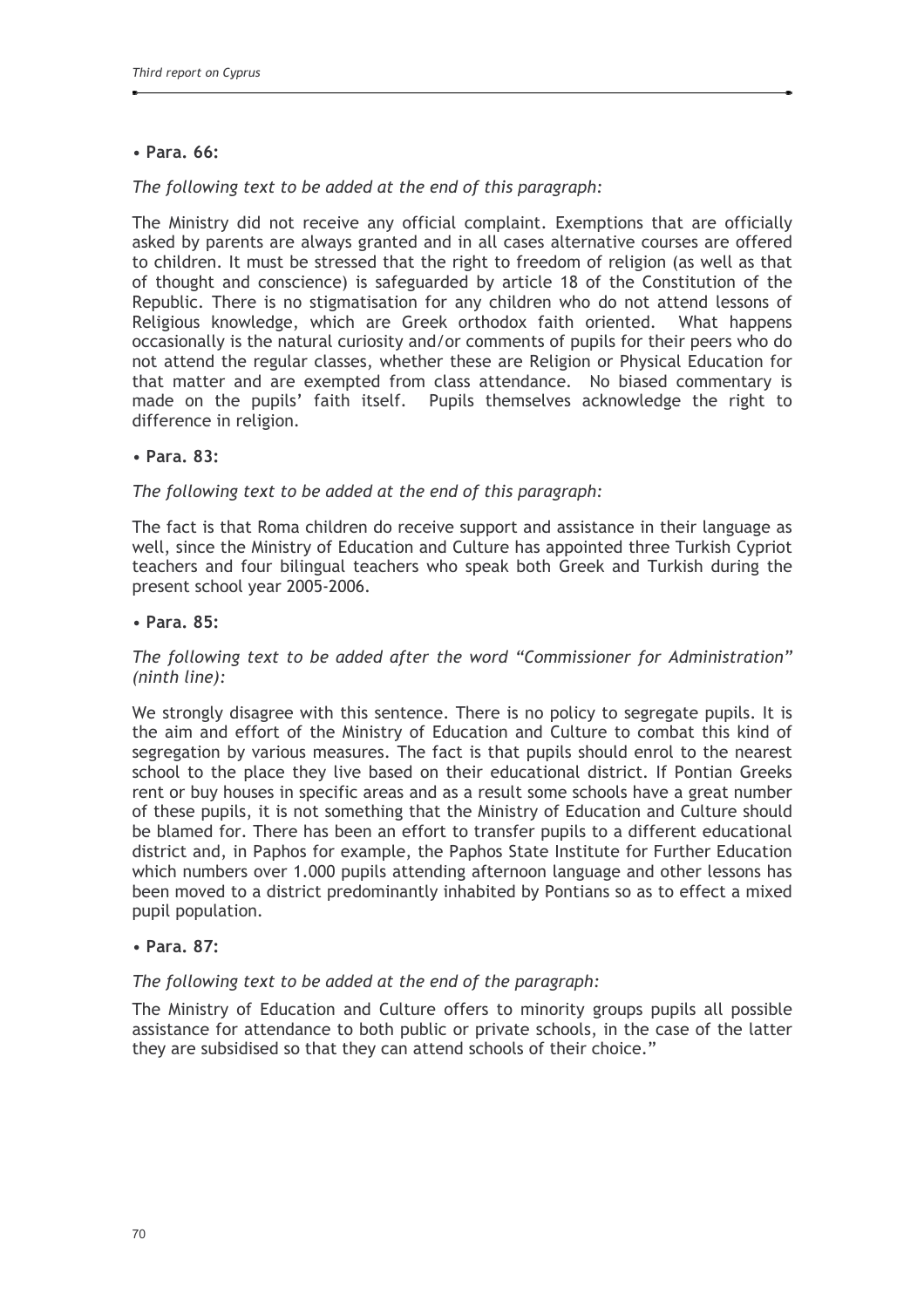• **Para. 66:**

*The following text to be added at the end of this paragraph:*

The Ministry did not receive any official complaint. Exemptions that are officially asked by parents are always granted and in all cases alternative courses are offered to children. It must be stressed that the right to freedom of religion (as well as that of thought and conscience) is safeguarded by article 18 of the Constitution of the Republic. There is no stigmatisation for any children who do not attend lessons of Religious knowledge, which are Greek orthodox faith oriented. What happens occasionally is the natural curiosity and/or comments of pupils for their peers who do not attend the regular classes, whether these are Religion or Physical Education for that matter and are exempted from class attendance. No biased commentary is made on the pupils' faith itself. Pupils themselves acknowledge the right to difference in religion.

• **Para. 83:**

*The following text to be added at the end of this paragraph:*

The fact is that Roma children do receive support and assistance in their language as well, since the Ministry of Education and Culture has appointed three Turkish Cypriot teachers and four bilingual teachers who speak both Greek and Turkish during the present school year 2005-2006.

• **Para. 85:**

*The following text to be added after the word "Commissioner for Administration" (ninth line):*

We strongly disagree with this sentence. There is no policy to segregate pupils. It is the aim and effort of the Ministry of Education and Culture to combat this kind of segregation by various measures. The fact is that pupils should enrol to the nearest school to the place they live based on their educational district. If Pontian Greeks rent or buy houses in specific areas and as a result some schools have a great number of these pupils, it is not something that the Ministry of Education and Culture should be blamed for. There has been an effort to transfer pupils to a different educational district and, in Paphos for example, the Paphos State Institute for Further Education which numbers over 1.000 pupils attending afternoon language and other lessons has been moved to a district predominantly inhabited by Pontians so as to effect a mixed pupil population.

• **Para. 87:**

*The following text to be added at the end of the paragraph:*

The Ministry of Education and Culture offers to minority groups pupils all possible assistance for attendance to both public or private schools, in the case of the latter they are subsidised so that they can attend schools of their choice."